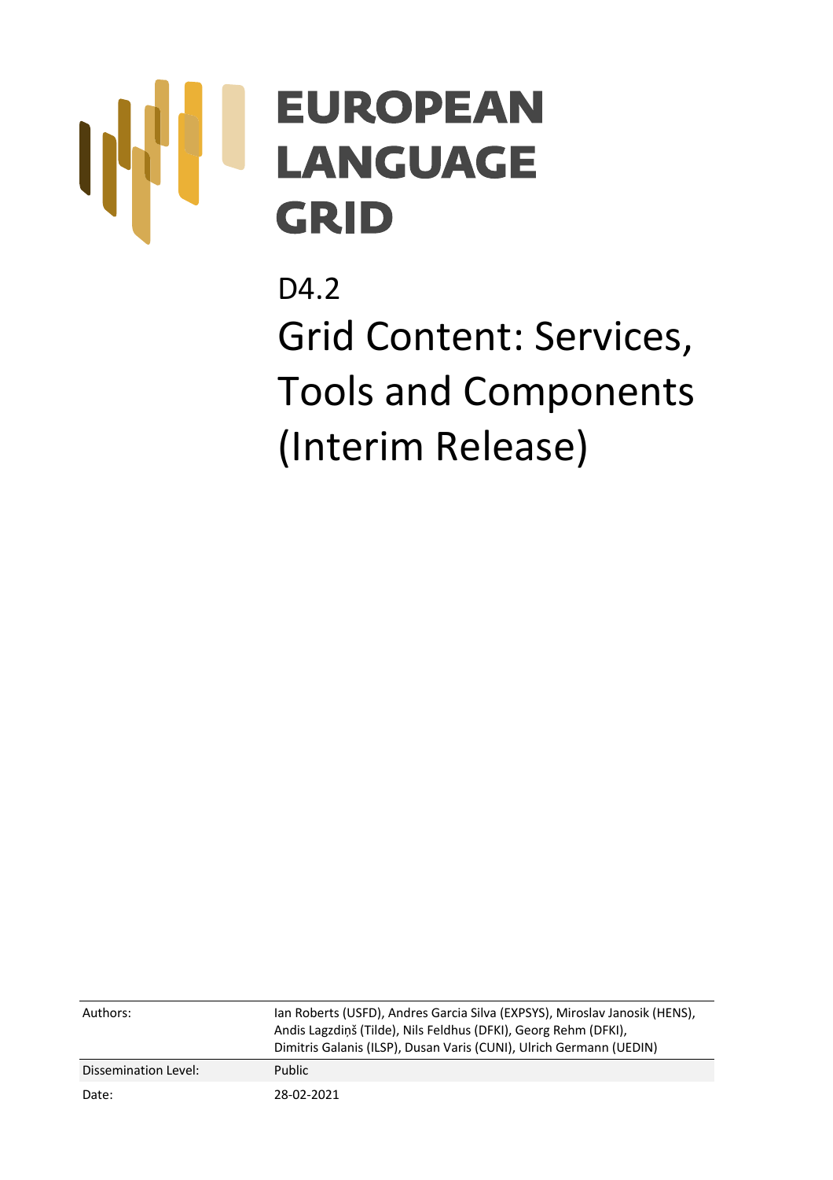# EUROPEAN LANGUAGE GRID

D4.2

# Grid Content: Services, Tools and Components (Interim Release)

| | |
|---|---|
| Authors: | Ian Roberts (USFD), Andres Garcia Silva (EXPSYS), Miroslav Janosik (HENS), Andis Lagzdiņš (Tilde), Nils Feldhus (DFKI), Georg Rehm (DFKI), Dimitris Galanis (ILSP), Dusan Varis (CUNI), Ulrich Germann (UEDIN) |
| Dissemination Level: | Public |
| Date: | 28-02-2021 |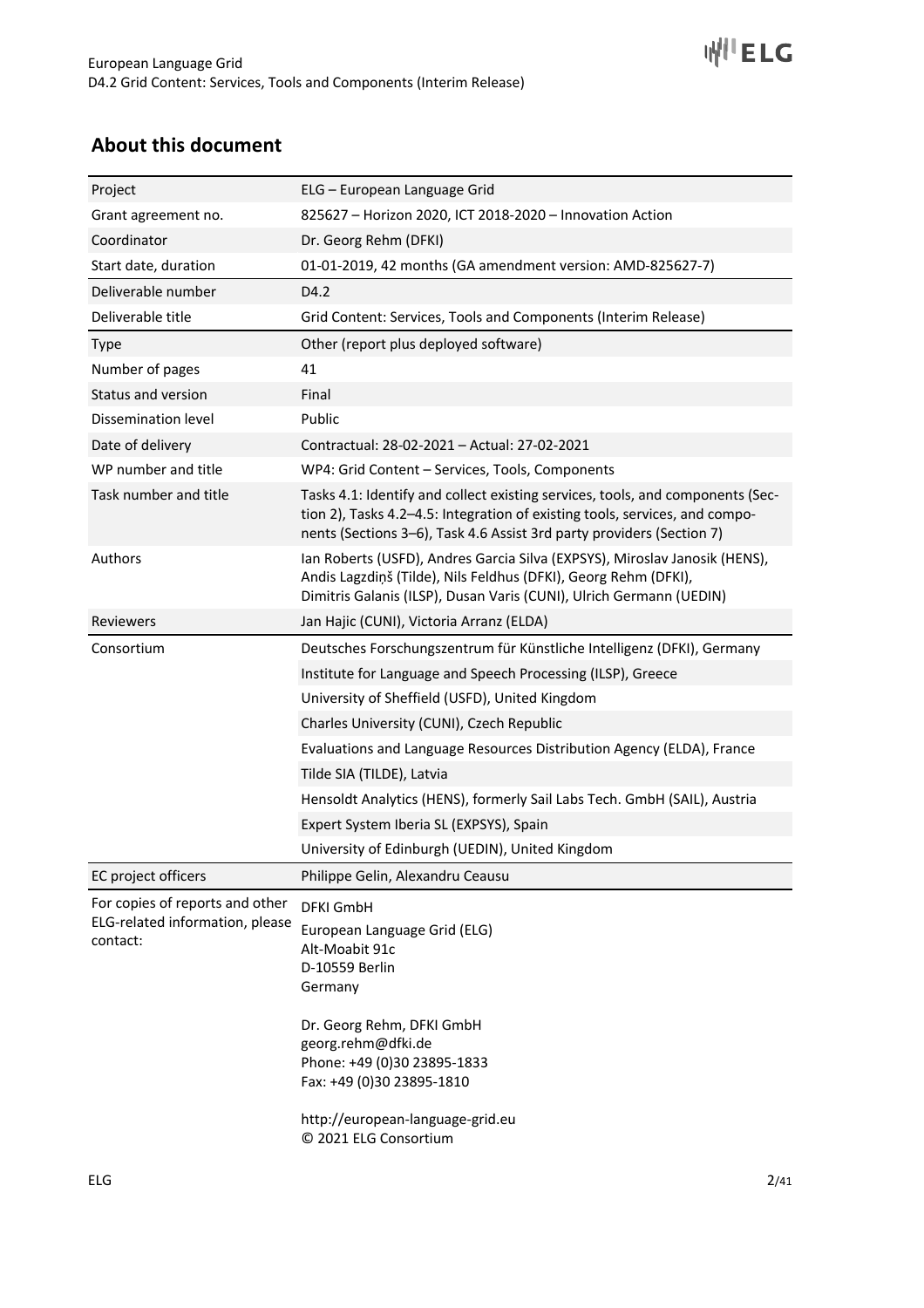## About this document

| | |
|---|---|
| Project | ELG – European Language Grid |
| Grant agreement no. | 825627 – Horizon 2020, ICT 2018-2020 – Innovation Action |
| Coordinator | Dr. Georg Rehm (DFKI) |
| Start date, duration | 01-01-2019, 42 months (GA amendment version: AMD-825627-7) |
| Deliverable number | D4.2 |
| Deliverable title | Grid Content: Services, Tools and Components (Interim Release) |
| Type | Other (report plus deployed software) |
| Number of pages | 41 |
| Status and version | Final |
| Dissemination level | Public |
| Date of delivery | Contractual: 28-02-2021 – Actual: 27-02-2021 |
| WP number and title | WP4: Grid Content – Services, Tools, Components |
| Task number and title | Tasks 4.1: Identify and collect existing services, tools, and components (Section 2), Tasks 4.2–4.5: Integration of existing tools, services, and components (Sections 3–6), Task 4.6 Assist 3rd party providers (Section 7) |
| Authors | Ian Roberts (USFD), Andres Garcia Silva (EXPSYS), Miroslav Janosik (HENS), Andis Lagzdiņš (Tilde), Nils Feldhus (DFKI), Georg Rehm (DFKI), Dimitris Galanis (ILSP), Dusan Varis (CUNI), Ulrich Germann (UEDIN) |
| Reviewers | Jan Hajic (CUNI), Victoria Arranz (ELDA) |
| Consortium | Deutsches Forschungszentrum für Künstliche Intelligenz (DFKI), Germany |
| | Institute for Language and Speech Processing (ILSP), Greece |
| | University of Sheffield (USFD), United Kingdom |
| | Charles University (CUNI), Czech Republic |
| | Evaluations and Language Resources Distribution Agency (ELDA), France |
| | Tilde SIA (TILDE), Latvia |
| | Hensoldt Analytics (HENS), formerly Sail Labs Tech. GmbH (SAIL), Austria |
| | Expert System Iberia SL (EXPSYS), Spain |
| | University of Edinburgh (UEDIN), United Kingdom |
| EC project officers | Philippe Gelin, Alexandru Ceausu |
| For copies of reports and other ELG-related information, please contact: | DFKI GmbH<br>European Language Grid (ELG)<br>Alt-Moabit 91c<br>D-10559 Berlin<br>Germany<br><br>Dr. Georg Rehm, DFKI GmbH<br>georg.rehm@dfki.de<br>Phone: +49 (0)30 23895-1833<br>Fax: +49 (0)30 23895-1810<br><br>http://european-language-grid.eu<br>© 2021 ELG Consortium |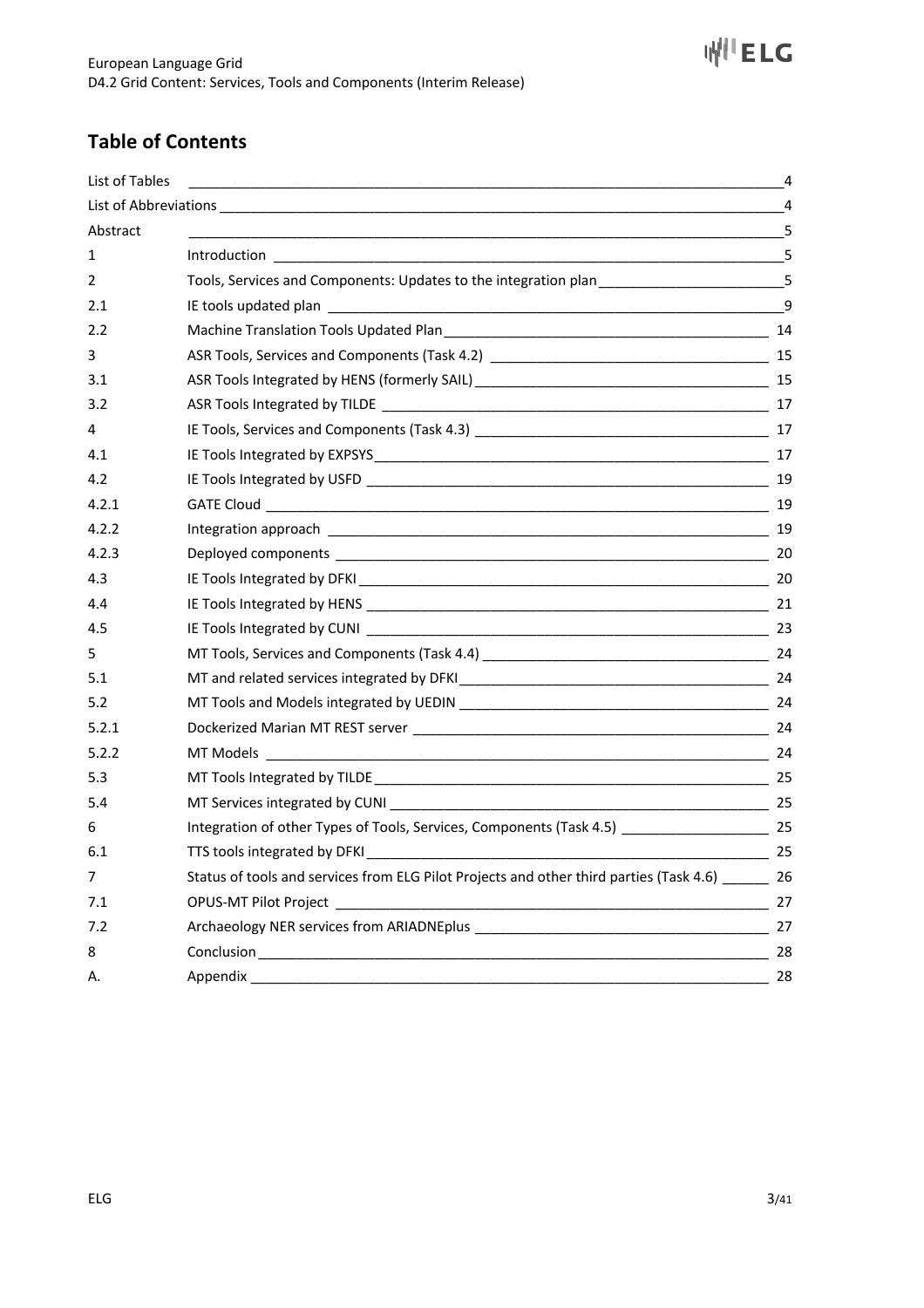## Table of Contents

| | | |
|---|---|---|
| List of Tables | | 4 |
| List of Abbreviations | | 4 |
| Abstract | | 5 |
| 1 | Introduction | 5 |
| 2 | Tools, Services and Components: Updates to the integration plan | 5 |
| 2.1 | IE tools updated plan | 9 |
| 2.2 | Machine Translation Tools Updated Plan | 14 |
| 3 | ASR Tools, Services and Components (Task 4.2) | 15 |
| 3.1 | ASR Tools Integrated by HENS (formerly SAIL) | 15 |
| 3.2 | ASR Tools Integrated by TILDE | 17 |
| 4 | IE Tools, Services and Components (Task 4.3) | 17 |
| 4.1 | IE Tools Integrated by EXPSYS | 17 |
| 4.2 | IE Tools Integrated by USFD | 19 |
| 4.2.1 | GATE Cloud | 19 |
| 4.2.2 | Integration approach | 19 |
| 4.2.3 | Deployed components | 20 |
| 4.3 | IE Tools Integrated by DFKI | 20 |
| 4.4 | IE Tools Integrated by HENS | 21 |
| 4.5 | IE Tools Integrated by CUNI | 23 |
| 5 | MT Tools, Services and Components (Task 4.4) | 24 |
| 5.1 | MT and related services integrated by DFKI | 24 |
| 5.2 | MT Tools and Models integrated by UEDIN | 24 |
| 5.2.1 | Dockerized Marian MT REST server | 24 |
| 5.2.2 | MT Models | 24 |
| 5.3 | MT Tools Integrated by TILDE | 25 |
| 5.4 | MT Services integrated by CUNI | 25 |
| 6 | Integration of other Types of Tools, Services, Components (Task 4.5) | 25 |
| 6.1 | TTS tools integrated by DFKI | 25 |
| 7 | Status of tools and services from ELG Pilot Projects and other third parties (Task 4.6) | 26 |
| 7.1 | OPUS-MT Pilot Project | 27 |
| 7.2 | Archaeology NER services from ARIADNEplus | 27 |
| 8 | Conclusion | 28 |
| A. | Appendix | 28 |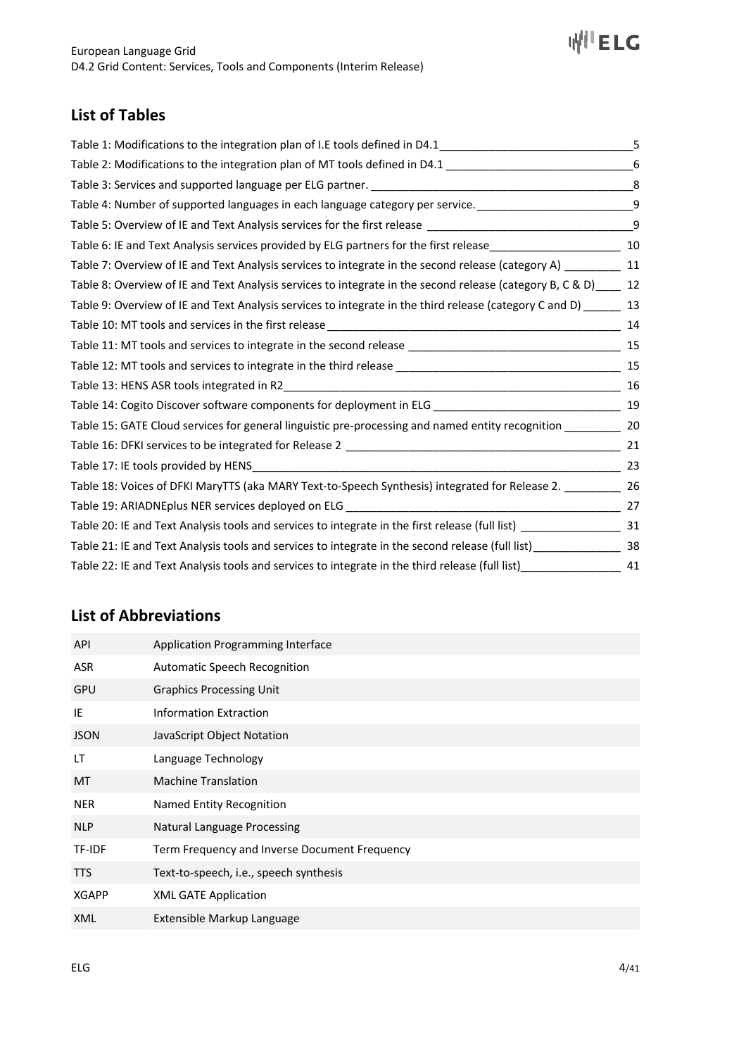## List of Tables

Table 1: Modifications to the integration plan of I.E tools defined in D4.1 ____ 5
Table 2: Modifications to the integration plan of MT tools defined in D4.1 ____ 6
Table 3: Services and supported language per ELG partner. ____ 8
Table 4: Number of supported languages in each language category per service. ____ 9
Table 5: Overview of IE and Text Analysis services for the first release ____ 9
Table 6: IE and Text Analysis services provided by ELG partners for the first release ____ 10
Table 7: Overview of IE and Text Analysis services to integrate in the second release (category A) ____ 11
Table 8: Overview of IE and Text Analysis services to integrate in the second release (category B, C & D) ____ 12
Table 9: Overview of IE and Text Analysis services to integrate in the third release (category C and D) ____ 13
Table 10: MT tools and services in the first release ____ 14
Table 11: MT tools and services to integrate in the second release ____ 15
Table 12: MT tools and services to integrate in the third release ____ 15
Table 13: HENS ASR tools integrated in R2 ____ 16
Table 14: Cogito Discover software components for deployment in ELG ____ 19
Table 15: GATE Cloud services for general linguistic pre-processing and named entity recognition ____ 20
Table 16: DFKI services to be integrated for Release 2 ____ 21
Table 17: IE tools provided by HENS ____ 23
Table 18: Voices of DFKI MaryTTS (aka MARY Text-to-Speech Synthesis) integrated for Release 2. ____ 26
Table 19: ARIADNEplus NER services deployed on ELG ____ 27
Table 20: IE and Text Analysis tools and services to integrate in the first release (full list) ____ 31
Table 21: IE and Text Analysis tools and services to integrate in the second release (full list) ____ 38
Table 22: IE and Text Analysis tools and services to integrate in the third release (full list) ____ 41

## List of Abbreviations

| | |
|---|---|
| API | Application Programming Interface |
| ASR | Automatic Speech Recognition |
| GPU | Graphics Processing Unit |
| IE | Information Extraction |
| JSON | JavaScript Object Notation |
| LT | Language Technology |
| MT | Machine Translation |
| NER | Named Entity Recognition |
| NLP | Natural Language Processing |
| TF-IDF | Term Frequency and Inverse Document Frequency |
| TTS | Text-to-speech, i.e., speech synthesis |
| XGAPP | XML GATE Application |
| XML | Extensible Markup Language |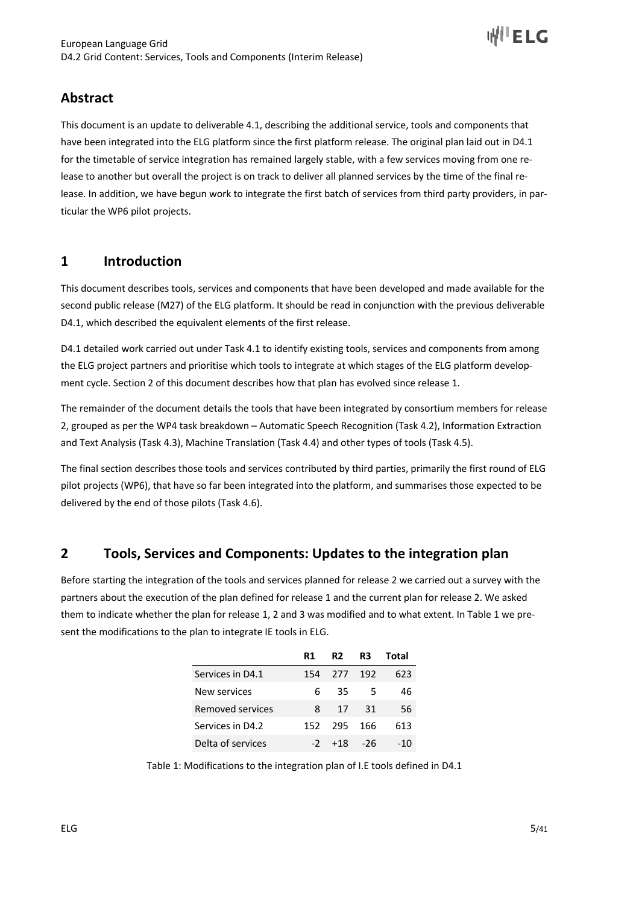## Abstract

This document is an update to deliverable 4.1, describing the additional service, tools and components that have been integrated into the ELG platform since the first platform release. The original plan laid out in D4.1 for the timetable of service integration has remained largely stable, with a few services moving from one release to another but overall the project is on track to deliver all planned services by the time of the final release. In addition, we have begun work to integrate the first batch of services from third party providers, in particular the WP6 pilot projects.

## 1 Introduction

This document describes tools, services and components that have been developed and made available for the second public release (M27) of the ELG platform. It should be read in conjunction with the previous deliverable D4.1, which described the equivalent elements of the first release.

D4.1 detailed work carried out under Task 4.1 to identify existing tools, services and components from among the ELG project partners and prioritise which tools to integrate at which stages of the ELG platform development cycle. Section 2 of this document describes how that plan has evolved since release 1.

The remainder of the document details the tools that have been integrated by consortium members for release 2, grouped as per the WP4 task breakdown – Automatic Speech Recognition (Task 4.2), Information Extraction and Text Analysis (Task 4.3), Machine Translation (Task 4.4) and other types of tools (Task 4.5).

The final section describes those tools and services contributed by third parties, primarily the first round of ELG pilot projects (WP6), that have so far been integrated into the platform, and summarises those expected to be delivered by the end of those pilots (Task 4.6).

## 2 Tools, Services and Components: Updates to the integration plan

Before starting the integration of the tools and services planned for release 2 we carried out a survey with the partners about the execution of the plan defined for release 1 and the current plan for release 2. We asked them to indicate whether the plan for release 1, 2 and 3 was modified and to what extent. In Table 1 we present the modifications to the plan to integrate IE tools in ELG.

| | R1 | R2 | R3 | Total |
|---|---|---|---|---|
| Services in D4.1 | 154 | 277 | 192 | 623 |
| New services | 6 | 35 | 5 | 46 |
| Removed services | 8 | 17 | 31 | 56 |
| Services in D4.2 | 152 | 295 | 166 | 613 |
| Delta of services | -2 | +18 | -26 | -10 |

Table 1: Modifications to the integration plan of I.E tools defined in D4.1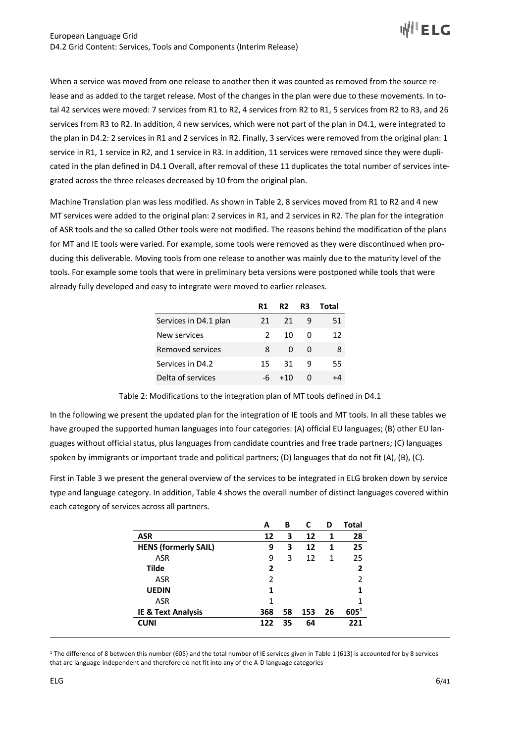When a service was moved from one release to another then it was counted as removed from the source release and as added to the target release. Most of the changes in the plan were due to these movements. In total 42 services were moved: 7 services from R1 to R2, 4 services from R2 to R1, 5 services from R2 to R3, and 26 services from R3 to R2. In addition, 4 new services, which were not part of the plan in D4.1, were integrated to the plan in D4.2: 2 services in R1 and 2 services in R2. Finally, 3 services were removed from the original plan: 1 service in R1, 1 service in R2, and 1 service in R3. In addition, 11 services were removed since they were duplicated in the plan defined in D4.1 Overall, after removal of these 11 duplicates the total number of services integrated across the three releases decreased by 10 from the original plan.

Machine Translation plan was less modified. As shown in Table 2, 8 services moved from R1 to R2 and 4 new MT services were added to the original plan: 2 services in R1, and 2 services in R2. The plan for the integration of ASR tools and the so called Other tools were not modified. The reasons behind the modification of the plans for MT and IE tools were varied. For example, some tools were removed as they were discontinued when producing this deliverable. Moving tools from one release to another was mainly due to the maturity level of the tools. For example some tools that were in preliminary beta versions were postponed while tools that were already fully developed and easy to integrate were moved to earlier releases.

| | R1 | R2 | R3 | Total |
|---|---|---|---|---|
| Services in D4.1 plan | 21 | 21 | 9 | 51 |
| New services | 2 | 10 | 0 | 12 |
| Removed services | 8 | 0 | 0 | 8 |
| Services in D4.2 | 15 | 31 | 9 | 55 |
| Delta of services | -6 | +10 | 0 | +4 |

Table 2: Modifications to the integration plan of MT tools defined in D4.1

In the following we present the updated plan for the integration of IE tools and MT tools. In all these tables we have grouped the supported human languages into four categories: (A) official EU languages; (B) other EU languages without official status, plus languages from candidate countries and free trade partners; (C) languages spoken by immigrants or important trade and political partners; (D) languages that do not fit (A), (B), (C).

First in Table 3 we present the general overview of the services to be integrated in ELG broken down by service type and language category. In addition, Table 4 shows the overall number of distinct languages covered within each category of services across all partners.

| | A | B | C | D | Total |
|---|---|---|---|---|---|
| **ASR** | **12** | **3** | **12** | **1** | **28** |
| **HENS (formerly SAIL)** | **9** | **3** | **12** | **1** | **25** |
| ASR | 9 | 3 | 12 | 1 | 25 |
| **Tilde** | **2** | | | | **2** |
| ASR | 2 | | | | 2 |
| **UEDIN** | **1** | | | | **1** |
| ASR | 1 | | | | 1 |
| **IE & Text Analysis** | **368** | **58** | **153** | **26** | **605**[1] |
| **CUNI** | **122** | **35** | **64** | | **221** |

[1] The difference of 8 between this number (605) and the total number of IE services given in Table 1 (613) is accounted for by 8 services that are language-independent and therefore do not fit into any of the A-D language categories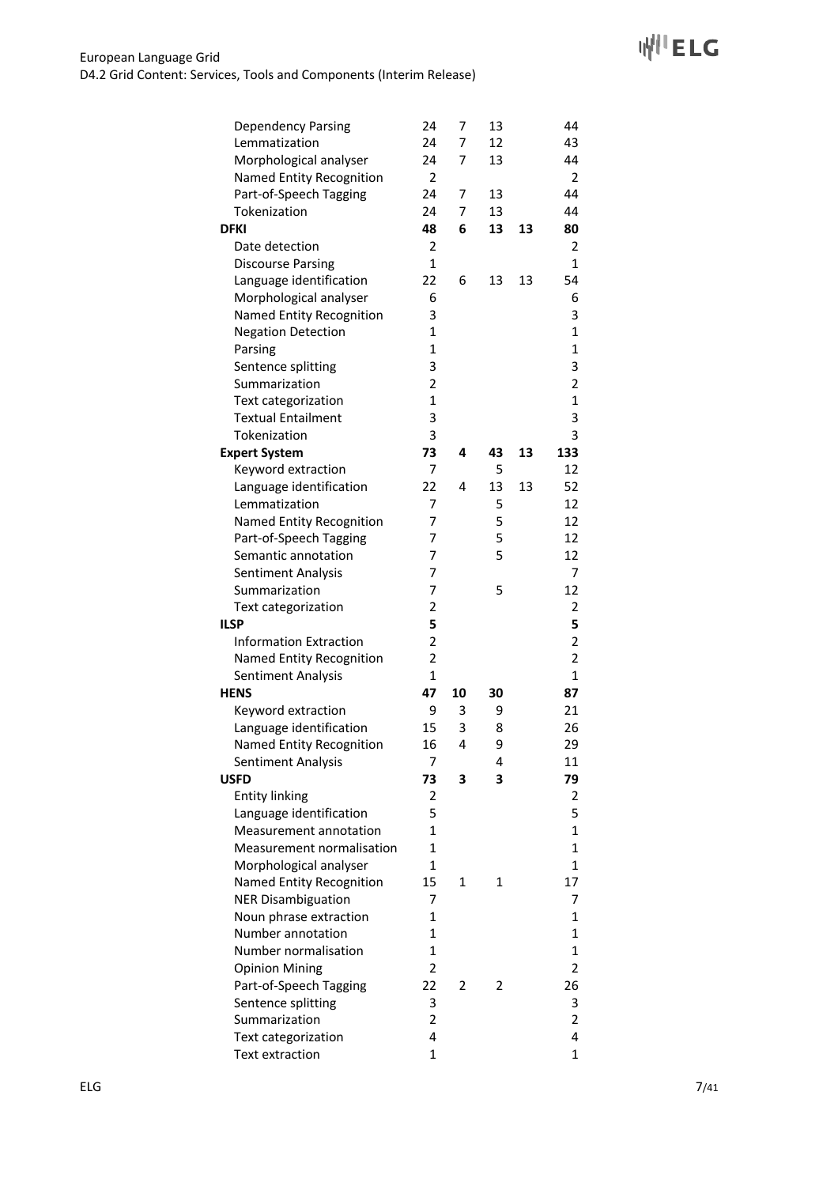| | | | | | |
|---|---|---|---|---|---|
| Dependency Parsing | 24 | 7 | 13 | | 44 |
| Lemmatization | 24 | 7 | 12 | | 43 |
| Morphological analyser | 24 | 7 | 13 | | 44 |
| Named Entity Recognition | 2 | | | | 2 |
| Part-of-Speech Tagging | 24 | 7 | 13 | | 44 |
| Tokenization | 24 | 7 | 13 | | 44 |
| **DFKI** | **48** | **6** | **13** | **13** | **80** |
| Date detection | 2 | | | | 2 |
| Discourse Parsing | 1 | | | | 1 |
| Language identification | 22 | 6 | 13 | 13 | 54 |
| Morphological analyser | 6 | | | | 6 |
| Named Entity Recognition | 3 | | | | 3 |
| Negation Detection | 1 | | | | 1 |
| Parsing | 1 | | | | 1 |
| Sentence splitting | 3 | | | | 3 |
| Summarization | 2 | | | | 2 |
| Text categorization | 1 | | | | 1 |
| Textual Entailment | 3 | | | | 3 |
| Tokenization | 3 | | | | 3 |
| **Expert System** | **73** | **4** | **43** | **13** | **133** |
| Keyword extraction | 7 | | 5 | | 12 |
| Language identification | 22 | 4 | 13 | 13 | 52 |
| Lemmatization | 7 | | 5 | | 12 |
| Named Entity Recognition | 7 | | 5 | | 12 |
| Part-of-Speech Tagging | 7 | | 5 | | 12 |
| Semantic annotation | 7 | | 5 | | 12 |
| Sentiment Analysis | 7 | | | | 7 |
| Summarization | 7 | | 5 | | 12 |
| Text categorization | 2 | | | | 2 |
| **ILSP** | **5** | | | | **5** |
| Information Extraction | 2 | | | | 2 |
| Named Entity Recognition | 2 | | | | 2 |
| Sentiment Analysis | 1 | | | | 1 |
| **HENS** | **47** | **10** | **30** | | **87** |
| Keyword extraction | 9 | 3 | 9 | | 21 |
| Language identification | 15 | 3 | 8 | | 26 |
| Named Entity Recognition | 16 | 4 | 9 | | 29 |
| Sentiment Analysis | 7 | | 4 | | 11 |
| **USFD** | **73** | **3** | **3** | | **79** |
| Entity linking | 2 | | | | 2 |
| Language identification | 5 | | | | 5 |
| Measurement annotation | 1 | | | | 1 |
| Measurement normalisation | 1 | | | | 1 |
| Morphological analyser | 1 | | | | 1 |
| Named Entity Recognition | 15 | 1 | 1 | | 17 |
| NER Disambiguation | 7 | | | | 7 |
| Noun phrase extraction | 1 | | | | 1 |
| Number annotation | 1 | | | | 1 |
| Number normalisation | 1 | | | | 1 |
| Opinion Mining | 2 | | | | 2 |
| Part-of-Speech Tagging | 22 | 2 | 2 | | 26 |
| Sentence splitting | 3 | | | | 3 |
| Summarization | 2 | | | | 2 |
| Text categorization | 4 | | | | 4 |
| Text extraction | 1 | | | | 1 |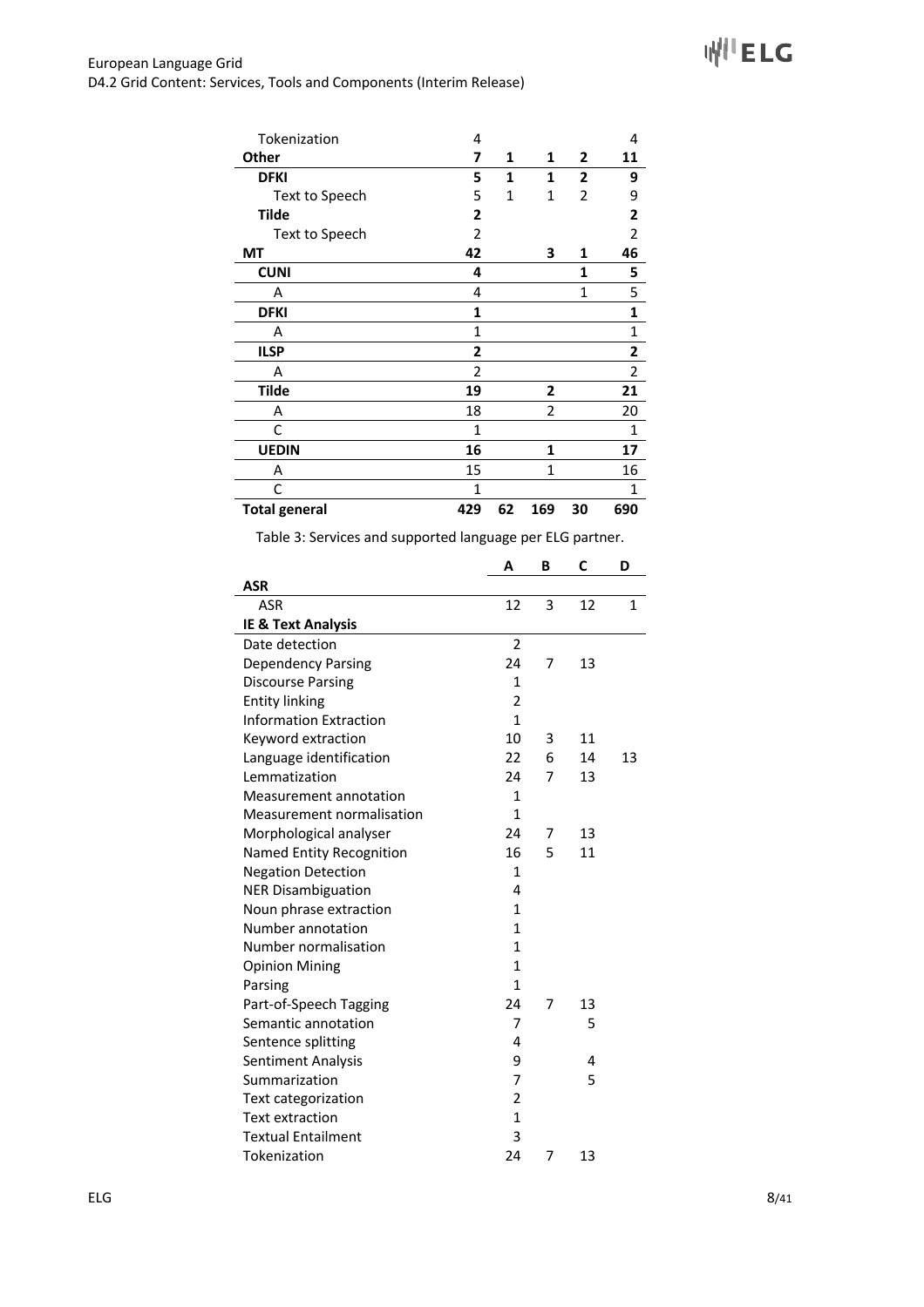| | | | | | |
|---|---|---|---|---|---|
| Tokenization | 4 | | | | 4 |
| **Other** | **7** | **1** | **1** | **2** | **11** |
| **DFKI** | **5** | **1** | **1** | **2** | **9** |
| Text to Speech | 5 | 1 | 1 | 2 | 9 |
| **Tilde** | **2** | | | | **2** |
| Text to Speech | 2 | | | | 2 |
| **MT** | **42** | | **3** | **1** | **46** |
| **CUNI** | **4** | | | **1** | **5** |
| A | 4 | | | 1 | 5 |
| **DFKI** | **1** | | | | **1** |
| A | 1 | | | | 1 |
| **ILSP** | **2** | | | | **2** |
| A | 2 | | | | 2 |
| **Tilde** | **19** | | **2** | | **21** |
| A | 18 | | 2 | | 20 |
| C | 1 | | | | 1 |
| **UEDIN** | **16** | | **1** | | **17** |
| A | 15 | | 1 | | 16 |
| C | 1 | | | | 1 |
| **Total general** | **429** | **62** | **169** | **30** | **690** |

Table 3: Services and supported language per ELG partner.

| | A | B | C | D |
|---|---|---|---|---|
| **ASR** | | | | |
| ASR | 12 | 3 | 12 | 1 |
| **IE & Text Analysis** | | | | |
| Date detection | 2 | | | |
| Dependency Parsing | 24 | 7 | 13 | |
| Discourse Parsing | 1 | | | |
| Entity linking | 2 | | | |
| Information Extraction | 1 | | | |
| Keyword extraction | 10 | 3 | 11 | |
| Language identification | 22 | 6 | 14 | 13 |
| Lemmatization | 24 | 7 | 13 | |
| Measurement annotation | 1 | | | |
| Measurement normalisation | 1 | | | |
| Morphological analyser | 24 | 7 | 13 | |
| Named Entity Recognition | 16 | 5 | 11 | |
| Negation Detection | 1 | | | |
| NER Disambiguation | 4 | | | |
| Noun phrase extraction | 1 | | | |
| Number annotation | 1 | | | |
| Number normalisation | 1 | | | |
| Opinion Mining | 1 | | | |
| Parsing | 1 | | | |
| Part-of-Speech Tagging | 24 | 7 | 13 | |
| Semantic annotation | 7 | | 5 | |
| Sentence splitting | 4 | | | |
| Sentiment Analysis | 9 | | 4 | |
| Summarization | 7 | | 5 | |
| Text categorization | 2 | | | |
| Text extraction | 1 | | | |
| Textual Entailment | 3 | | | |
| Tokenization | 24 | 7 | 13 | |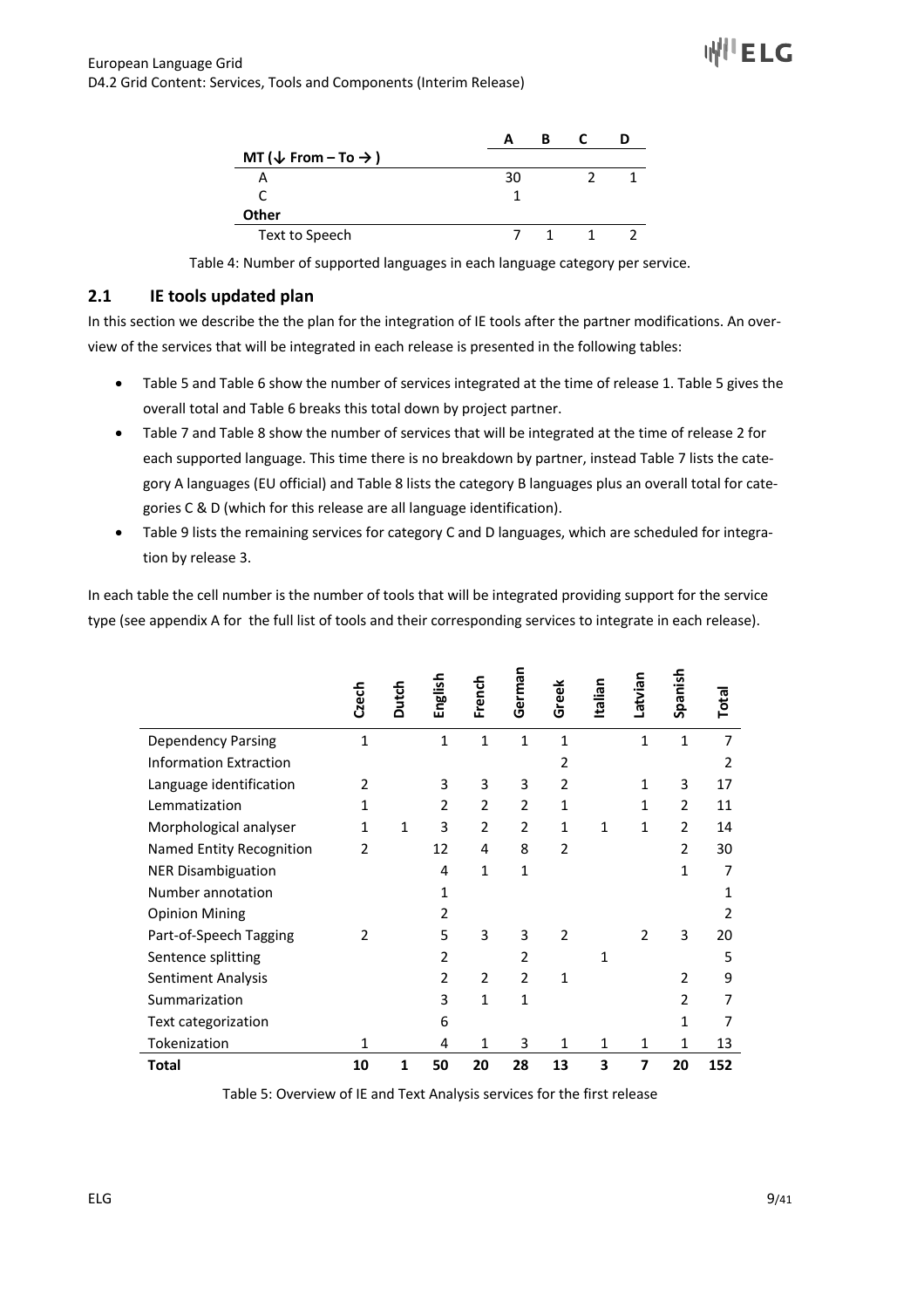| | A | B | C | D |
|---|---|---|---|---|
| **MT (↓ From – To → )** | | | | |
| A | 30 | | 2 | 1 |
| C | 1 | | | |
| **Other** | | | | |
| Text to Speech | 7 | 1 | 1 | 2 |

Table 4: Number of supported languages in each language category per service.

## 2.1 IE tools updated plan

In this section we describe the the plan for the integration of IE tools after the partner modifications. An overview of the services that will be integrated in each release is presented in the following tables:

- Table 5 and Table 6 show the number of services integrated at the time of release 1. Table 5 gives the overall total and Table 6 breaks this total down by project partner.
- Table 7 and Table 8 show the number of services that will be integrated at the time of release 2 for each supported language. This time there is no breakdown by partner, instead Table 7 lists the category A languages (EU official) and Table 8 lists the category B languages plus an overall total for categories C & D (which for this release are all language identification).
- Table 9 lists the remaining services for category C and D languages, which are scheduled for integration by release 3.

In each table the cell number is the number of tools that will be integrated providing support for the service type (see appendix A for the full list of tools and their corresponding services to integrate in each release).

| | Czech | Dutch | English | French | German | Greek | Italian | Latvian | Spanish | Total |
|---|---|---|---|---|---|---|---|---|---|---|
| Dependency Parsing | 1 | | 1 | 1 | 1 | 1 | | 1 | 1 | 7 |
| Information Extraction | | | | | | 2 | | | | 2 |
| Language identification | 2 | | 3 | 3 | 3 | 2 | | 1 | 3 | 17 |
| Lemmatization | 1 | | 2 | 2 | 2 | 1 | | 1 | 2 | 11 |
| Morphological analyser | 1 | 1 | 3 | 2 | 2 | 1 | 1 | 1 | 2 | 14 |
| Named Entity Recognition | 2 | | 12 | 4 | 8 | 2 | | | 2 | 30 |
| NER Disambiguation | | | 4 | 1 | 1 | | | | 1 | 7 |
| Number annotation | | | 1 | | | | | | | 1 |
| Opinion Mining | | | 2 | | | | | | | 2 |
| Part-of-Speech Tagging | 2 | | 5 | 3 | 3 | 2 | | 2 | 3 | 20 |
| Sentence splitting | | | 2 | | 2 | | 1 | | | 5 |
| Sentiment Analysis | | | 2 | 2 | 2 | 1 | | | 2 | 9 |
| Summarization | | | 3 | 1 | 1 | | | | 2 | 7 |
| Text categorization | | | 6 | | | | | | 1 | 7 |
| Tokenization | 1 | | 4 | 1 | 3 | 1 | 1 | 1 | 1 | 13 |
| **Total** | **10** | **1** | **50** | **20** | **28** | **13** | **3** | **7** | **20** | **152** |

Table 5: Overview of IE and Text Analysis services for the first release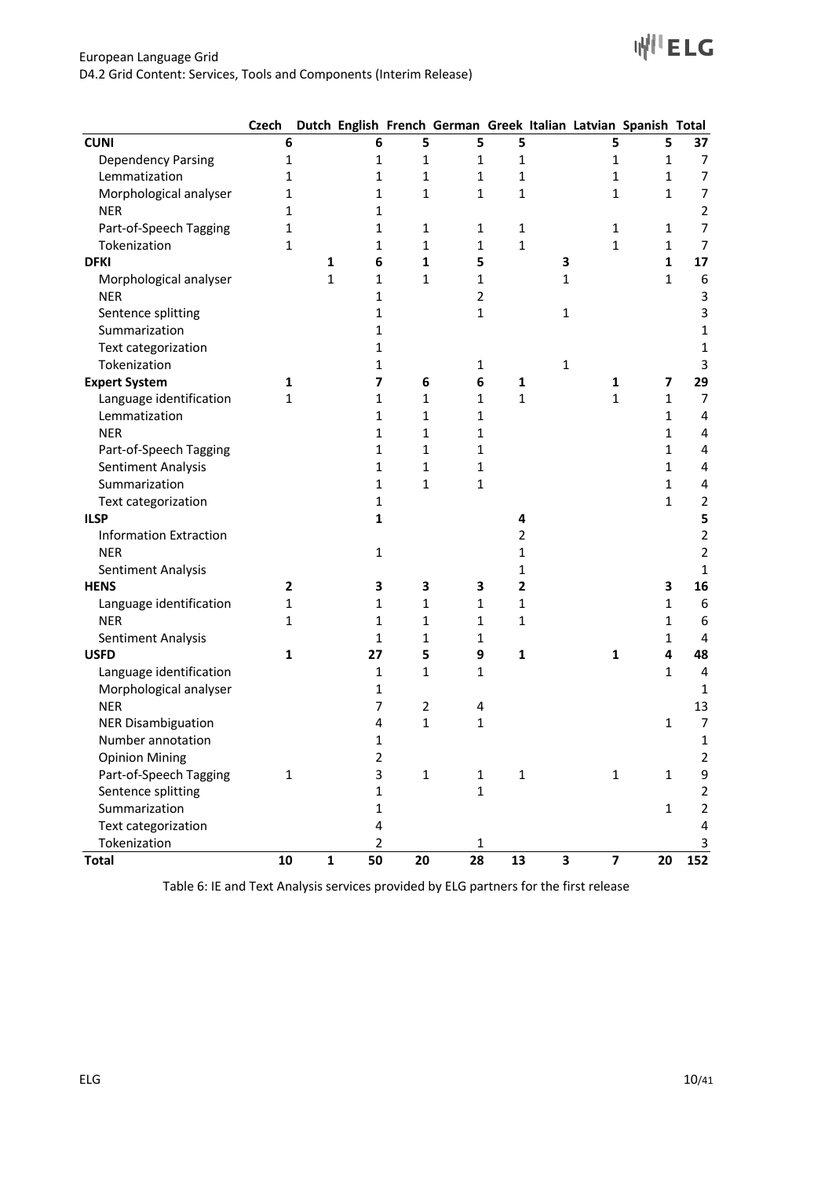| | Czech | Dutch | English | French | German | Greek | Italian | Latvian | Spanish | Total |
|---|---|---|---|---|---|---|---|---|---|---|
| **CUNI** | **6** | | **6** | **5** | **5** | **5** | | **5** | **5** | **37** |
| Dependency Parsing | 1 | | 1 | 1 | 1 | 1 | | 1 | 1 | 7 |
| Lemmatization | 1 | | 1 | 1 | 1 | 1 | | 1 | 1 | 7 |
| Morphological analyser | 1 | | 1 | 1 | 1 | 1 | | 1 | 1 | 7 |
| NER | 1 | | 1 | | | | | | | 2 |
| Part-of-Speech Tagging | 1 | | 1 | 1 | 1 | 1 | | 1 | 1 | 7 |
| Tokenization | 1 | | 1 | 1 | 1 | 1 | | 1 | 1 | 7 |
| **DFKI** | | **1** | **6** | **1** | **5** | | **3** | | **1** | **17** |
| Morphological analyser | | 1 | 1 | 1 | 1 | | 1 | | 1 | 6 |
| NER | | | 1 | | 2 | | | | | 3 |
| Sentence splitting | | | 1 | | 1 | | 1 | | | 3 |
| Summarization | | | 1 | | | | | | | 1 |
| Text categorization | | | 1 | | | | | | | 1 |
| Tokenization | | | 1 | | 1 | | 1 | | | 3 |
| **Expert System** | **1** | | **7** | **6** | **6** | **1** | | **1** | **7** | **29** |
| Language identification | 1 | | 1 | 1 | 1 | 1 | | 1 | 1 | 7 |
| Lemmatization | | | 1 | 1 | 1 | | | | 1 | 4 |
| NER | | | 1 | 1 | 1 | | | | 1 | 4 |
| Part-of-Speech Tagging | | | 1 | 1 | 1 | | | | 1 | 4 |
| Sentiment Analysis | | | 1 | 1 | 1 | | | | 1 | 4 |
| Summarization | | | 1 | 1 | 1 | | | | 1 | 4 |
| Text categorization | | | 1 | | | | | | 1 | 2 |
| **ILSP** | | | **1** | | | **4** | | | | **5** |
| Information Extraction | | | | | | 2 | | | | 2 |
| NER | | | 1 | | | 1 | | | | 2 |
| Sentiment Analysis | | | | | | 1 | | | | 1 |
| **HENS** | **2** | | **3** | **3** | **3** | **2** | | | **3** | **16** |
| Language identification | 1 | | 1 | 1 | 1 | 1 | | | 1 | 6 |
| NER | 1 | | 1 | 1 | 1 | 1 | | | 1 | 6 |
| Sentiment Analysis | | | 1 | 1 | 1 | | | | 1 | 4 |
| **USFD** | **1** | | **27** | **5** | **9** | **1** | | **1** | **4** | **48** |
| Language identification | | | 1 | 1 | 1 | | | | 1 | 4 |
| Morphological analyser | | | 1 | | | | | | | 1 |
| NER | | | 7 | 2 | 4 | | | | | 13 |
| NER Disambiguation | | | 4 | 1 | 1 | | | | 1 | 7 |
| Number annotation | | | 1 | | | | | | | 1 |
| Opinion Mining | | | 2 | | | | | | | 2 |
| Part-of-Speech Tagging | 1 | | 3 | 1 | 1 | 1 | | 1 | 1 | 9 |
| Sentence splitting | | | 1 | | 1 | | | | | 2 |
| Summarization | | | 1 | | | | | | 1 | 2 |
| Text categorization | | | 4 | | | | | | | 4 |
| Tokenization | | | 2 | | 1 | | | | | 3 |
| **Total** | **10** | **1** | **50** | **20** | **28** | **13** | **3** | **7** | **20** | **152** |

Table 6: IE and Text Analysis services provided by ELG partners for the first release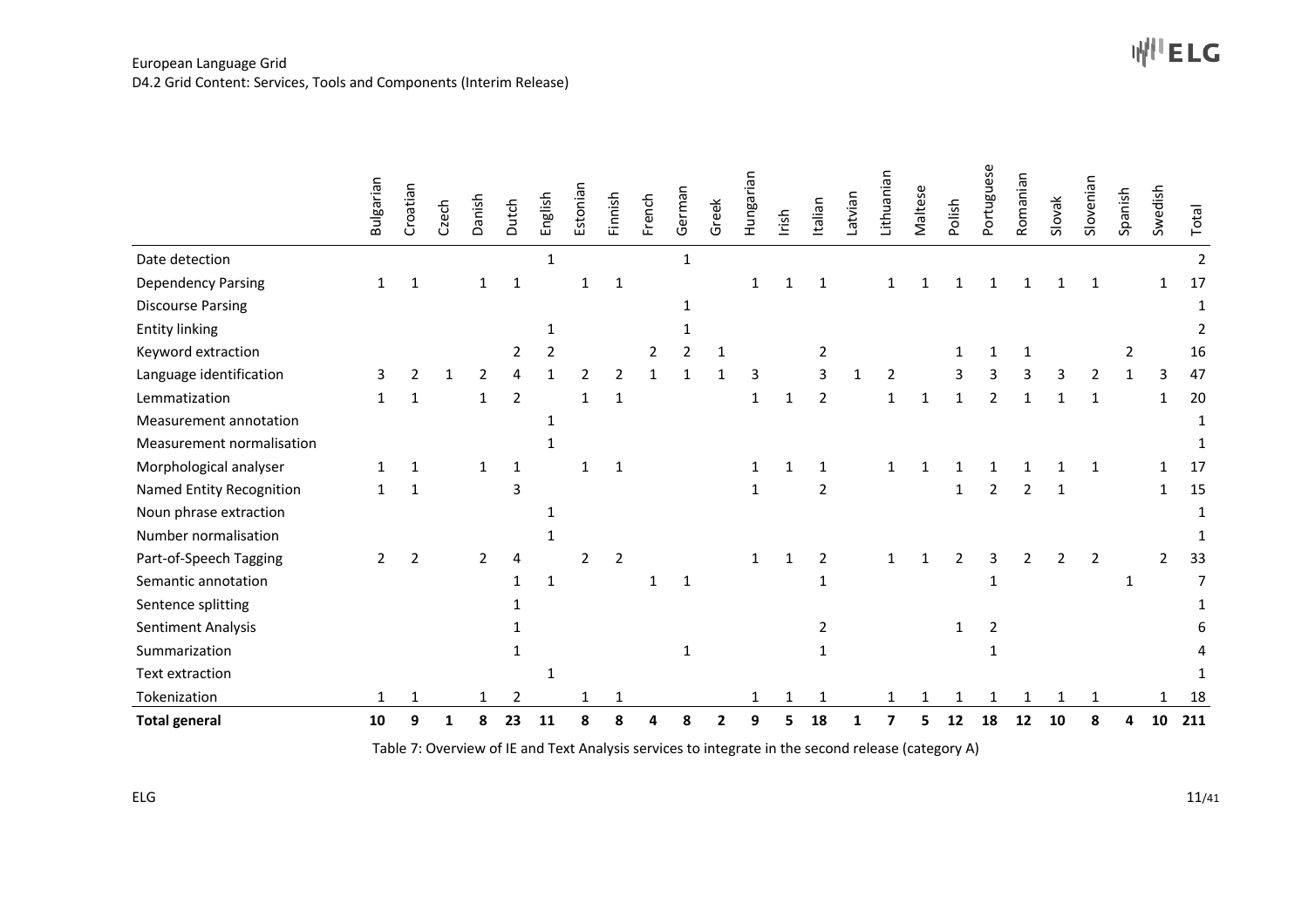| | Bulgarian | Croatian | Czech | Danish | Dutch | English | Estonian | Finnish | French | German | Greek | Hungarian | Irish | Italian | Latvian | Lithuanian | Maltese | Polish | Portuguese | Romanian | Slovak | Slovenian | Spanish | Swedish | Total |
|---|---|---|---|---|---|---|---|---|---|---|---|---|---|---|---|---|---|---|---|---|---|---|---|---|---|
| Date detection | | | | | | 1 | | | | 1 | | | | | | | | | | | | | | | 2 |
| Dependency Parsing | 1 | 1 | | 1 | 1 | | 1 | 1 | | | | 1 | 1 | 1 | | 1 | 1 | 1 | 1 | 1 | 1 | 1 | | 1 | 17 |
| Discourse Parsing | | | | | | | | | | 1 | | | | | | | | | | | | | | | 1 |
| Entity linking | | | | | | 1 | | | | 1 | | | | | | | | | | | | | | | 2 |
| Keyword extraction | | | | | 2 | 2 | | | 2 | 2 | 1 | | | 2 | | | | 1 | 1 | 1 | | | 2 | | 16 |
| Language identification | 3 | 2 | 1 | 2 | 4 | 1 | 2 | 2 | 1 | 1 | 1 | 3 | | 3 | 1 | 2 | | 3 | 3 | 3 | 3 | 2 | 1 | 3 | 47 |
| Lemmatization | 1 | 1 | | 1 | 2 | | 1 | 1 | | | | 1 | 1 | 2 | | 1 | 1 | 1 | 2 | 1 | 1 | 1 | | 1 | 20 |
| Measurement annotation | | | | | | 1 | | | | | | | | | | | | | | | | | | | 1 |
| Measurement normalisation | | | | | | 1 | | | | | | | | | | | | | | | | | | | 1 |
| Morphological analyser | 1 | 1 | | 1 | 1 | | 1 | 1 | | | | 1 | 1 | 1 | | 1 | 1 | 1 | 1 | 1 | 1 | 1 | | 1 | 17 |
| Named Entity Recognition | 1 | 1 | | | 3 | | | | | | | 1 | | 2 | | | | 1 | 2 | 2 | 1 | | | 1 | 15 |
| Noun phrase extraction | | | | | | 1 | | | | | | | | | | | | | | | | | | | 1 |
| Number normalisation | | | | | | 1 | | | | | | | | | | | | | | | | | | | 1 |
| Part-of-Speech Tagging | 2 | 2 | | 2 | 4 | | 2 | 2 | | | | 1 | 1 | 2 | | 1 | 1 | 2 | 3 | 2 | 2 | 2 | | 2 | 33 |
| Semantic annotation | | | | | 1 | 1 | | | 1 | 1 | | | | 1 | | | | | 1 | | | | 1 | | 7 |
| Sentence splitting | | | | | 1 | | | | | | | | | | | | | | | | | | | | 1 |
| Sentiment Analysis | | | | | 1 | | | | | | | | | 2 | | | | 1 | 2 | | | | | | 6 |
| Summarization | | | | | 1 | | | | | 1 | | | | 1 | | | | | 1 | | | | | | 4 |
| Text extraction | | | | | | 1 | | | | | | | | | | | | | | | | | | | 1 |
| Tokenization | 1 | 1 | | 1 | 2 | | 1 | 1 | | | | 1 | 1 | 1 | | 1 | 1 | 1 | 1 | 1 | 1 | 1 | | 1 | 18 |
| **Total general** | **10** | **9** | **1** | **8** | **23** | **11** | **8** | **8** | **4** | **8** | **2** | **9** | **5** | **18** | **1** | **7** | **5** | **12** | **18** | **12** | **10** | **8** | **4** | **10** | **211** |

Table 7: Overview of IE and Text Analysis services to integrate in the second release (category A)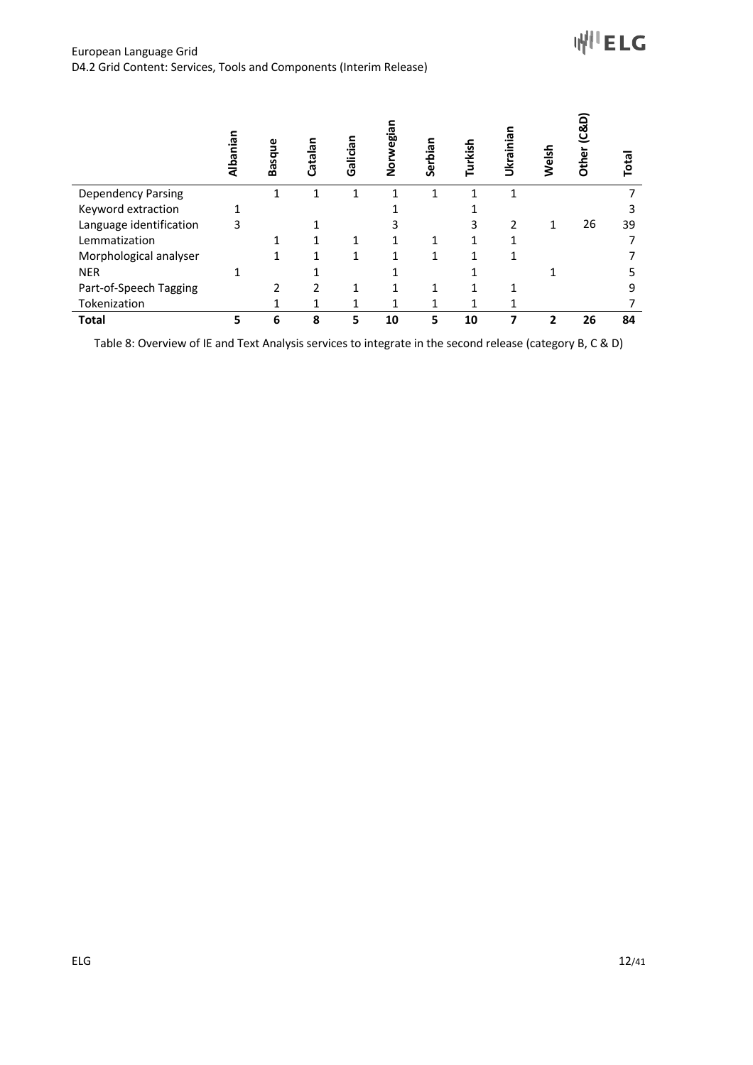| | Albanian | Basque | Catalan | Galician | Norwegian | Serbian | Turkish | Ukrainian | Welsh | Other (C&D) | Total |
|---|---|---|---|---|---|---|---|---|---|---|---|
| Dependency Parsing | | 1 | 1 | 1 | 1 | 1 | 1 | 1 | | | 7 |
| Keyword extraction | 1 | | | | 1 | | 1 | | | | 3 |
| Language identification | 3 | | 1 | | 3 | | 3 | 2 | 1 | 26 | 39 |
| Lemmatization | | 1 | 1 | 1 | 1 | 1 | 1 | 1 | | | 7 |
| Morphological analyser | | 1 | 1 | 1 | 1 | 1 | 1 | 1 | | | 7 |
| NER | 1 | | 1 | | 1 | | 1 | | 1 | | 5 |
| Part-of-Speech Tagging | | 2 | 2 | 1 | 1 | 1 | 1 | 1 | | | 9 |
| Tokenization | | 1 | 1 | 1 | 1 | 1 | 1 | 1 | | | 7 |
| **Total** | **5** | **6** | **8** | **5** | **10** | **5** | **10** | **7** | **2** | **26** | **84** |

Table 8: Overview of IE and Text Analysis services to integrate in the second release (category B, C & D)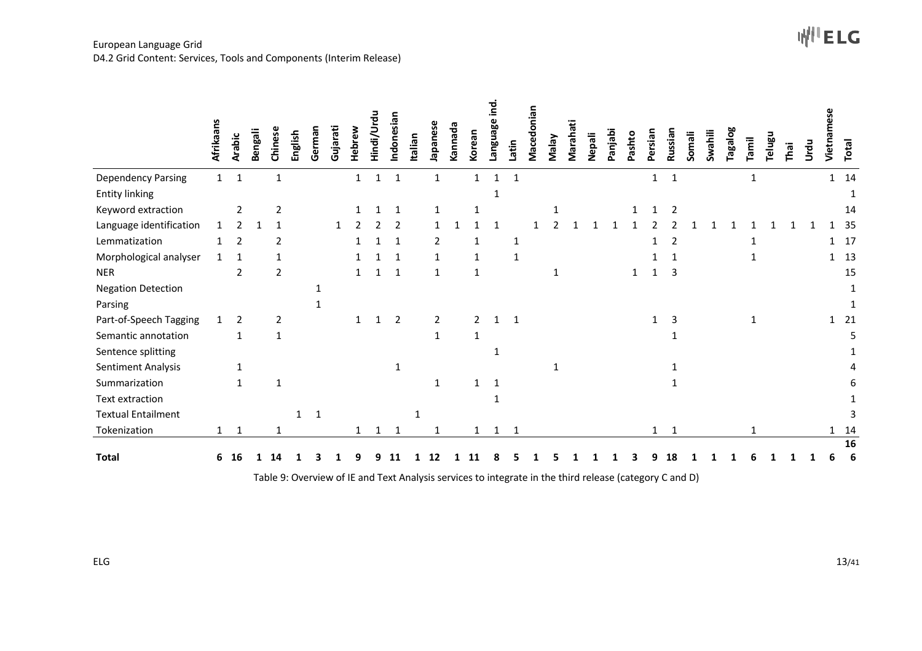| | Afrikaans | Arabic | Bengali | Chinese | English | German | Gujarati | Hebrew | Hindi/Urdu | Indonesian | Italian | Japanese | Kannada | Korean | Language ind. | Latin | Macedonian | Malay | Marahati | Nepali | Panjabi | Pashto | Persian | Russian | Somali | Swahili | Tagalog | Tamil | Telugu | Thai | Urdu | Vietnamese | Total |
|---|---|---|---|---|---|---|---|---|---|---|---|---|---|---|---|---|---|---|---|---|---|---|---|---|---|---|---|---|---|---|---|---|---|
| Dependency Parsing | 1 | 1 | | 1 | | | | 1 | 1 | 1 | | 1 | | 1 | 1 | 1 | | | | | | | 1 | 1 | | | | 1 | | | | 1 | 14 |
| Entity linking | | | | | | | | | | | | | | | 1 | | | | | | | | | | | | | | | | | | 1 |
| Keyword extraction | | 2 | | 2 | | | | 1 | 1 | 1 | | 1 | | 1 | | | | 1 | | | | 1 | 1 | 2 | | | | | | | | | 14 |
| Language identification | 1 | 2 | 1 | 1 | | | 1 | 2 | 2 | 2 | | 1 | 1 | 1 | 1 | | 1 | 2 | 1 | 1 | 1 | 1 | 2 | 2 | 1 | 1 | 1 | 1 | 1 | 1 | 1 | 1 | 35 |
| Lemmatization | 1 | 2 | | 2 | | | | 1 | 1 | 1 | | 2 | | 1 | | 1 | | | | | | | 1 | 2 | | | | 1 | | | | 1 | 17 |
| Morphological analyser | 1 | 1 | | 1 | | | | 1 | 1 | 1 | | 1 | | 1 | | 1 | | | | | | | 1 | 1 | | | | 1 | | | | 1 | 13 |
| NER | | 2 | | 2 | | | | 1 | 1 | 1 | | 1 | | 1 | | | | 1 | | | | 1 | 1 | 3 | | | | | | | | | 15 |
| Negation Detection | | | | | | 1 | | | | | | | | | | | | | | | | | | | | | | | | | | | 1 |
| Parsing | | | | | | 1 | | | | | | | | | | | | | | | | | | | | | | | | | | | 1 |
| Part-of-Speech Tagging | 1 | 2 | | 2 | | | | 1 | 1 | 2 | | 2 | | 2 | 1 | 1 | | | | | | | 1 | 3 | | | | 1 | | | | 1 | 21 |
| Semantic annotation | | 1 | | 1 | | | | | | | | 1 | | 1 | | | | | | | | | | 1 | | | | | | | | | 5 |
| Sentence splitting | | | | | | | | | | | | | | | 1 | | | | | | | | | | | | | | | | | | 1 |
| Sentiment Analysis | | 1 | | | | | | | | 1 | | | | | | | | 1 | | | | | | 1 | | | | | | | | | 4 |
| Summarization | | 1 | | 1 | | | | | | | | 1 | | 1 | 1 | | | | | | | | | 1 | | | | | | | | | 6 |
| Text extraction | | | | | | | | | | | | | | | 1 | | | | | | | | | | | | | | | | | | 1 |
| Textual Entailment | | | | | 1 | 1 | | | | | 1 | | | | | | | | | | | | | | | | | | | | | | 3 |
| Tokenization | 1 | 1 | | 1 | | | | 1 | 1 | 1 | | 1 | | 1 | 1 | 1 | | | | | | | 1 | 1 | | | | 1 | | | | 1 | 14 |
| **Total** | **6** | **16** | **1** | **14** | **1** | **3** | **1** | **9** | **9** | **11** | **1** | **12** | **1** | **11** | **8** | **5** | **1** | **5** | **1** | **1** | **1** | **3** | **9** | **18** | **1** | **1** | **1** | **6** | **1** | **1** | **1** | **6** | **166** |

Table 9: Overview of IE and Text Analysis services to integrate in the third release (category C and D)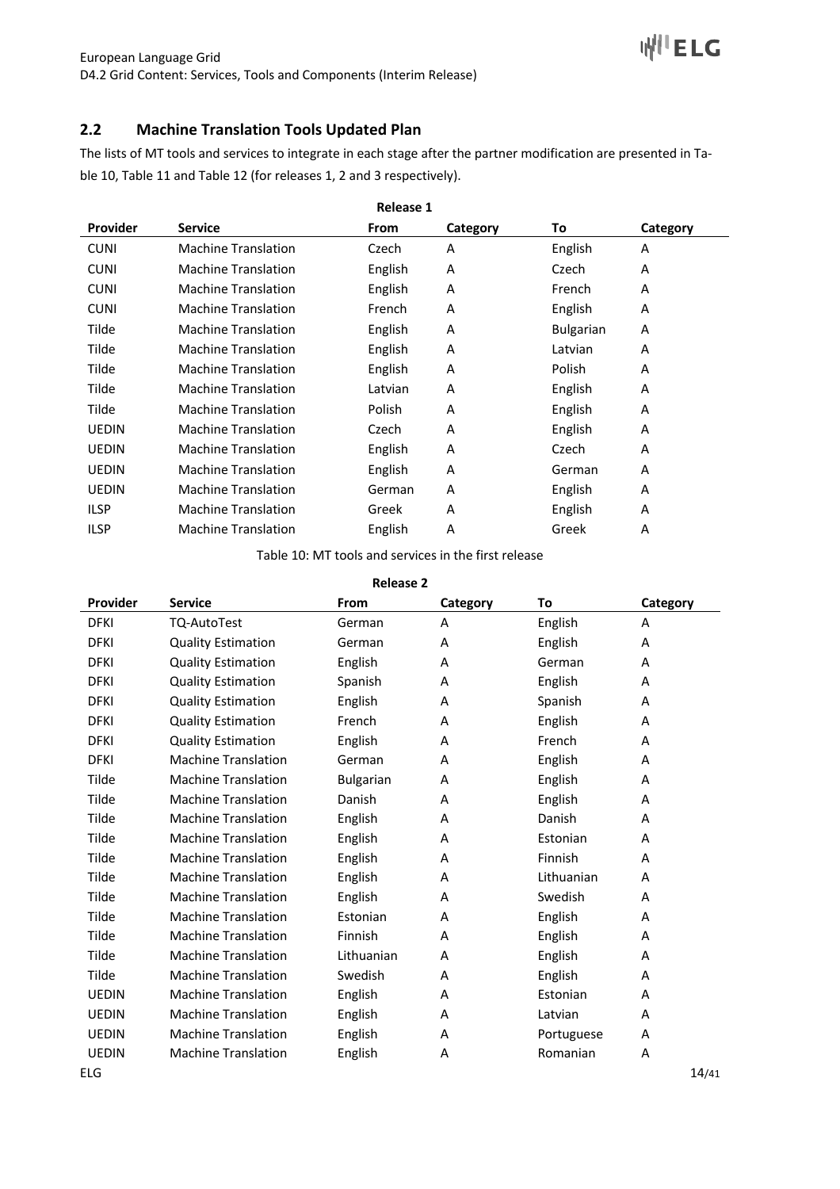## 2.2 Machine Translation Tools Updated Plan

The lists of MT tools and services to integrate in each stage after the partner modification are presented in Table 10, Table 11 and Table 12 (for releases 1, 2 and 3 respectively).

**Release 1**

| Provider | Service | From | Category | To | Category |
|---|---|---|---|---|---|
| CUNI | Machine Translation | Czech | A | English | A |
| CUNI | Machine Translation | English | A | Czech | A |
| CUNI | Machine Translation | English | A | French | A |
| CUNI | Machine Translation | French | A | English | A |
| Tilde | Machine Translation | English | A | Bulgarian | A |
| Tilde | Machine Translation | English | A | Latvian | A |
| Tilde | Machine Translation | English | A | Polish | A |
| Tilde | Machine Translation | Latvian | A | English | A |
| Tilde | Machine Translation | Polish | A | English | A |
| UEDIN | Machine Translation | Czech | A | English | A |
| UEDIN | Machine Translation | English | A | Czech | A |
| UEDIN | Machine Translation | English | A | German | A |
| UEDIN | Machine Translation | German | A | English | A |
| ILSP | Machine Translation | Greek | A | English | A |
| ILSP | Machine Translation | English | A | Greek | A |

Table 10: MT tools and services in the first release

**Release 2**

| Provider | Service | From | Category | To | Category |
|---|---|---|---|---|---|
| DFKI | TQ-AutoTest | German | A | English | A |
| DFKI | Quality Estimation | German | A | English | A |
| DFKI | Quality Estimation | English | A | German | A |
| DFKI | Quality Estimation | Spanish | A | English | A |
| DFKI | Quality Estimation | English | A | Spanish | A |
| DFKI | Quality Estimation | French | A | English | A |
| DFKI | Quality Estimation | English | A | French | A |
| DFKI | Machine Translation | German | A | English | A |
| Tilde | Machine Translation | Bulgarian | A | English | A |
| Tilde | Machine Translation | Danish | A | English | A |
| Tilde | Machine Translation | English | A | Danish | A |
| Tilde | Machine Translation | English | A | Estonian | A |
| Tilde | Machine Translation | English | A | Finnish | A |
| Tilde | Machine Translation | English | A | Lithuanian | A |
| Tilde | Machine Translation | English | A | Swedish | A |
| Tilde | Machine Translation | Estonian | A | English | A |
| Tilde | Machine Translation | Finnish | A | English | A |
| Tilde | Machine Translation | Lithuanian | A | English | A |
| Tilde | Machine Translation | Swedish | A | English | A |
| UEDIN | Machine Translation | English | A | Estonian | A |
| UEDIN | Machine Translation | English | A | Latvian | A |
| UEDIN | Machine Translation | English | A | Portuguese | A |
| UEDIN | Machine Translation | English | A | Romanian | A |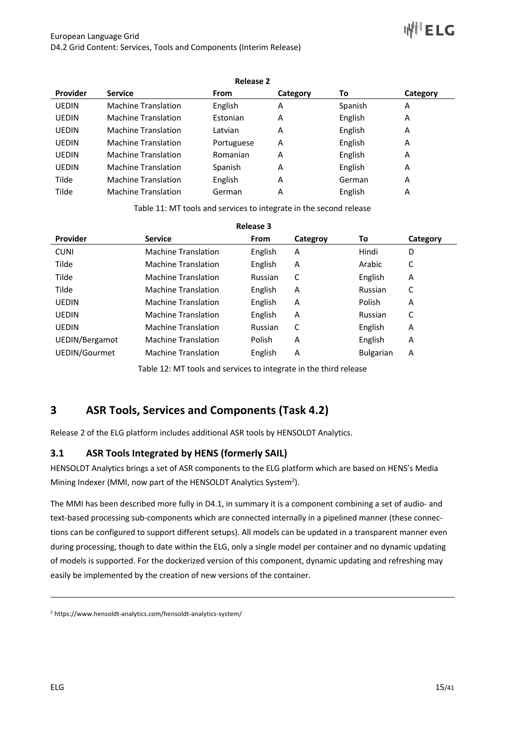**Release 2**

| Provider | Service | From | Category | To | Category |
|---|---|---|---|---|---|
| UEDIN | Machine Translation | English | A | Spanish | A |
| UEDIN | Machine Translation | Estonian | A | English | A |
| UEDIN | Machine Translation | Latvian | A | English | A |
| UEDIN | Machine Translation | Portuguese | A | English | A |
| UEDIN | Machine Translation | Romanian | A | English | A |
| UEDIN | Machine Translation | Spanish | A | English | A |
| Tilde | Machine Translation | English | A | German | A |
| Tilde | Machine Translation | German | A | English | A |

Table 11: MT tools and services to integrate in the second release

**Release 3**

| Provider | Service | From | Categroy | To | Category |
|---|---|---|---|---|---|
| CUNI | Machine Translation | English | A | Hindi | D |
| Tilde | Machine Translation | English | A | Arabic | C |
| Tilde | Machine Translation | Russian | C | English | A |
| Tilde | Machine Translation | English | A | Russian | C |
| UEDIN | Machine Translation | English | A | Polish | A |
| UEDIN | Machine Translation | English | A | Russian | C |
| UEDIN | Machine Translation | Russian | C | English | A |
| UEDIN/Bergamot | Machine Translation | Polish | A | English | A |
| UEDIN/Gourmet | Machine Translation | English | A | Bulgarian | A |

Table 12: MT tools and services to integrate in the third release

# 3 ASR Tools, Services and Components (Task 4.2)

Release 2 of the ELG platform includes additional ASR tools by HENSOLDT Analytics.

## 3.1 ASR Tools Integrated by HENS (formerly SAIL)

HENSOLDT Analytics brings a set of ASR components to the ELG platform which are based on HENS's Media Mining Indexer (MMI, now part of the HENSOLDT Analytics System[2]).

The MMI has been described more fully in D4.1, in summary it is a component combining a set of audio- and text-based processing sub-components which are connected internally in a pipelined manner (these connections can be configured to support different setups). All models can be updated in a transparent manner even during processing, though to date within the ELG, only a single model per container and no dynamic updating of models is supported. For the dockerized version of this component, dynamic updating and refreshing may easily be implemented by the creation of new versions of the container.

[2] https://www.hensoldt-analytics.com/hensoldt-analytics-system/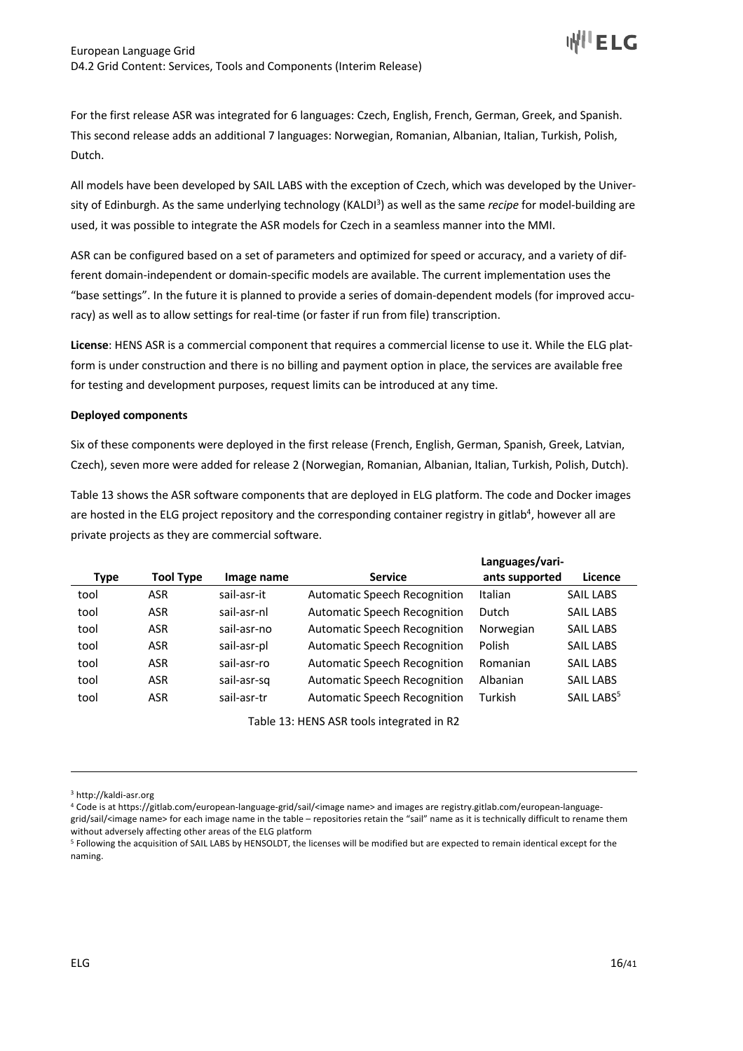For the first release ASR was integrated for 6 languages: Czech, English, French, German, Greek, and Spanish. This second release adds an additional 7 languages: Norwegian, Romanian, Albanian, Italian, Turkish, Polish, Dutch.

All models have been developed by SAIL LABS with the exception of Czech, which was developed by the University of Edinburgh. As the same underlying technology (KALDI[3]) as well as the same *recipe* for model-building are used, it was possible to integrate the ASR models for Czech in a seamless manner into the MMI.

ASR can be configured based on a set of parameters and optimized for speed or accuracy, and a variety of different domain-independent or domain-specific models are available. The current implementation uses the "base settings". In the future it is planned to provide a series of domain-dependent models (for improved accuracy) as well as to allow settings for real-time (or faster if run from file) transcription.

**License**: HENS ASR is a commercial component that requires a commercial license to use it. While the ELG platform is under construction and there is no billing and payment option in place, the services are available free for testing and development purposes, request limits can be introduced at any time.

**Deployed components**

Six of these components were deployed in the first release (French, English, German, Spanish, Greek, Latvian, Czech), seven more were added for release 2 (Norwegian, Romanian, Albanian, Italian, Turkish, Polish, Dutch).

Table 13 shows the ASR software components that are deployed in ELG platform. The code and Docker images are hosted in the ELG project repository and the corresponding container registry in gitlab[4], however all are private projects as they are commercial software.

| Type | Tool Type | Image name | Service | Languages/variants supported | Licence |
|---|---|---|---|---|---|
| tool | ASR | sail-asr-it | Automatic Speech Recognition | Italian | SAIL LABS |
| tool | ASR | sail-asr-nl | Automatic Speech Recognition | Dutch | SAIL LABS |
| tool | ASR | sail-asr-no | Automatic Speech Recognition | Norwegian | SAIL LABS |
| tool | ASR | sail-asr-pl | Automatic Speech Recognition | Polish | SAIL LABS |
| tool | ASR | sail-asr-ro | Automatic Speech Recognition | Romanian | SAIL LABS |
| tool | ASR | sail-asr-sq | Automatic Speech Recognition | Albanian | SAIL LABS |
| tool | ASR | sail-asr-tr | Automatic Speech Recognition | Turkish | SAIL LABS[5] |

Table 13: HENS ASR tools integrated in R2

---

[3] http://kaldi-asr.org

[4] Code is at https://gitlab.com/european-language-grid/sail/<image name> and images are registry.gitlab.com/european-language-grid/sail/<image name> for each image name in the table – repositories retain the "sail" name as it is technically difficult to rename them without adversely affecting other areas of the ELG platform

[5] Following the acquisition of SAIL LABS by HENSOLDT, the licenses will be modified but are expected to remain identical except for the naming.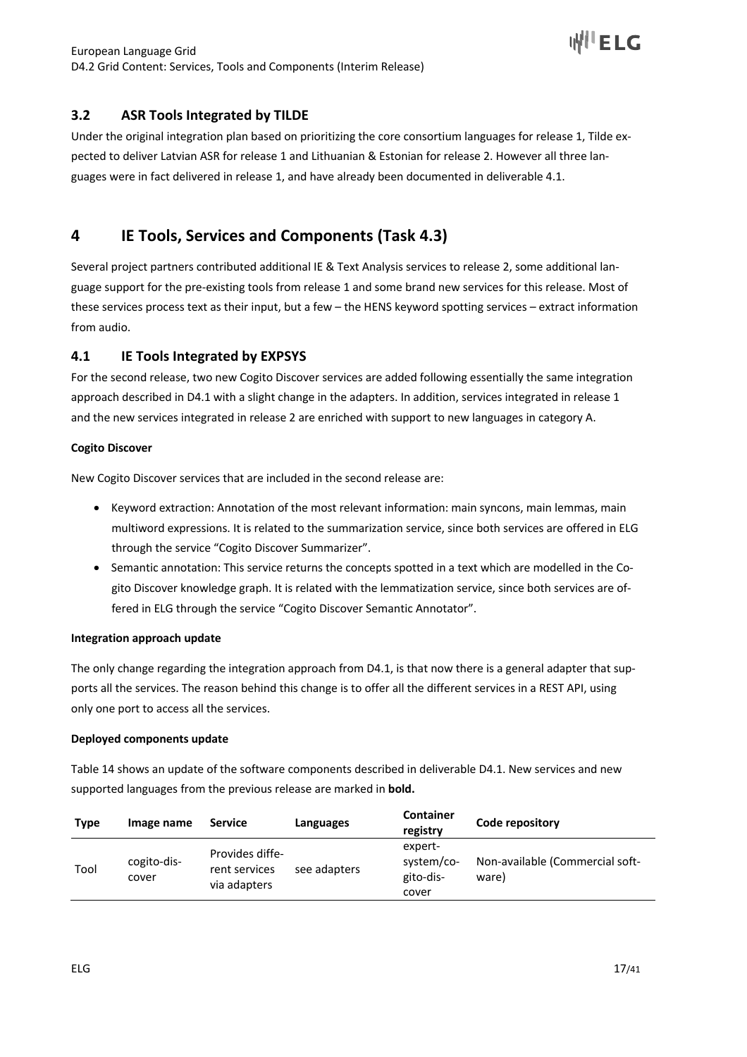## 3.2 ASR Tools Integrated by TILDE

Under the original integration plan based on prioritizing the core consortium languages for release 1, Tilde expected to deliver Latvian ASR for release 1 and Lithuanian & Estonian for release 2. However all three languages were in fact delivered in release 1, and have already been documented in deliverable 4.1.

# 4 IE Tools, Services and Components (Task 4.3)

Several project partners contributed additional IE & Text Analysis services to release 2, some additional language support for the pre-existing tools from release 1 and some brand new services for this release. Most of these services process text as their input, but a few – the HENS keyword spotting services – extract information from audio.

## 4.1 IE Tools Integrated by EXPSYS

For the second release, two new Cogito Discover services are added following essentially the same integration approach described in D4.1 with a slight change in the adapters. In addition, services integrated in release 1 and the new services integrated in release 2 are enriched with support to new languages in category A.

**Cogito Discover**

New Cogito Discover services that are included in the second release are:

- Keyword extraction: Annotation of the most relevant information: main syncons, main lemmas, main multiword expressions. It is related to the summarization service, since both services are offered in ELG through the service "Cogito Discover Summarizer".
- Semantic annotation: This service returns the concepts spotted in a text which are modelled in the Cogito Discover knowledge graph. It is related with the lemmatization service, since both services are offered in ELG through the service "Cogito Discover Semantic Annotator".

**Integration approach update**

The only change regarding the integration approach from D4.1, is that now there is a general adapter that supports all the services. The reason behind this change is to offer all the different services in a REST API, using only one port to access all the services.

**Deployed components update**

Table 14 shows an update of the software components described in deliverable D4.1. New services and new supported languages from the previous release are marked in **bold.**

| Type | Image name | Service | Languages | Container registry | Code repository |
|---|---|---|---|---|---|
| Tool | cogito-discover | Provides different services via adapters | see adapters | expert-system/cogito-discover | Non-available (Commercial software) |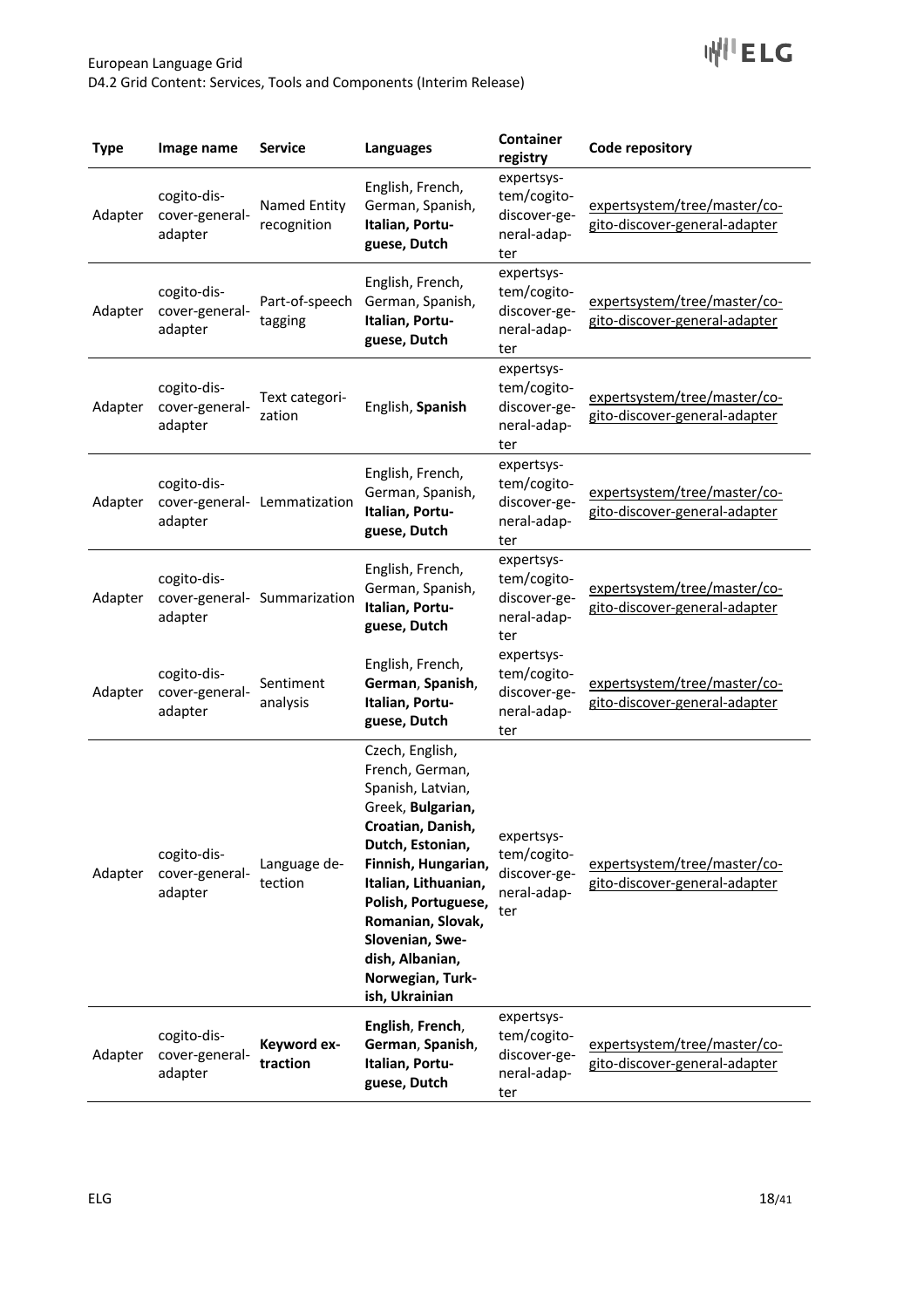| Type | Image name | Service | Languages | Container registry | Code repository |
|---|---|---|---|---|---|
| Adapter | cogito-discover-general-adapter | Named Entity recognition | English, French, German, Spanish, **Italian, Portuguese, Dutch** | expertsystem/cogito-discover-general-adapter | expertsystem/tree/master/cogito-discover-general-adapter |
| Adapter | cogito-discover-general-adapter | Part-of-speech tagging | English, French, German, Spanish, **Italian, Portuguese, Dutch** | expertsystem/cogito-discover-general-adapter | expertsystem/tree/master/cogito-discover-general-adapter |
| Adapter | cogito-discover-general-adapter | Text categorization | English, **Spanish** | expertsystem/cogito-discover-general-adapter | expertsystem/tree/master/cogito-discover-general-adapter |
| Adapter | cogito-discover-general-adapter | Lemmatization | English, French, German, Spanish, **Italian, Portuguese, Dutch** | expertsystem/cogito-discover-general-adapter | expertsystem/tree/master/cogito-discover-general-adapter |
| Adapter | cogito-discover-general-adapter | Summarization | English, French, German, Spanish, **Italian, Portuguese, Dutch** | expertsystem/cogito-discover-general-adapter | expertsystem/tree/master/cogito-discover-general-adapter |
| Adapter | cogito-discover-general-adapter | Sentiment analysis | English, French, **German**, **Spanish**, **Italian, Portuguese, Dutch** | expertsystem/cogito-discover-general-adapter | expertsystem/tree/master/cogito-discover-general-adapter |
| Adapter | cogito-discover-general-adapter | Language detection | Czech, English, French, German, Spanish, Latvian, Greek, **Bulgarian, Croatian, Danish, Dutch, Estonian, Finnish, Hungarian, Italian, Lithuanian, Polish, Portuguese, Romanian, Slovak, Slovenian, Swedish, Albanian, Norwegian, Turkish, Ukrainian** | expertsystem/cogito-discover-general-adapter | expertsystem/tree/master/cogito-discover-general-adapter |
| Adapter | cogito-discover-general-adapter | **Keyword extraction** | **English**, **French**, **German**, **Spanish**, **Italian, Portuguese, Dutch** | expertsystem/cogito-discover-general-adapter | expertsystem/tree/master/cogito-discover-general-adapter |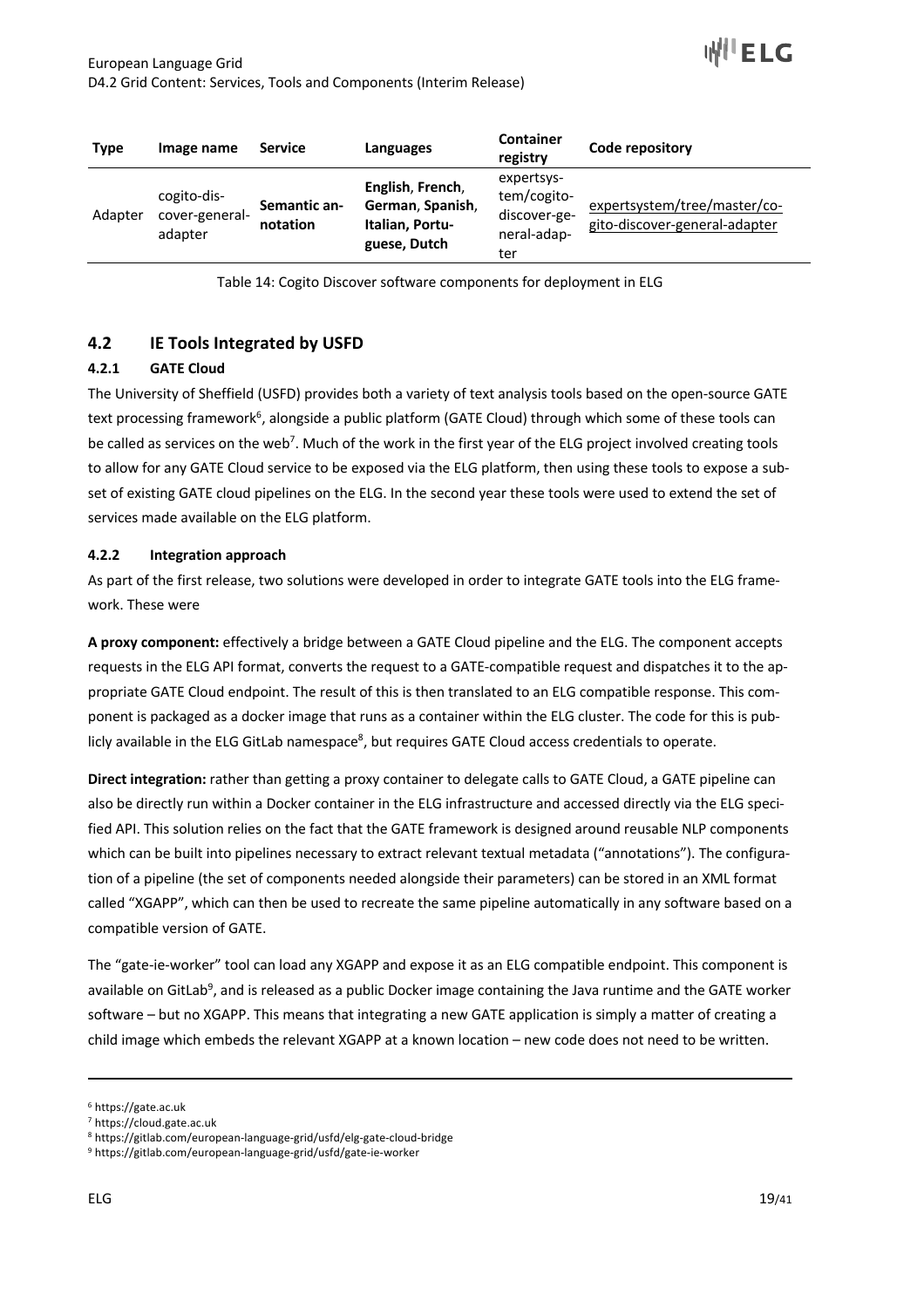| Type | Image name | Service | Languages | Container registry | Code repository |
|---|---|---|---|---|---|
| Adapter | cogito-discover-general-adapter | **Semantic annotation** | **English**, **French**, **German**, **Spanish**, **Italian, Portuguese, Dutch** | expertsystem/cogito-discover-general-adapter | expertsystem/tree/master/cogito-discover-general-adapter |

Table 14: Cogito Discover software components for deployment in ELG

## 4.2 IE Tools Integrated by USFD

### 4.2.1 GATE Cloud

The University of Sheffield (USFD) provides both a variety of text analysis tools based on the open-source GATE text processing framework[6], alongside a public platform (GATE Cloud) through which some of these tools can be called as services on the web[7]. Much of the work in the first year of the ELG project involved creating tools to allow for any GATE Cloud service to be exposed via the ELG platform, then using these tools to expose a subset of existing GATE cloud pipelines on the ELG. In the second year these tools were used to extend the set of services made available on the ELG platform.

### 4.2.2 Integration approach

As part of the first release, two solutions were developed in order to integrate GATE tools into the ELG framework. These were

**A proxy component:** effectively a bridge between a GATE Cloud pipeline and the ELG. The component accepts requests in the ELG API format, converts the request to a GATE-compatible request and dispatches it to the appropriate GATE Cloud endpoint. The result of this is then translated to an ELG compatible response. This component is packaged as a docker image that runs as a container within the ELG cluster. The code for this is publicly available in the ELG GitLab namespace[8], but requires GATE Cloud access credentials to operate.

**Direct integration:** rather than getting a proxy container to delegate calls to GATE Cloud, a GATE pipeline can also be directly run within a Docker container in the ELG infrastructure and accessed directly via the ELG specified API. This solution relies on the fact that the GATE framework is designed around reusable NLP components which can be built into pipelines necessary to extract relevant textual metadata ("annotations"). The configuration of a pipeline (the set of components needed alongside their parameters) can be stored in an XML format called "XGAPP", which can then be used to recreate the same pipeline automatically in any software based on a compatible version of GATE.

The "gate-ie-worker" tool can load any XGAPP and expose it as an ELG compatible endpoint. This component is available on GitLab[9], and is released as a public Docker image containing the Java runtime and the GATE worker software – but no XGAPP. This means that integrating a new GATE application is simply a matter of creating a child image which embeds the relevant XGAPP at a known location – new code does not need to be written.

---

[6] https://gate.ac.uk

[7] https://cloud.gate.ac.uk

[8] https://gitlab.com/european-language-grid/usfd/elg-gate-cloud-bridge

[9] https://gitlab.com/european-language-grid/usfd/gate-ie-worker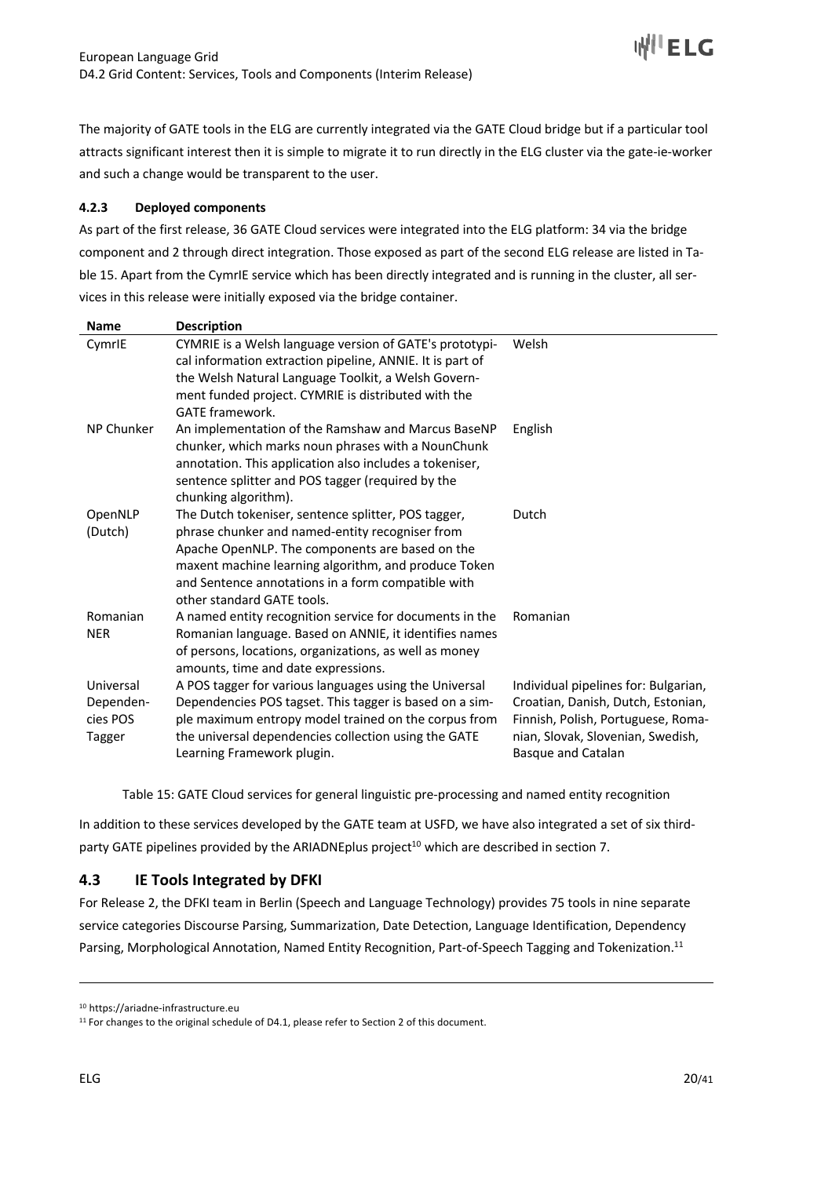The majority of GATE tools in the ELG are currently integrated via the GATE Cloud bridge but if a particular tool attracts significant interest then it is simple to migrate it to run directly in the ELG cluster via the gate-ie-worker and such a change would be transparent to the user.

### 4.2.3 Deployed components

As part of the first release, 36 GATE Cloud services were integrated into the ELG platform: 34 via the bridge component and 2 through direct integration. Those exposed as part of the second ELG release are listed in Table 15. Apart from the CymrIE service which has been directly integrated and is running in the cluster, all services in this release were initially exposed via the bridge container.

| Name | Description | |
|---|---|---|
| CymrIE | CYMRIE is a Welsh language version of GATE's prototypical information extraction pipeline, ANNIE. It is part of the Welsh Natural Language Toolkit, a Welsh Government funded project. CYMRIE is distributed with the GATE framework. | Welsh |
| NP Chunker | An implementation of the Ramshaw and Marcus BaseNP chunker, which marks noun phrases with a NounChunk annotation. This application also includes a tokeniser, sentence splitter and POS tagger (required by the chunking algorithm). | English |
| OpenNLP (Dutch) | The Dutch tokeniser, sentence splitter, POS tagger, phrase chunker and named-entity recogniser from Apache OpenNLP. The components are based on the maxent machine learning algorithm, and produce Token and Sentence annotations in a form compatible with other standard GATE tools. | Dutch |
| Romanian NER | A named entity recognition service for documents in the Romanian language. Based on ANNIE, it identifies names of persons, locations, organizations, as well as money amounts, time and date expressions. | Romanian |
| Universal Dependencies POS Tagger | A POS tagger for various languages using the Universal Dependencies POS tagset. This tagger is based on a simple maximum entropy model trained on the corpus from the universal dependencies collection using the GATE Learning Framework plugin. | Individual pipelines for: Bulgarian, Croatian, Danish, Dutch, Estonian, Finnish, Polish, Portuguese, Romanian, Slovak, Slovenian, Swedish, Basque and Catalan |

Table 15: GATE Cloud services for general linguistic pre-processing and named entity recognition

In addition to these services developed by the GATE team at USFD, we have also integrated a set of six third-party GATE pipelines provided by the ARIADNEplus project[10] which are described in section 7.

## 4.3 IE Tools Integrated by DFKI

For Release 2, the DFKI team in Berlin (Speech and Language Technology) provides 75 tools in nine separate service categories Discourse Parsing, Summarization, Date Detection, Language Identification, Dependency Parsing, Morphological Annotation, Named Entity Recognition, Part-of-Speech Tagging and Tokenization.[11]

[10] https://ariadne-infrastructure.eu

[11] For changes to the original schedule of D4.1, please refer to Section 2 of this document.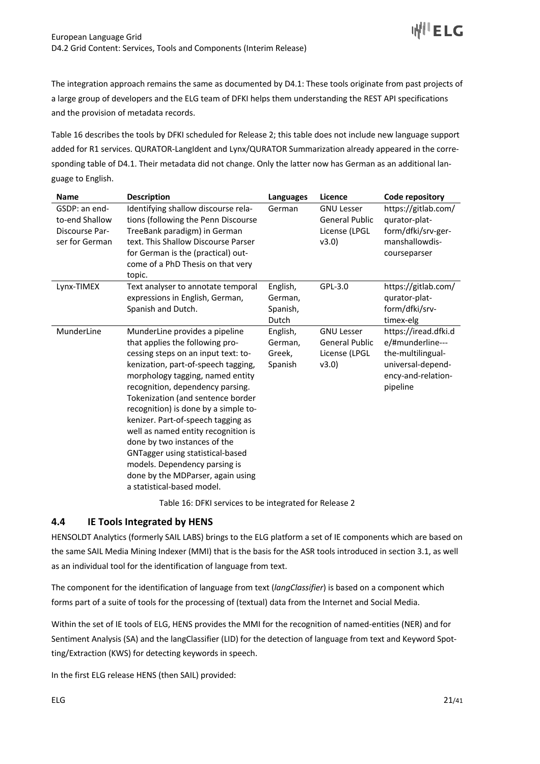The integration approach remains the same as documented by D4.1: These tools originate from past projects of a large group of developers and the ELG team of DFKI helps them understanding the REST API specifications and the provision of metadata records.

Table 16 describes the tools by DFKI scheduled for Release 2; this table does not include new language support added for R1 services. QURATOR-LangIdent and Lynx/QURATOR Summarization already appeared in the corresponding table of D4.1. Their metadata did not change. Only the latter now has German as an additional language to English.

| Name | Description | Languages | Licence | Code repository |
|---|---|---|---|---|
| GSDP: an end-to-end Shallow Discourse Parser for German | Identifying shallow discourse relations (following the Penn Discourse TreeBank paradigm) in German text. This Shallow Discourse Parser for German is the (practical) outcome of a PhD Thesis on that very topic. | German | GNU Lesser General Public License (LPGL v3.0) | https://gitlab.com/qurator-platform/dfki/srv-germanshallowdiscourseparser |
| Lynx-TIMEX | Text analyser to annotate temporal expressions in English, German, Spanish and Dutch. | English, German, Spanish, Dutch | GPL-3.0 | https://gitlab.com/qurator-platform/dfki/srv-timex-elg |
| MunderLine | MunderLine provides a pipeline that applies the following processing steps on an input text: tokenization, part-of-speech tagging, morphology tagging, named entity recognition, dependency parsing. Tokenization (and sentence border recognition) is done by a simple tokenizer. Part-of-speech tagging as well as named entity recognition is done by two instances of the GNTagger using statistical-based models. Dependency parsing is done by the MDParser, again using a statistical-based model. | English, German, Greek, Spanish | GNU Lesser General Public License (LPGL v3.0) | https://iread.dfki.de/#munderline---the-multilingual-universal-dependency-and-relation-pipeline |

Table 16: DFKI services to be integrated for Release 2

## 4.4 IE Tools Integrated by HENS

HENSOLDT Analytics (formerly SAIL LABS) brings to the ELG platform a set of IE components which are based on the same SAIL Media Mining Indexer (MMI) that is the basis for the ASR tools introduced in section 3.1, as well as an individual tool for the identification of language from text.

The component for the identification of language from text (*langClassifier*) is based on a component which forms part of a suite of tools for the processing of (textual) data from the Internet and Social Media.

Within the set of IE tools of ELG, HENS provides the MMI for the recognition of named-entities (NER) and for Sentiment Analysis (SA) and the langClassifier (LID) for the detection of language from text and Keyword Spotting/Extraction (KWS) for detecting keywords in speech.

In the first ELG release HENS (then SAIL) provided: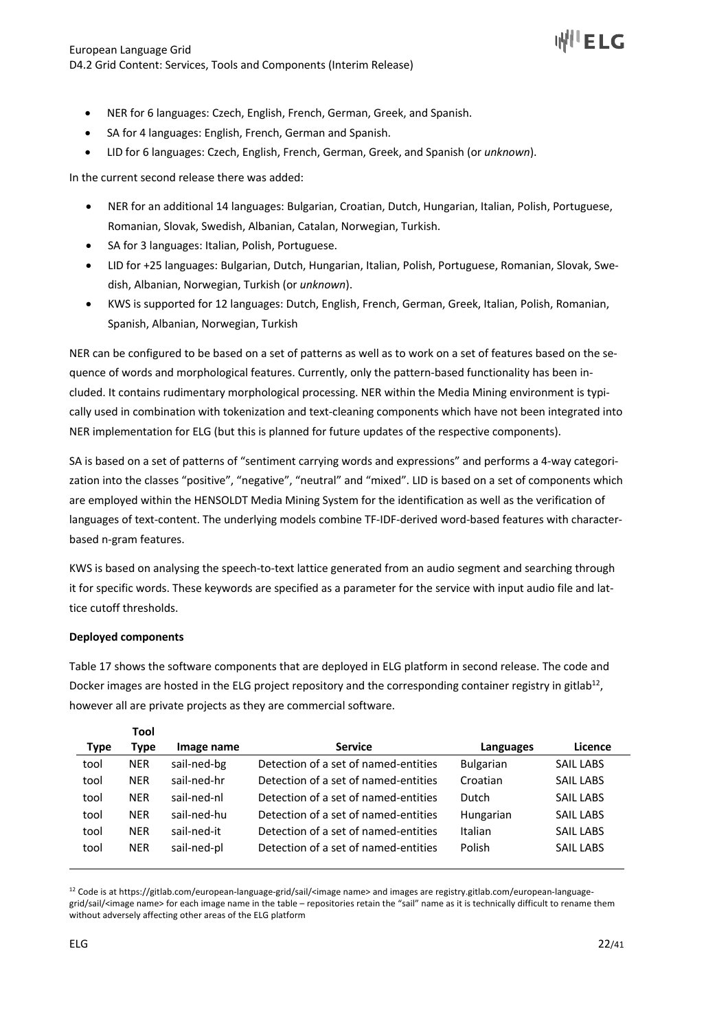- NER for 6 languages: Czech, English, French, German, Greek, and Spanish.
- SA for 4 languages: English, French, German and Spanish.
- LID for 6 languages: Czech, English, French, German, Greek, and Spanish (or *unknown*).

In the current second release there was added:

- NER for an additional 14 languages: Bulgarian, Croatian, Dutch, Hungarian, Italian, Polish, Portuguese, Romanian, Slovak, Swedish, Albanian, Catalan, Norwegian, Turkish.
- SA for 3 languages: Italian, Polish, Portuguese.
- LID for +25 languages: Bulgarian, Dutch, Hungarian, Italian, Polish, Portuguese, Romanian, Slovak, Swedish, Albanian, Norwegian, Turkish (or *unknown*).
- KWS is supported for 12 languages: Dutch, English, French, German, Greek, Italian, Polish, Romanian, Spanish, Albanian, Norwegian, Turkish

NER can be configured to be based on a set of patterns as well as to work on a set of features based on the sequence of words and morphological features. Currently, only the pattern-based functionality has been included. It contains rudimentary morphological processing. NER within the Media Mining environment is typically used in combination with tokenization and text-cleaning components which have not been integrated into NER implementation for ELG (but this is planned for future updates of the respective components).

SA is based on a set of patterns of "sentiment carrying words and expressions" and performs a 4-way categorization into the classes "positive", "negative", "neutral" and "mixed". LID is based on a set of components which are employed within the HENSOLDT Media Mining System for the identification as well as the verification of languages of text-content. The underlying models combine TF-IDF-derived word-based features with character-based n-gram features.

KWS is based on analysing the speech-to-text lattice generated from an audio segment and searching through it for specific words. These keywords are specified as a parameter for the service with input audio file and lattice cutoff thresholds.

**Deployed components**

Table 17 shows the software components that are deployed in ELG platform in second release. The code and Docker images are hosted in the ELG project repository and the corresponding container registry in gitlab[12], however all are private projects as they are commercial software.

| Type | Tool Type | Image name | Service | Languages | Licence |
|---|---|---|---|---|---|
| tool | NER | sail-ned-bg | Detection of a set of named-entities | Bulgarian | SAIL LABS |
| tool | NER | sail-ned-hr | Detection of a set of named-entities | Croatian | SAIL LABS |
| tool | NER | sail-ned-nl | Detection of a set of named-entities | Dutch | SAIL LABS |
| tool | NER | sail-ned-hu | Detection of a set of named-entities | Hungarian | SAIL LABS |
| tool | NER | sail-ned-it | Detection of a set of named-entities | Italian | SAIL LABS |
| tool | NER | sail-ned-pl | Detection of a set of named-entities | Polish | SAIL LABS |

[12] Code is at https://gitlab.com/european-language-grid/sail/<image name> and images are registry.gitlab.com/european-language-grid/sail/<image name> for each image name in the table – repositories retain the "sail" name as it is technically difficult to rename them without adversely affecting other areas of the ELG platform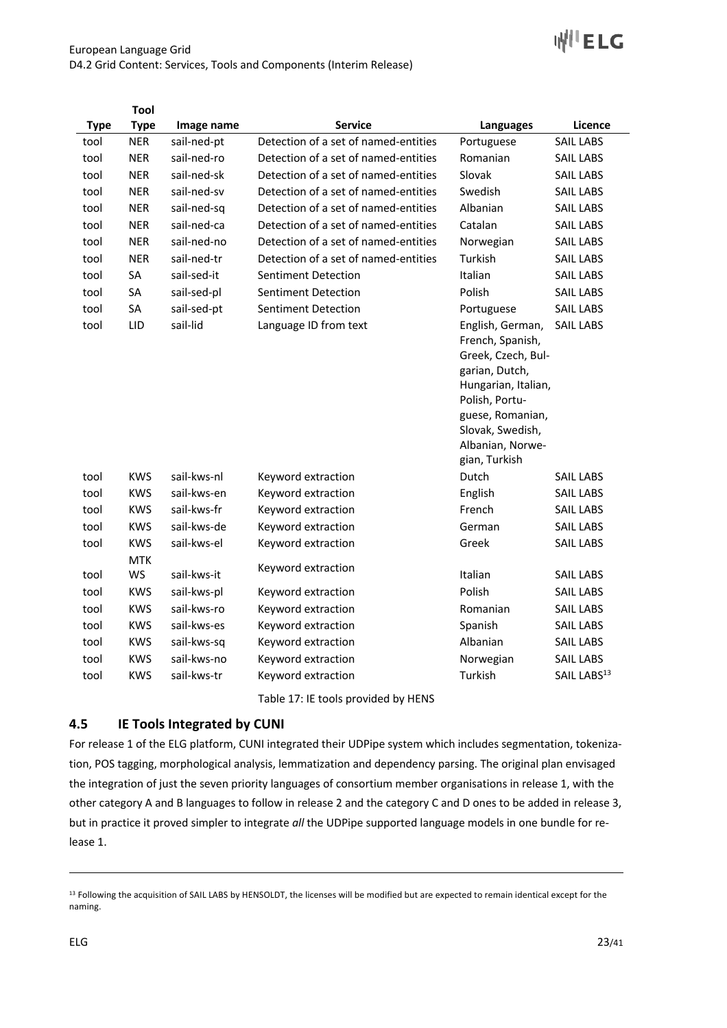| Type | Tool Type | Image name | Service | Languages | Licence |
|---|---|---|---|---|---|
| tool | NER | sail-ned-pt | Detection of a set of named-entities | Portuguese | SAIL LABS |
| tool | NER | sail-ned-ro | Detection of a set of named-entities | Romanian | SAIL LABS |
| tool | NER | sail-ned-sk | Detection of a set of named-entities | Slovak | SAIL LABS |
| tool | NER | sail-ned-sv | Detection of a set of named-entities | Swedish | SAIL LABS |
| tool | NER | sail-ned-sq | Detection of a set of named-entities | Albanian | SAIL LABS |
| tool | NER | sail-ned-ca | Detection of a set of named-entities | Catalan | SAIL LABS |
| tool | NER | sail-ned-no | Detection of a set of named-entities | Norwegian | SAIL LABS |
| tool | NER | sail-ned-tr | Detection of a set of named-entities | Turkish | SAIL LABS |
| tool | SA | sail-sed-it | Sentiment Detection | Italian | SAIL LABS |
| tool | SA | sail-sed-pl | Sentiment Detection | Polish | SAIL LABS |
| tool | SA | sail-sed-pt | Sentiment Detection | Portuguese | SAIL LABS |
| tool | LID | sail-lid | Language ID from text | English, German, French, Spanish, Greek, Czech, Bulgarian, Dutch, Hungarian, Italian, Polish, Portuguese, Romanian, Slovak, Swedish, Albanian, Norwegian, Turkish | SAIL LABS |
| tool | KWS | sail-kws-nl | Keyword extraction | Dutch | SAIL LABS |
| tool | KWS | sail-kws-en | Keyword extraction | English | SAIL LABS |
| tool | KWS | sail-kws-fr | Keyword extraction | French | SAIL LABS |
| tool | KWS | sail-kws-de | Keyword extraction | German | SAIL LABS |
| tool | KWS | sail-kws-el | Keyword extraction | Greek | SAIL LABS |
| tool | MTK WS | sail-kws-it | Keyword extraction | Italian | SAIL LABS |
| tool | KWS | sail-kws-pl | Keyword extraction | Polish | SAIL LABS |
| tool | KWS | sail-kws-ro | Keyword extraction | Romanian | SAIL LABS |
| tool | KWS | sail-kws-es | Keyword extraction | Spanish | SAIL LABS |
| tool | KWS | sail-kws-sq | Keyword extraction | Albanian | SAIL LABS |
| tool | KWS | sail-kws-no | Keyword extraction | Norwegian | SAIL LABS |
| tool | KWS | sail-kws-tr | Keyword extraction | Turkish | SAIL LABS[13] |

Table 17: IE tools provided by HENS

## 4.5 IE Tools Integrated by CUNI

For release 1 of the ELG platform, CUNI integrated their UDPipe system which includes segmentation, tokenization, POS tagging, morphological analysis, lemmatization and dependency parsing. The original plan envisaged the integration of just the seven priority languages of consortium member organisations in release 1, with the other category A and B languages to follow in release 2 and the category C and D ones to be added in release 3, but in practice it proved simpler to integrate *all* the UDPipe supported language models in one bundle for release 1.

[13] Following the acquisition of SAIL LABS by HENSOLDT, the licenses will be modified but are expected to remain identical except for the naming.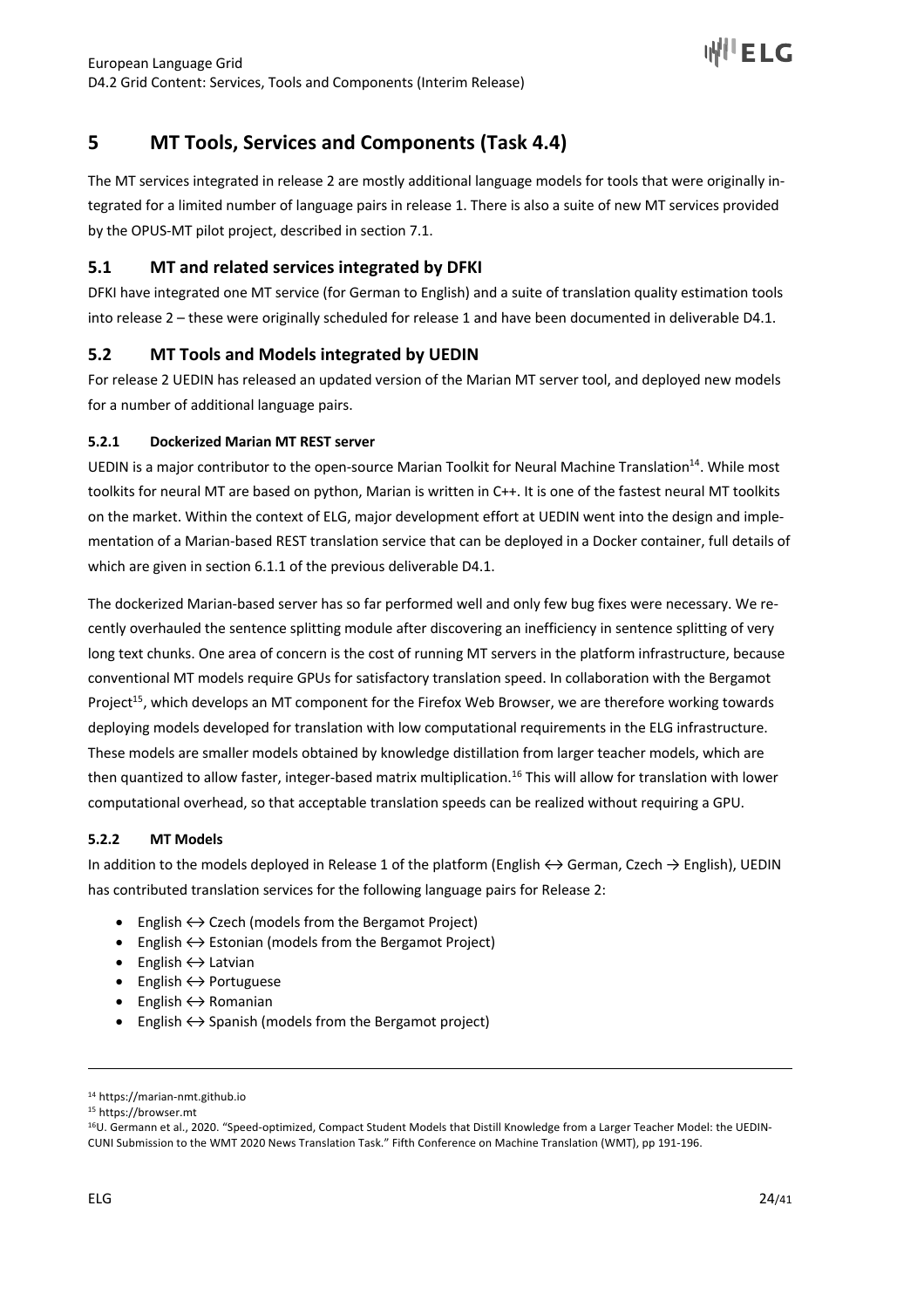# 5 MT Tools, Services and Components (Task 4.4)

The MT services integrated in release 2 are mostly additional language models for tools that were originally integrated for a limited number of language pairs in release 1. There is also a suite of new MT services provided by the OPUS-MT pilot project, described in section 7.1.

## 5.1 MT and related services integrated by DFKI

DFKI have integrated one MT service (for German to English) and a suite of translation quality estimation tools into release 2 – these were originally scheduled for release 1 and have been documented in deliverable D4.1.

## 5.2 MT Tools and Models integrated by UEDIN

For release 2 UEDIN has released an updated version of the Marian MT server tool, and deployed new models for a number of additional language pairs.

### 5.2.1 Dockerized Marian MT REST server

UEDIN is a major contributor to the open-source Marian Toolkit for Neural Machine Translation[14]. While most toolkits for neural MT are based on python, Marian is written in C++. It is one of the fastest neural MT toolkits on the market. Within the context of ELG, major development effort at UEDIN went into the design and implementation of a Marian-based REST translation service that can be deployed in a Docker container, full details of which are given in section 6.1.1 of the previous deliverable D4.1.

The dockerized Marian-based server has so far performed well and only few bug fixes were necessary. We recently overhauled the sentence splitting module after discovering an inefficiency in sentence splitting of very long text chunks. One area of concern is the cost of running MT servers in the platform infrastructure, because conventional MT models require GPUs for satisfactory translation speed. In collaboration with the Bergamot Project[15], which develops an MT component for the Firefox Web Browser, we are therefore working towards deploying models developed for translation with low computational requirements in the ELG infrastructure. These models are smaller models obtained by knowledge distillation from larger teacher models, which are then quantized to allow faster, integer-based matrix multiplication.[16] This will allow for translation with lower computational overhead, so that acceptable translation speeds can be realized without requiring a GPU.

### 5.2.2 MT Models

In addition to the models deployed in Release 1 of the platform (English ↔ German, Czech → English), UEDIN has contributed translation services for the following language pairs for Release 2:

- English ↔ Czech (models from the Bergamot Project)
- English ↔ Estonian (models from the Bergamot Project)
- English ↔ Latvian
- English ↔ Portuguese
- English ↔ Romanian
- English ↔ Spanish (models from the Bergamot project)

---

[14] https://marian-nmt.github.io

[15] https://browser.mt

[16] U. Germann et al., 2020. "Speed-optimized, Compact Student Models that Distill Knowledge from a Larger Teacher Model: the UEDIN-CUNI Submission to the WMT 2020 News Translation Task." Fifth Conference on Machine Translation (WMT), pp 191-196.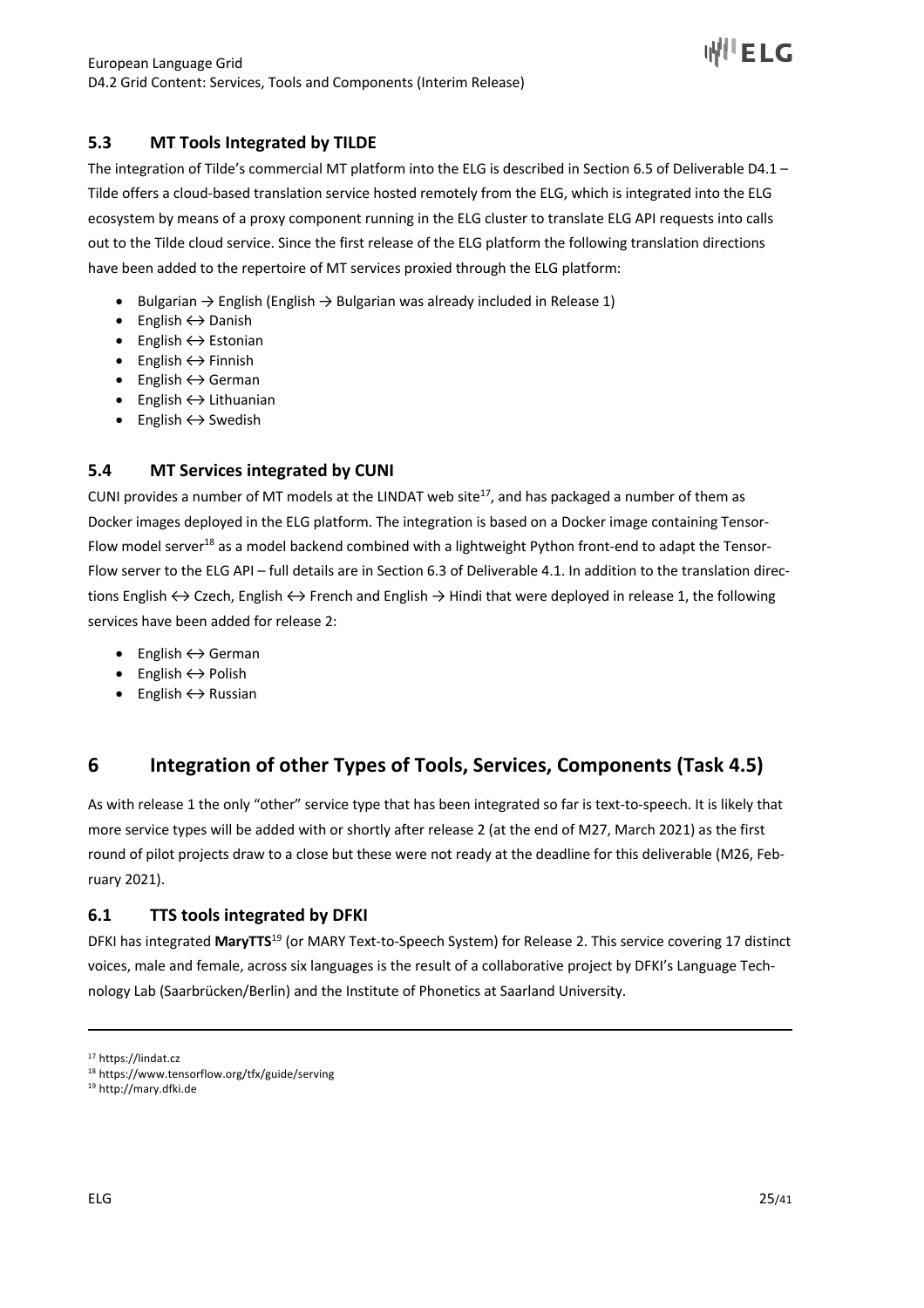## 5.3 MT Tools Integrated by TILDE

The integration of Tilde's commercial MT platform into the ELG is described in Section 6.5 of Deliverable D4.1 – Tilde offers a cloud-based translation service hosted remotely from the ELG, which is integrated into the ELG ecosystem by means of a proxy component running in the ELG cluster to translate ELG API requests into calls out to the Tilde cloud service. Since the first release of the ELG platform the following translation directions have been added to the repertoire of MT services proxied through the ELG platform:

- Bulgarian → English (English → Bulgarian was already included in Release 1)
- English ↔ Danish
- English ↔ Estonian
- English ↔ Finnish
- English ↔ German
- English ↔ Lithuanian
- English ↔ Swedish

## 5.4 MT Services integrated by CUNI

CUNI provides a number of MT models at the LINDAT web site[17], and has packaged a number of them as Docker images deployed in the ELG platform. The integration is based on a Docker image containing TensorFlow model server[18] as a model backend combined with a lightweight Python front-end to adapt the TensorFlow server to the ELG API – full details are in Section 6.3 of Deliverable 4.1. In addition to the translation directions English ↔ Czech, English ↔ French and English → Hindi that were deployed in release 1, the following services have been added for release 2:

- English ↔ German
- English ↔ Polish
- English ↔ Russian

# 6 Integration of other Types of Tools, Services, Components (Task 4.5)

As with release 1 the only "other" service type that has been integrated so far is text-to-speech. It is likely that more service types will be added with or shortly after release 2 (at the end of M27, March 2021) as the first round of pilot projects draw to a close but these were not ready at the deadline for this deliverable (M26, February 2021).

## 6.1 TTS tools integrated by DFKI

DFKI has integrated **MaryTTS**[19] (or MARY Text-to-Speech System) for Release 2. This service covering 17 distinct voices, male and female, across six languages is the result of a collaborative project by DFKI's Language Technology Lab (Saarbrücken/Berlin) and the Institute of Phonetics at Saarland University.

---

[17] https://lindat.cz

[18] https://www.tensorflow.org/tfx/guide/serving

[19] http://mary.dfki.de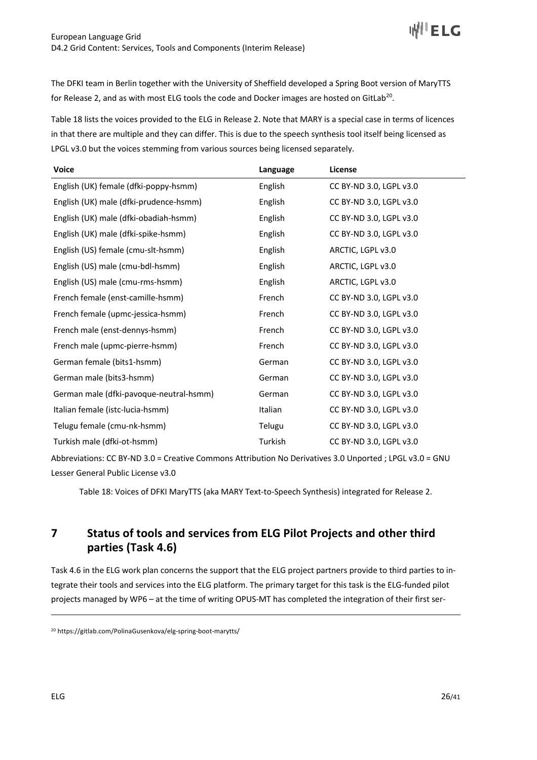The DFKI team in Berlin together with the University of Sheffield developed a Spring Boot version of MaryTTS for Release 2, and as with most ELG tools the code and Docker images are hosted on GitLab[20].

Table 18 lists the voices provided to the ELG in Release 2. Note that MARY is a special case in terms of licences in that there are multiple and they can differ. This is due to the speech synthesis tool itself being licensed as LPGL v3.0 but the voices stemming from various sources being licensed separately.

| Voice | Language | License |
|---|---|---|
| English (UK) female (dfki-poppy-hsmm) | English | CC BY-ND 3.0, LGPL v3.0 |
| English (UK) male (dfki-prudence-hsmm) | English | CC BY-ND 3.0, LGPL v3.0 |
| English (UK) male (dfki-obadiah-hsmm) | English | CC BY-ND 3.0, LGPL v3.0 |
| English (UK) male (dfki-spike-hsmm) | English | CC BY-ND 3.0, LGPL v3.0 |
| English (US) female (cmu-slt-hsmm) | English | ARCTIC, LGPL v3.0 |
| English (US) male (cmu-bdl-hsmm) | English | ARCTIC, LGPL v3.0 |
| English (US) male (cmu-rms-hsmm) | English | ARCTIC, LGPL v3.0 |
| French female (enst-camille-hsmm) | French | CC BY-ND 3.0, LGPL v3.0 |
| French female (upmc-jessica-hsmm) | French | CC BY-ND 3.0, LGPL v3.0 |
| French male (enst-dennys-hsmm) | French | CC BY-ND 3.0, LGPL v3.0 |
| French male (upmc-pierre-hsmm) | French | CC BY-ND 3.0, LGPL v3.0 |
| German female (bits1-hsmm) | German | CC BY-ND 3.0, LGPL v3.0 |
| German male (bits3-hsmm) | German | CC BY-ND 3.0, LGPL v3.0 |
| German male (dfki-pavoque-neutral-hsmm) | German | CC BY-ND 3.0, LGPL v3.0 |
| Italian female (istc-lucia-hsmm) | Italian | CC BY-ND 3.0, LGPL v3.0 |
| Telugu female (cmu-nk-hsmm) | Telugu | CC BY-ND 3.0, LGPL v3.0 |
| Turkish male (dfki-ot-hsmm) | Turkish | CC BY-ND 3.0, LGPL v3.0 |

Abbreviations: CC BY-ND 3.0 = Creative Commons Attribution No Derivatives 3.0 Unported ; LPGL v3.0 = GNU Lesser General Public License v3.0

Table 18: Voices of DFKI MaryTTS (aka MARY Text-to-Speech Synthesis) integrated for Release 2.

# 7 Status of tools and services from ELG Pilot Projects and other third parties (Task 4.6)

Task 4.6 in the ELG work plan concerns the support that the ELG project partners provide to third parties to integrate their tools and services into the ELG platform. The primary target for this task is the ELG-funded pilot projects managed by WP6 – at the time of writing OPUS-MT has completed the integration of their first ser-

[20] https://gitlab.com/PolinaGusenkova/elg-spring-boot-marytts/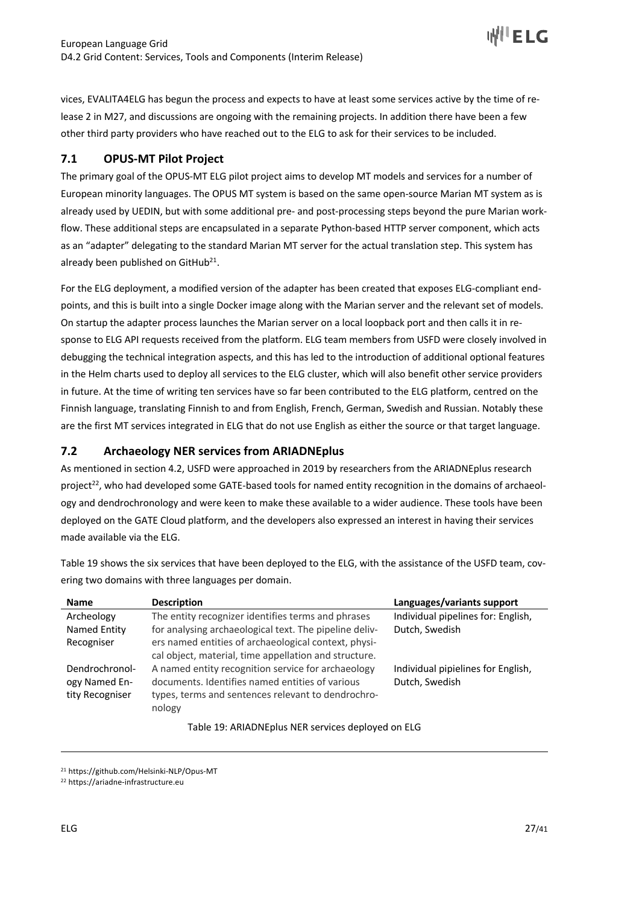vices, EVALITA4ELG has begun the process and expects to have at least some services active by the time of release 2 in M27, and discussions are ongoing with the remaining projects. In addition there have been a few other third party providers who have reached out to the ELG to ask for their services to be included.

## 7.1 OPUS-MT Pilot Project

The primary goal of the OPUS-MT ELG pilot project aims to develop MT models and services for a number of European minority languages. The OPUS MT system is based on the same open-source Marian MT system as is already used by UEDIN, but with some additional pre- and post-processing steps beyond the pure Marian workflow. These additional steps are encapsulated in a separate Python-based HTTP server component, which acts as an "adapter" delegating to the standard Marian MT server for the actual translation step. This system has already been published on GitHub[21].

For the ELG deployment, a modified version of the adapter has been created that exposes ELG-compliant endpoints, and this is built into a single Docker image along with the Marian server and the relevant set of models. On startup the adapter process launches the Marian server on a local loopback port and then calls it in response to ELG API requests received from the platform. ELG team members from USFD were closely involved in debugging the technical integration aspects, and this has led to the introduction of additional optional features in the Helm charts used to deploy all services to the ELG cluster, which will also benefit other service providers in future. At the time of writing ten services have so far been contributed to the ELG platform, centred on the Finnish language, translating Finnish to and from English, French, German, Swedish and Russian. Notably these are the first MT services integrated in ELG that do not use English as either the source or that target language.

## 7.2 Archaeology NER services from ARIADNEplus

As mentioned in section 4.2, USFD were approached in 2019 by researchers from the ARIADNEplus research project[22], who had developed some GATE-based tools for named entity recognition in the domains of archaeology and dendrochronology and were keen to make these available to a wider audience. These tools have been deployed on the GATE Cloud platform, and the developers also expressed an interest in having their services made available via the ELG.

Table 19 shows the six services that have been deployed to the ELG, with the assistance of the USFD team, covering two domains with three languages per domain.

| Name | Description | Languages/variants support |
|---|---|---|
| Archeology Named Entity Recogniser | The entity recognizer identifies terms and phrases for analysing archaeological text. The pipeline delivers named entities of archaeological context, physical object, material, time appellation and structure. | Individual pipelines for: English, Dutch, Swedish |
| Dendrochronology Named Entity Recogniser | A named entity recognition service for archaeology documents. Identifies named entities of various types, terms and sentences relevant to dendrochronology | Individual pipielines for English, Dutch, Swedish |

Table 19: ARIADNEplus NER services deployed on ELG

[21] https://github.com/Helsinki-NLP/Opus-MT

[22] https://ariadne-infrastructure.eu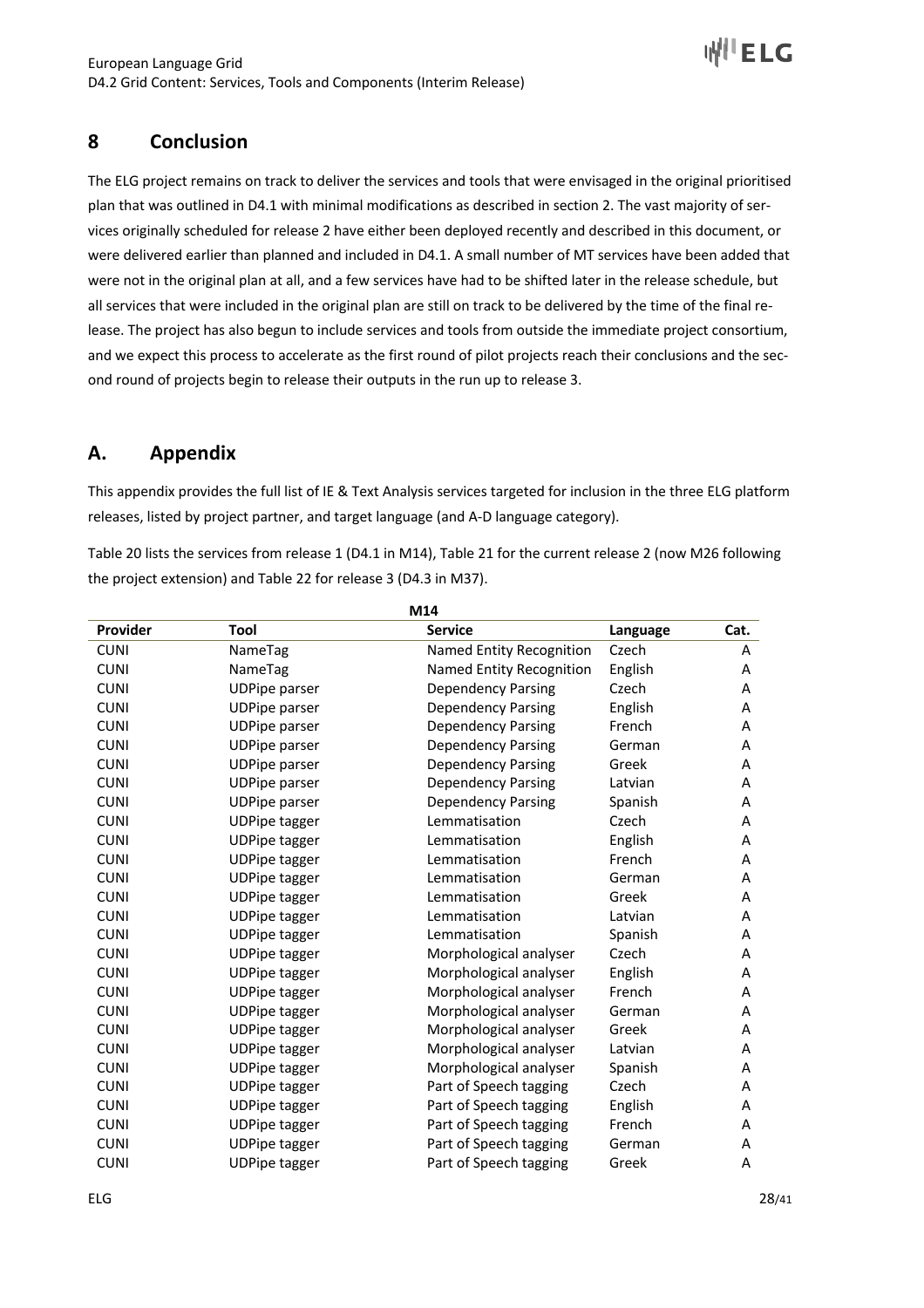## 8 Conclusion

The ELG project remains on track to deliver the services and tools that were envisaged in the original prioritised plan that was outlined in D4.1 with minimal modifications as described in section 2. The vast majority of services originally scheduled for release 2 have either been deployed recently and described in this document, or were delivered earlier than planned and included in D4.1. A small number of MT services have been added that were not in the original plan at all, and a few services have had to be shifted later in the release schedule, but all services that were included in the original plan are still on track to be delivered by the time of the final release. The project has also begun to include services and tools from outside the immediate project consortium, and we expect this process to accelerate as the first round of pilot projects reach their conclusions and the second round of projects begin to release their outputs in the run up to release 3.

## A. Appendix

This appendix provides the full list of IE & Text Analysis services targeted for inclusion in the three ELG platform releases, listed by project partner, and target language (and A-D language category).

Table 20 lists the services from release 1 (D4.1 in M14), Table 21 for the current release 2 (now M26 following the project extension) and Table 22 for release 3 (D4.3 in M37).

| M14 | | | | |
|---|---|---|---|---|
| **Provider** | **Tool** | **Service** | **Language** | **Cat.** |
| CUNI | NameTag | Named Entity Recognition | Czech | A |
| CUNI | NameTag | Named Entity Recognition | English | A |
| CUNI | UDPipe parser | Dependency Parsing | Czech | A |
| CUNI | UDPipe parser | Dependency Parsing | English | A |
| CUNI | UDPipe parser | Dependency Parsing | French | A |
| CUNI | UDPipe parser | Dependency Parsing | German | A |
| CUNI | UDPipe parser | Dependency Parsing | Greek | A |
| CUNI | UDPipe parser | Dependency Parsing | Latvian | A |
| CUNI | UDPipe parser | Dependency Parsing | Spanish | A |
| CUNI | UDPipe tagger | Lemmatisation | Czech | A |
| CUNI | UDPipe tagger | Lemmatisation | English | A |
| CUNI | UDPipe tagger | Lemmatisation | French | A |
| CUNI | UDPipe tagger | Lemmatisation | German | A |
| CUNI | UDPipe tagger | Lemmatisation | Greek | A |
| CUNI | UDPipe tagger | Lemmatisation | Latvian | A |
| CUNI | UDPipe tagger | Lemmatisation | Spanish | A |
| CUNI | UDPipe tagger | Morphological analyser | Czech | A |
| CUNI | UDPipe tagger | Morphological analyser | English | A |
| CUNI | UDPipe tagger | Morphological analyser | French | A |
| CUNI | UDPipe tagger | Morphological analyser | German | A |
| CUNI | UDPipe tagger | Morphological analyser | Greek | A |
| CUNI | UDPipe tagger | Morphological analyser | Latvian | A |
| CUNI | UDPipe tagger | Morphological analyser | Spanish | A |
| CUNI | UDPipe tagger | Part of Speech tagging | Czech | A |
| CUNI | UDPipe tagger | Part of Speech tagging | English | A |
| CUNI | UDPipe tagger | Part of Speech tagging | French | A |
| CUNI | UDPipe tagger | Part of Speech tagging | German | A |
| CUNI | UDPipe tagger | Part of Speech tagging | Greek | A |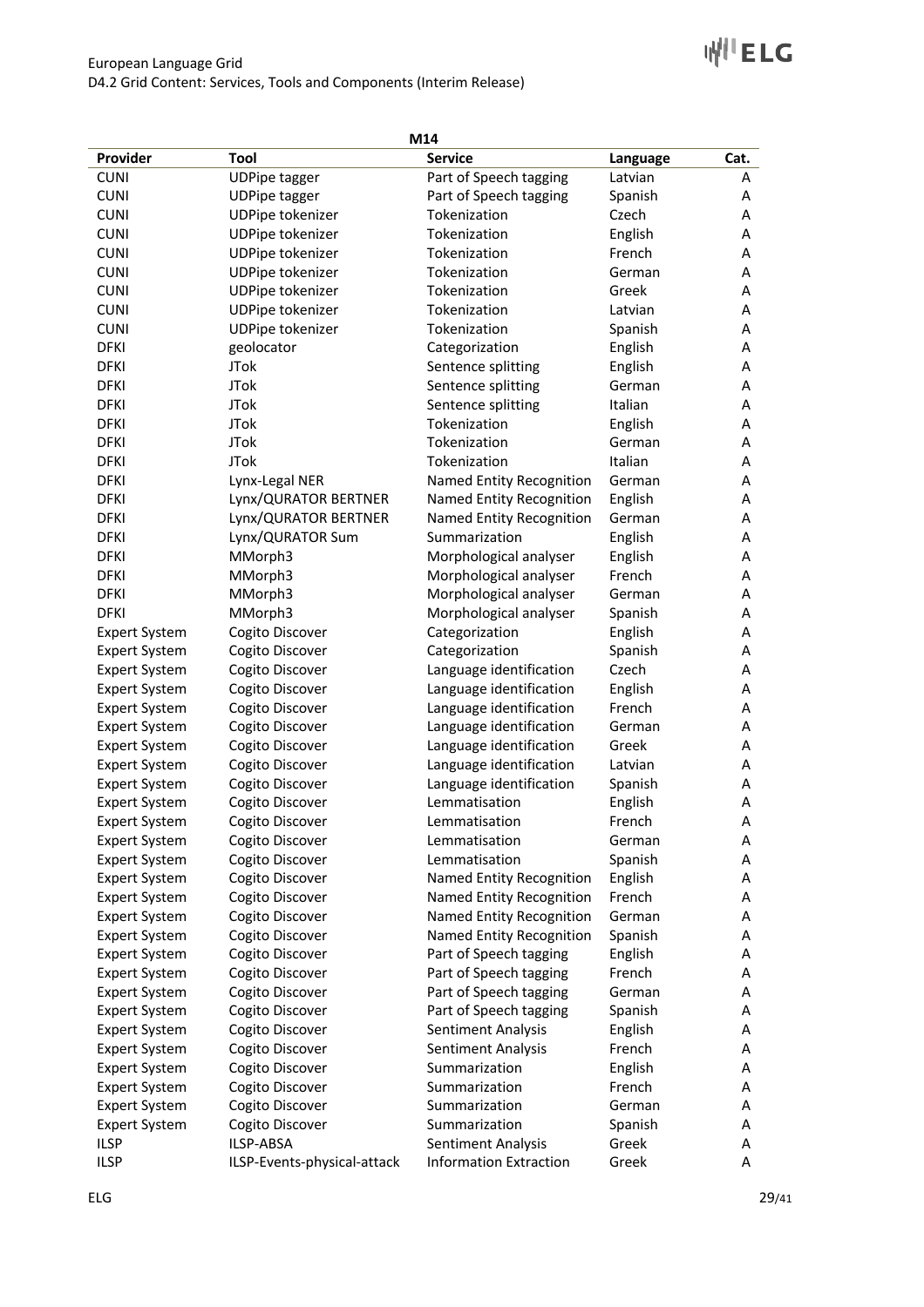| M14 | | | | |
|---|---|---|---|---|
| **Provider** | **Tool** | **Service** | **Language** | **Cat.** |
| CUNI | UDPipe tagger | Part of Speech tagging | Latvian | A |
| CUNI | UDPipe tagger | Part of Speech tagging | Spanish | A |
| CUNI | UDPipe tokenizer | Tokenization | Czech | A |
| CUNI | UDPipe tokenizer | Tokenization | English | A |
| CUNI | UDPipe tokenizer | Tokenization | French | A |
| CUNI | UDPipe tokenizer | Tokenization | German | A |
| CUNI | UDPipe tokenizer | Tokenization | Greek | A |
| CUNI | UDPipe tokenizer | Tokenization | Latvian | A |
| CUNI | UDPipe tokenizer | Tokenization | Spanish | A |
| DFKI | geolocator | Categorization | English | A |
| DFKI | JTok | Sentence splitting | English | A |
| DFKI | JTok | Sentence splitting | German | A |
| DFKI | JTok | Sentence splitting | Italian | A |
| DFKI | JTok | Tokenization | English | A |
| DFKI | JTok | Tokenization | German | A |
| DFKI | JTok | Tokenization | Italian | A |
| DFKI | Lynx-Legal NER | Named Entity Recognition | German | A |
| DFKI | Lynx/QURATOR BERTNER | Named Entity Recognition | English | A |
| DFKI | Lynx/QURATOR BERTNER | Named Entity Recognition | German | A |
| DFKI | Lynx/QURATOR Sum | Summarization | English | A |
| DFKI | MMorph3 | Morphological analyser | English | A |
| DFKI | MMorph3 | Morphological analyser | French | A |
| DFKI | MMorph3 | Morphological analyser | German | A |
| DFKI | MMorph3 | Morphological analyser | Spanish | A |
| Expert System | Cogito Discover | Categorization | English | A |
| Expert System | Cogito Discover | Categorization | Spanish | A |
| Expert System | Cogito Discover | Language identification | Czech | A |
| Expert System | Cogito Discover | Language identification | English | A |
| Expert System | Cogito Discover | Language identification | French | A |
| Expert System | Cogito Discover | Language identification | German | A |
| Expert System | Cogito Discover | Language identification | Greek | A |
| Expert System | Cogito Discover | Language identification | Latvian | A |
| Expert System | Cogito Discover | Language identification | Spanish | A |
| Expert System | Cogito Discover | Lemmatisation | English | A |
| Expert System | Cogito Discover | Lemmatisation | French | A |
| Expert System | Cogito Discover | Lemmatisation | German | A |
| Expert System | Cogito Discover | Lemmatisation | Spanish | A |
| Expert System | Cogito Discover | Named Entity Recognition | English | A |
| Expert System | Cogito Discover | Named Entity Recognition | French | A |
| Expert System | Cogito Discover | Named Entity Recognition | German | A |
| Expert System | Cogito Discover | Named Entity Recognition | Spanish | A |
| Expert System | Cogito Discover | Part of Speech tagging | English | A |
| Expert System | Cogito Discover | Part of Speech tagging | French | A |
| Expert System | Cogito Discover | Part of Speech tagging | German | A |
| Expert System | Cogito Discover | Part of Speech tagging | Spanish | A |
| Expert System | Cogito Discover | Sentiment Analysis | English | A |
| Expert System | Cogito Discover | Sentiment Analysis | French | A |
| Expert System | Cogito Discover | Summarization | English | A |
| Expert System | Cogito Discover | Summarization | French | A |
| Expert System | Cogito Discover | Summarization | German | A |
| Expert System | Cogito Discover | Summarization | Spanish | A |
| ILSP | ILSP-ABSA | Sentiment Analysis | Greek | A |
| ILSP | ILSP-Events-physical-attack | Information Extraction | Greek | A |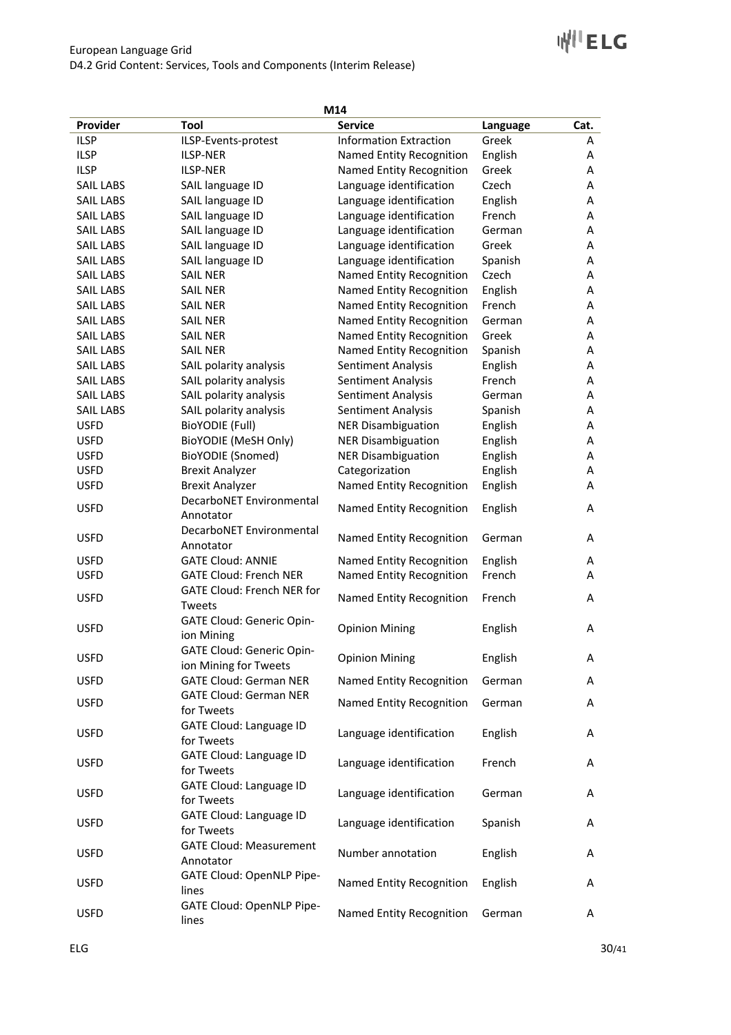| M14 | | | | |
|---|---|---|---|---|
| **Provider** | **Tool** | **Service** | **Language** | **Cat.** |
| ILSP | ILSP-Events-protest | Information Extraction | Greek | A |
| ILSP | ILSP-NER | Named Entity Recognition | English | A |
| ILSP | ILSP-NER | Named Entity Recognition | Greek | A |
| SAIL LABS | SAIL language ID | Language identification | Czech | A |
| SAIL LABS | SAIL language ID | Language identification | English | A |
| SAIL LABS | SAIL language ID | Language identification | French | A |
| SAIL LABS | SAIL language ID | Language identification | German | A |
| SAIL LABS | SAIL language ID | Language identification | Greek | A |
| SAIL LABS | SAIL language ID | Language identification | Spanish | A |
| SAIL LABS | SAIL NER | Named Entity Recognition | Czech | A |
| SAIL LABS | SAIL NER | Named Entity Recognition | English | A |
| SAIL LABS | SAIL NER | Named Entity Recognition | French | A |
| SAIL LABS | SAIL NER | Named Entity Recognition | German | A |
| SAIL LABS | SAIL NER | Named Entity Recognition | Greek | A |
| SAIL LABS | SAIL NER | Named Entity Recognition | Spanish | A |
| SAIL LABS | SAIL polarity analysis | Sentiment Analysis | English | A |
| SAIL LABS | SAIL polarity analysis | Sentiment Analysis | French | A |
| SAIL LABS | SAIL polarity analysis | Sentiment Analysis | German | A |
| SAIL LABS | SAIL polarity analysis | Sentiment Analysis | Spanish | A |
| USFD | BioYODIE (Full) | NER Disambiguation | English | A |
| USFD | BioYODIE (MeSH Only) | NER Disambiguation | English | A |
| USFD | BioYODIE (Snomed) | NER Disambiguation | English | A |
| USFD | Brexit Analyzer | Categorization | English | A |
| USFD | Brexit Analyzer | Named Entity Recognition | English | A |
| USFD | DecarboNET Environmental Annotator | Named Entity Recognition | English | A |
| USFD | DecarboNET Environmental Annotator | Named Entity Recognition | German | A |
| USFD | GATE Cloud: ANNIE | Named Entity Recognition | English | A |
| USFD | GATE Cloud: French NER | Named Entity Recognition | French | A |
| USFD | GATE Cloud: French NER for Tweets | Named Entity Recognition | French | A |
| USFD | GATE Cloud: Generic Opinion Mining | Opinion Mining | English | A |
| USFD | GATE Cloud: Generic Opinion Mining for Tweets | Opinion Mining | English | A |
| USFD | GATE Cloud: German NER | Named Entity Recognition | German | A |
| USFD | GATE Cloud: German NER for Tweets | Named Entity Recognition | German | A |
| USFD | GATE Cloud: Language ID for Tweets | Language identification | English | A |
| USFD | GATE Cloud: Language ID for Tweets | Language identification | French | A |
| USFD | GATE Cloud: Language ID for Tweets | Language identification | German | A |
| USFD | GATE Cloud: Language ID for Tweets | Language identification | Spanish | A |
| USFD | GATE Cloud: Measurement Annotator | Number annotation | English | A |
| USFD | GATE Cloud: OpenNLP Pipelines | Named Entity Recognition | English | A |
| USFD | GATE Cloud: OpenNLP Pipelines | Named Entity Recognition | German | A |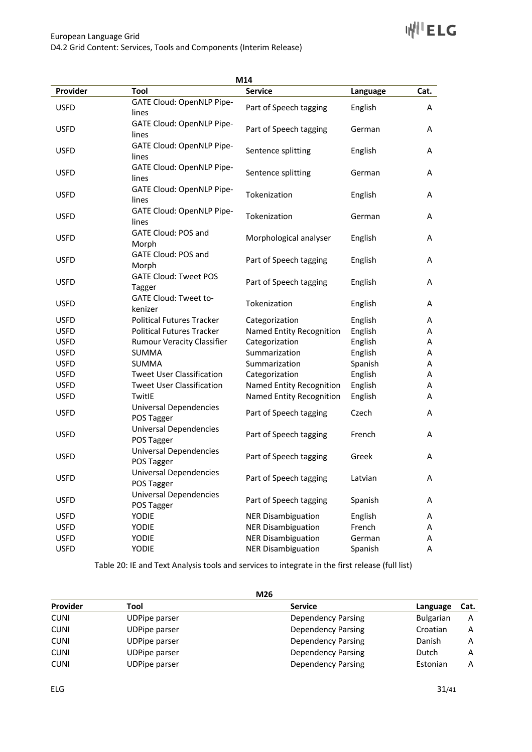| M14 | | | | |
|---|---|---|---|---|
| **Provider** | **Tool** | **Service** | **Language** | **Cat.** |
| USFD | GATE Cloud: OpenNLP Pipelines | Part of Speech tagging | English | A |
| USFD | GATE Cloud: OpenNLP Pipelines | Part of Speech tagging | German | A |
| USFD | GATE Cloud: OpenNLP Pipelines | Sentence splitting | English | A |
| USFD | GATE Cloud: OpenNLP Pipelines | Sentence splitting | German | A |
| USFD | GATE Cloud: OpenNLP Pipelines | Tokenization | English | A |
| USFD | GATE Cloud: OpenNLP Pipelines | Tokenization | German | A |
| USFD | GATE Cloud: POS and Morph | Morphological analyser | English | A |
| USFD | GATE Cloud: POS and Morph | Part of Speech tagging | English | A |
| USFD | GATE Cloud: Tweet POS Tagger | Part of Speech tagging | English | A |
| USFD | GATE Cloud: Tweet tokenizer | Tokenization | English | A |
| USFD | Political Futures Tracker | Categorization | English | A |
| USFD | Political Futures Tracker | Named Entity Recognition | English | A |
| USFD | Rumour Veracity Classifier | Categorization | English | A |
| USFD | SUMMA | Summarization | English | A |
| USFD | SUMMA | Summarization | Spanish | A |
| USFD | Tweet User Classification | Categorization | English | A |
| USFD | Tweet User Classification | Named Entity Recognition | English | A |
| USFD | TwitIE | Named Entity Recognition | English | A |
| USFD | Universal Dependencies POS Tagger | Part of Speech tagging | Czech | A |
| USFD | Universal Dependencies POS Tagger | Part of Speech tagging | French | A |
| USFD | Universal Dependencies POS Tagger | Part of Speech tagging | Greek | A |
| USFD | Universal Dependencies POS Tagger | Part of Speech tagging | Latvian | A |
| USFD | Universal Dependencies POS Tagger | Part of Speech tagging | Spanish | A |
| USFD | YODIE | NER Disambiguation | English | A |
| USFD | YODIE | NER Disambiguation | French | A |
| USFD | YODIE | NER Disambiguation | German | A |
| USFD | YODIE | NER Disambiguation | Spanish | A |

Table 20: IE and Text Analysis tools and services to integrate in the first release (full list)

| M26 | | | | |
|---|---|---|---|---|
| **Provider** | **Tool** | **Service** | **Language** | **Cat.** |
| CUNI | UDPipe parser | Dependency Parsing | Bulgarian | A |
| CUNI | UDPipe parser | Dependency Parsing | Croatian | A |
| CUNI | UDPipe parser | Dependency Parsing | Danish | A |
| CUNI | UDPipe parser | Dependency Parsing | Dutch | A |
| CUNI | UDPipe parser | Dependency Parsing | Estonian | A |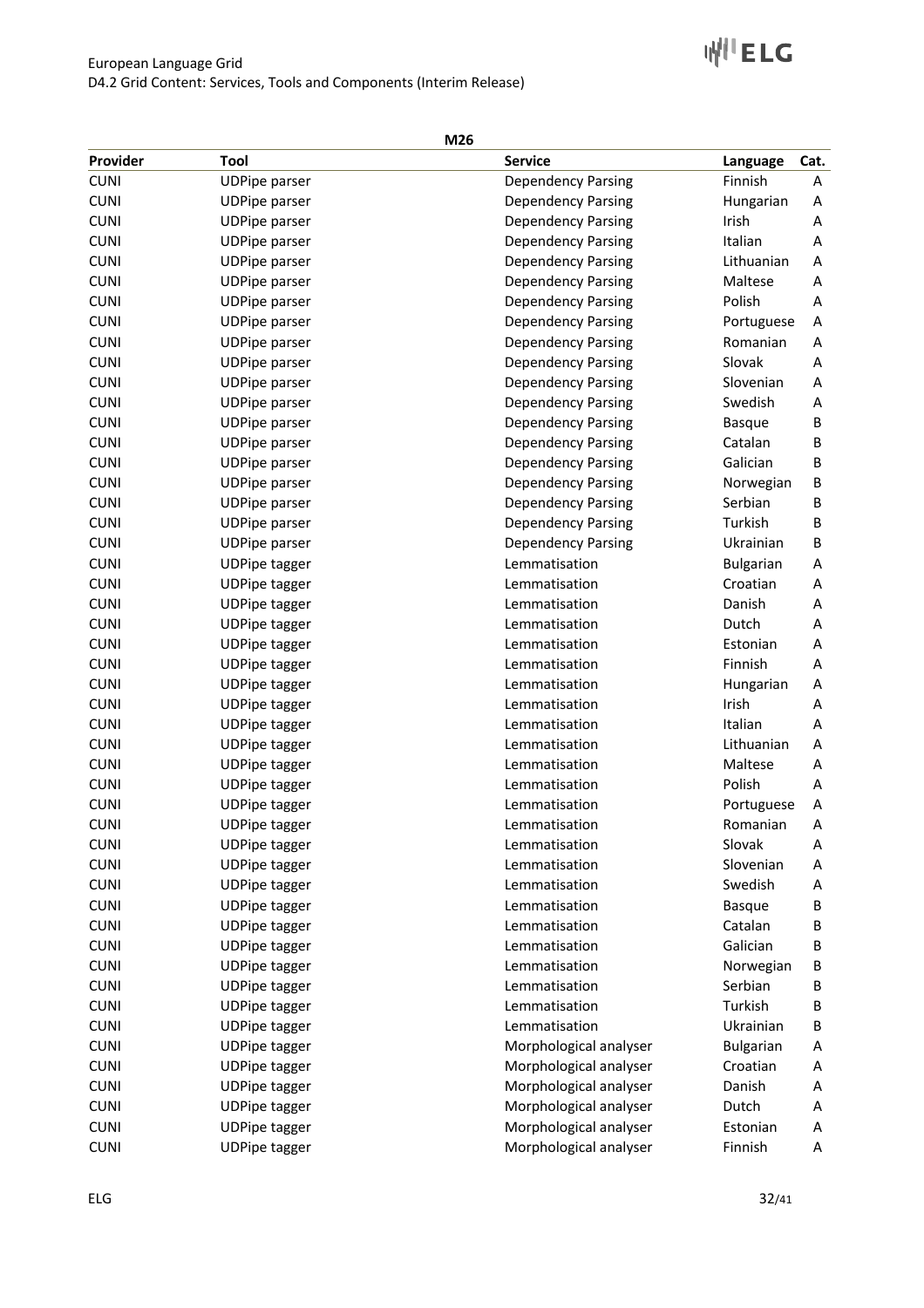| M26 | | | | |
|---|---|---|---|---|
| **Provider** | **Tool** | **Service** | **Language** | **Cat.** |
| CUNI | UDPipe parser | Dependency Parsing | Finnish | A |
| CUNI | UDPipe parser | Dependency Parsing | Hungarian | A |
| CUNI | UDPipe parser | Dependency Parsing | Irish | A |
| CUNI | UDPipe parser | Dependency Parsing | Italian | A |
| CUNI | UDPipe parser | Dependency Parsing | Lithuanian | A |
| CUNI | UDPipe parser | Dependency Parsing | Maltese | A |
| CUNI | UDPipe parser | Dependency Parsing | Polish | A |
| CUNI | UDPipe parser | Dependency Parsing | Portuguese | A |
| CUNI | UDPipe parser | Dependency Parsing | Romanian | A |
| CUNI | UDPipe parser | Dependency Parsing | Slovak | A |
| CUNI | UDPipe parser | Dependency Parsing | Slovenian | A |
| CUNI | UDPipe parser | Dependency Parsing | Swedish | A |
| CUNI | UDPipe parser | Dependency Parsing | Basque | B |
| CUNI | UDPipe parser | Dependency Parsing | Catalan | B |
| CUNI | UDPipe parser | Dependency Parsing | Galician | B |
| CUNI | UDPipe parser | Dependency Parsing | Norwegian | B |
| CUNI | UDPipe parser | Dependency Parsing | Serbian | B |
| CUNI | UDPipe parser | Dependency Parsing | Turkish | B |
| CUNI | UDPipe parser | Dependency Parsing | Ukrainian | B |
| CUNI | UDPipe tagger | Lemmatisation | Bulgarian | A |
| CUNI | UDPipe tagger | Lemmatisation | Croatian | A |
| CUNI | UDPipe tagger | Lemmatisation | Danish | A |
| CUNI | UDPipe tagger | Lemmatisation | Dutch | A |
| CUNI | UDPipe tagger | Lemmatisation | Estonian | A |
| CUNI | UDPipe tagger | Lemmatisation | Finnish | A |
| CUNI | UDPipe tagger | Lemmatisation | Hungarian | A |
| CUNI | UDPipe tagger | Lemmatisation | Irish | A |
| CUNI | UDPipe tagger | Lemmatisation | Italian | A |
| CUNI | UDPipe tagger | Lemmatisation | Lithuanian | A |
| CUNI | UDPipe tagger | Lemmatisation | Maltese | A |
| CUNI | UDPipe tagger | Lemmatisation | Polish | A |
| CUNI | UDPipe tagger | Lemmatisation | Portuguese | A |
| CUNI | UDPipe tagger | Lemmatisation | Romanian | A |
| CUNI | UDPipe tagger | Lemmatisation | Slovak | A |
| CUNI | UDPipe tagger | Lemmatisation | Slovenian | A |
| CUNI | UDPipe tagger | Lemmatisation | Swedish | A |
| CUNI | UDPipe tagger | Lemmatisation | Basque | B |
| CUNI | UDPipe tagger | Lemmatisation | Catalan | B |
| CUNI | UDPipe tagger | Lemmatisation | Galician | B |
| CUNI | UDPipe tagger | Lemmatisation | Norwegian | B |
| CUNI | UDPipe tagger | Lemmatisation | Serbian | B |
| CUNI | UDPipe tagger | Lemmatisation | Turkish | B |
| CUNI | UDPipe tagger | Lemmatisation | Ukrainian | B |
| CUNI | UDPipe tagger | Morphological analyser | Bulgarian | A |
| CUNI | UDPipe tagger | Morphological analyser | Croatian | A |
| CUNI | UDPipe tagger | Morphological analyser | Danish | A |
| CUNI | UDPipe tagger | Morphological analyser | Dutch | A |
| CUNI | UDPipe tagger | Morphological analyser | Estonian | A |
| CUNI | UDPipe tagger | Morphological analyser | Finnish | A |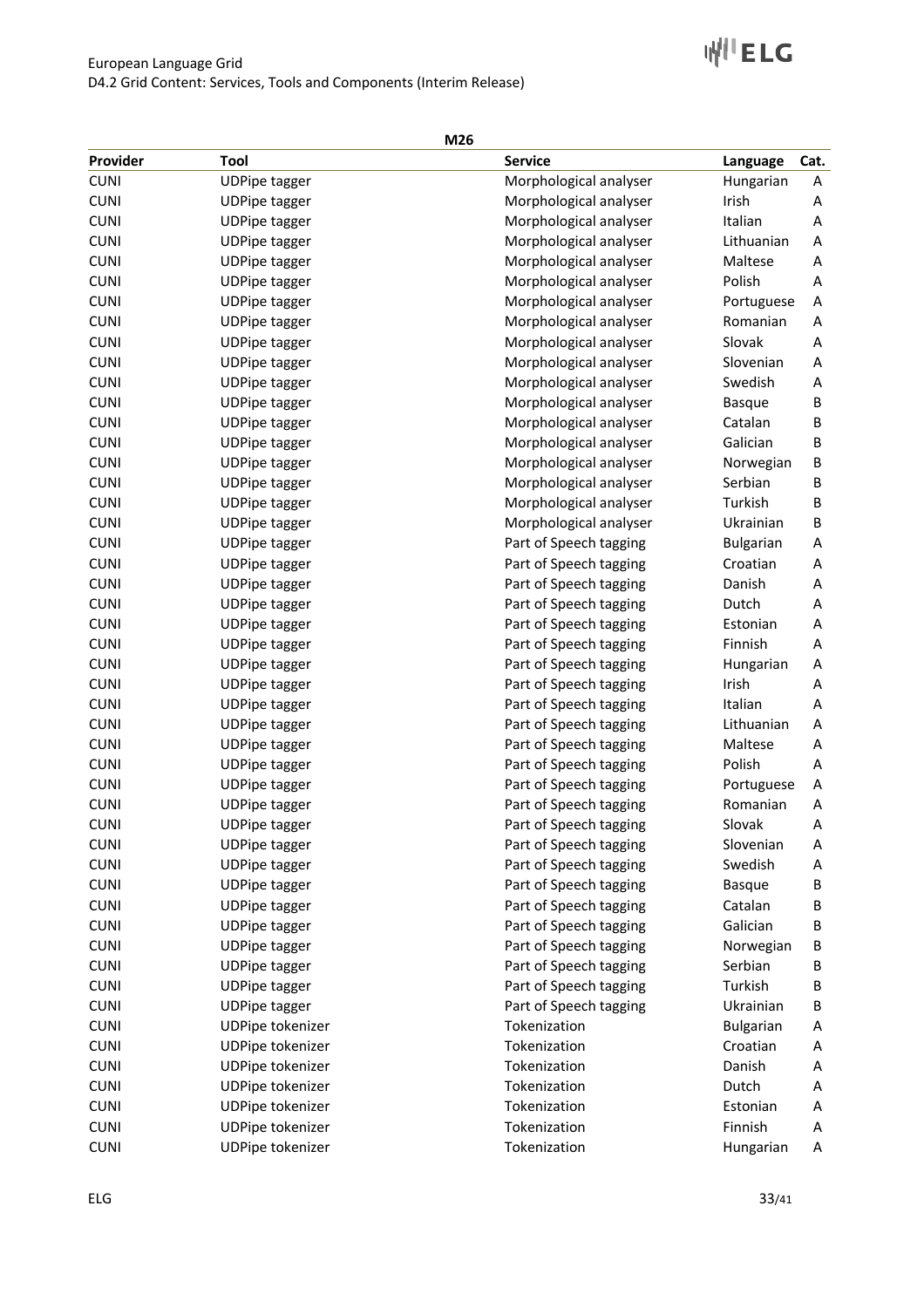| M26 | | | | |
|---|---|---|---|---|
| **Provider** | **Tool** | **Service** | **Language** | **Cat.** |
| CUNI | UDPipe tagger | Morphological analyser | Hungarian | A |
| CUNI | UDPipe tagger | Morphological analyser | Irish | A |
| CUNI | UDPipe tagger | Morphological analyser | Italian | A |
| CUNI | UDPipe tagger | Morphological analyser | Lithuanian | A |
| CUNI | UDPipe tagger | Morphological analyser | Maltese | A |
| CUNI | UDPipe tagger | Morphological analyser | Polish | A |
| CUNI | UDPipe tagger | Morphological analyser | Portuguese | A |
| CUNI | UDPipe tagger | Morphological analyser | Romanian | A |
| CUNI | UDPipe tagger | Morphological analyser | Slovak | A |
| CUNI | UDPipe tagger | Morphological analyser | Slovenian | A |
| CUNI | UDPipe tagger | Morphological analyser | Swedish | A |
| CUNI | UDPipe tagger | Morphological analyser | Basque | B |
| CUNI | UDPipe tagger | Morphological analyser | Catalan | B |
| CUNI | UDPipe tagger | Morphological analyser | Galician | B |
| CUNI | UDPipe tagger | Morphological analyser | Norwegian | B |
| CUNI | UDPipe tagger | Morphological analyser | Serbian | B |
| CUNI | UDPipe tagger | Morphological analyser | Turkish | B |
| CUNI | UDPipe tagger | Morphological analyser | Ukrainian | B |
| CUNI | UDPipe tagger | Part of Speech tagging | Bulgarian | A |
| CUNI | UDPipe tagger | Part of Speech tagging | Croatian | A |
| CUNI | UDPipe tagger | Part of Speech tagging | Danish | A |
| CUNI | UDPipe tagger | Part of Speech tagging | Dutch | A |
| CUNI | UDPipe tagger | Part of Speech tagging | Estonian | A |
| CUNI | UDPipe tagger | Part of Speech tagging | Finnish | A |
| CUNI | UDPipe tagger | Part of Speech tagging | Hungarian | A |
| CUNI | UDPipe tagger | Part of Speech tagging | Irish | A |
| CUNI | UDPipe tagger | Part of Speech tagging | Italian | A |
| CUNI | UDPipe tagger | Part of Speech tagging | Lithuanian | A |
| CUNI | UDPipe tagger | Part of Speech tagging | Maltese | A |
| CUNI | UDPipe tagger | Part of Speech tagging | Polish | A |
| CUNI | UDPipe tagger | Part of Speech tagging | Portuguese | A |
| CUNI | UDPipe tagger | Part of Speech tagging | Romanian | A |
| CUNI | UDPipe tagger | Part of Speech tagging | Slovak | A |
| CUNI | UDPipe tagger | Part of Speech tagging | Slovenian | A |
| CUNI | UDPipe tagger | Part of Speech tagging | Swedish | A |
| CUNI | UDPipe tagger | Part of Speech tagging | Basque | B |
| CUNI | UDPipe tagger | Part of Speech tagging | Catalan | B |
| CUNI | UDPipe tagger | Part of Speech tagging | Galician | B |
| CUNI | UDPipe tagger | Part of Speech tagging | Norwegian | B |
| CUNI | UDPipe tagger | Part of Speech tagging | Serbian | B |
| CUNI | UDPipe tagger | Part of Speech tagging | Turkish | B |
| CUNI | UDPipe tagger | Part of Speech tagging | Ukrainian | B |
| CUNI | UDPipe tokenizer | Tokenization | Bulgarian | A |
| CUNI | UDPipe tokenizer | Tokenization | Croatian | A |
| CUNI | UDPipe tokenizer | Tokenization | Danish | A |
| CUNI | UDPipe tokenizer | Tokenization | Dutch | A |
| CUNI | UDPipe tokenizer | Tokenization | Estonian | A |
| CUNI | UDPipe tokenizer | Tokenization | Finnish | A |
| CUNI | UDPipe tokenizer | Tokenization | Hungarian | A |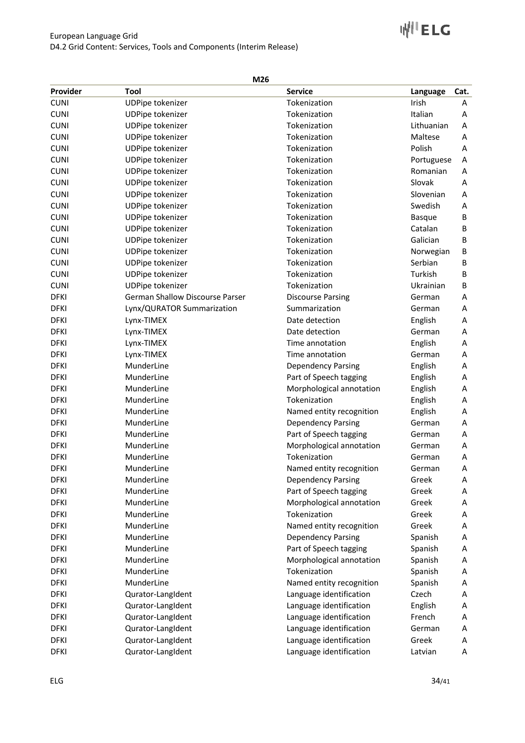| M26 | | | | |
|---|---|---|---|---|
| **Provider** | **Tool** | **Service** | **Language** | **Cat.** |
| CUNI | UDPipe tokenizer | Tokenization | Irish | A |
| CUNI | UDPipe tokenizer | Tokenization | Italian | A |
| CUNI | UDPipe tokenizer | Tokenization | Lithuanian | A |
| CUNI | UDPipe tokenizer | Tokenization | Maltese | A |
| CUNI | UDPipe tokenizer | Tokenization | Polish | A |
| CUNI | UDPipe tokenizer | Tokenization | Portuguese | A |
| CUNI | UDPipe tokenizer | Tokenization | Romanian | A |
| CUNI | UDPipe tokenizer | Tokenization | Slovak | A |
| CUNI | UDPipe tokenizer | Tokenization | Slovenian | A |
| CUNI | UDPipe tokenizer | Tokenization | Swedish | A |
| CUNI | UDPipe tokenizer | Tokenization | Basque | B |
| CUNI | UDPipe tokenizer | Tokenization | Catalan | B |
| CUNI | UDPipe tokenizer | Tokenization | Galician | B |
| CUNI | UDPipe tokenizer | Tokenization | Norwegian | B |
| CUNI | UDPipe tokenizer | Tokenization | Serbian | B |
| CUNI | UDPipe tokenizer | Tokenization | Turkish | B |
| CUNI | UDPipe tokenizer | Tokenization | Ukrainian | B |
| DFKI | German Shallow Discourse Parser | Discourse Parsing | German | A |
| DFKI | Lynx/QURATOR Summarization | Summarization | German | A |
| DFKI | Lynx-TIMEX | Date detection | English | A |
| DFKI | Lynx-TIMEX | Date detection | German | A |
| DFKI | Lynx-TIMEX | Time annotation | English | A |
| DFKI | Lynx-TIMEX | Time annotation | German | A |
| DFKI | MunderLine | Dependency Parsing | English | A |
| DFKI | MunderLine | Part of Speech tagging | English | A |
| DFKI | MunderLine | Morphological annotation | English | A |
| DFKI | MunderLine | Tokenization | English | A |
| DFKI | MunderLine | Named entity recognition | English | A |
| DFKI | MunderLine | Dependency Parsing | German | A |
| DFKI | MunderLine | Part of Speech tagging | German | A |
| DFKI | MunderLine | Morphological annotation | German | A |
| DFKI | MunderLine | Tokenization | German | A |
| DFKI | MunderLine | Named entity recognition | German | A |
| DFKI | MunderLine | Dependency Parsing | Greek | A |
| DFKI | MunderLine | Part of Speech tagging | Greek | A |
| DFKI | MunderLine | Morphological annotation | Greek | A |
| DFKI | MunderLine | Tokenization | Greek | A |
| DFKI | MunderLine | Named entity recognition | Greek | A |
| DFKI | MunderLine | Dependency Parsing | Spanish | A |
| DFKI | MunderLine | Part of Speech tagging | Spanish | A |
| DFKI | MunderLine | Morphological annotation | Spanish | A |
| DFKI | MunderLine | Tokenization | Spanish | A |
| DFKI | MunderLine | Named entity recognition | Spanish | A |
| DFKI | Qurator-LangIdent | Language identification | Czech | A |
| DFKI | Qurator-LangIdent | Language identification | English | A |
| DFKI | Qurator-LangIdent | Language identification | French | A |
| DFKI | Qurator-LangIdent | Language identification | German | A |
| DFKI | Qurator-LangIdent | Language identification | Greek | A |
| DFKI | Qurator-LangIdent | Language identification | Latvian | A |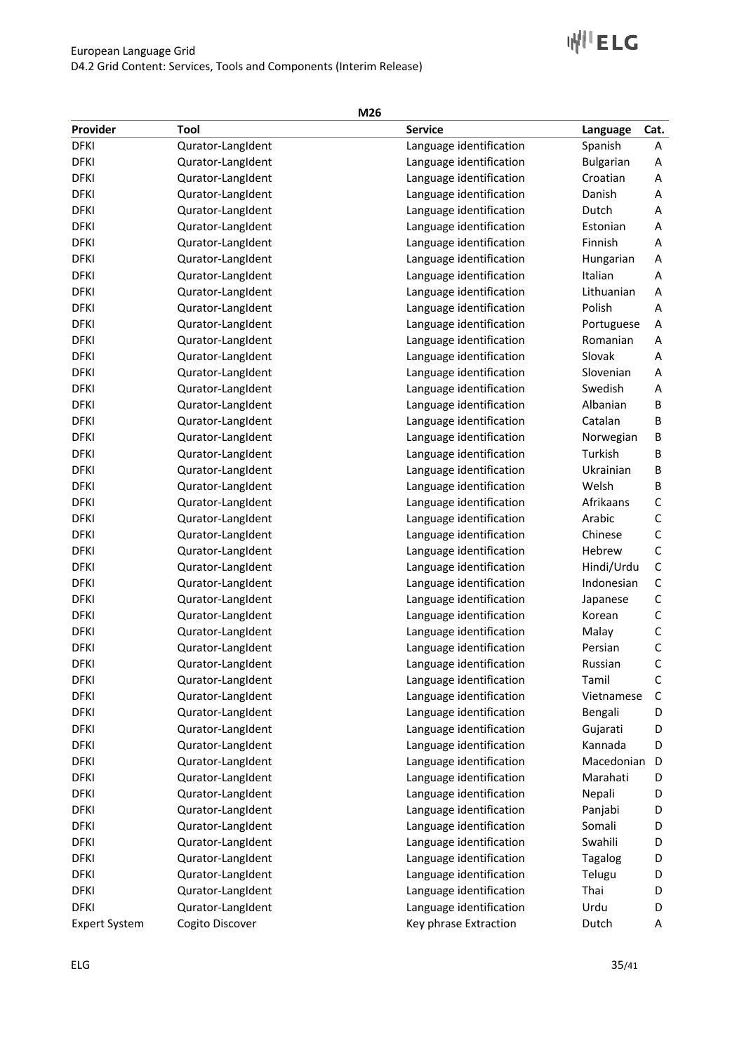| M26 | | | | |
|---|---|---|---|---|
| **Provider** | **Tool** | **Service** | **Language** | **Cat.** |
| DFKI | Qurator-LangIdent | Language identification | Spanish | A |
| DFKI | Qurator-LangIdent | Language identification | Bulgarian | A |
| DFKI | Qurator-LangIdent | Language identification | Croatian | A |
| DFKI | Qurator-LangIdent | Language identification | Danish | A |
| DFKI | Qurator-LangIdent | Language identification | Dutch | A |
| DFKI | Qurator-LangIdent | Language identification | Estonian | A |
| DFKI | Qurator-LangIdent | Language identification | Finnish | A |
| DFKI | Qurator-LangIdent | Language identification | Hungarian | A |
| DFKI | Qurator-LangIdent | Language identification | Italian | A |
| DFKI | Qurator-LangIdent | Language identification | Lithuanian | A |
| DFKI | Qurator-LangIdent | Language identification | Polish | A |
| DFKI | Qurator-LangIdent | Language identification | Portuguese | A |
| DFKI | Qurator-LangIdent | Language identification | Romanian | A |
| DFKI | Qurator-LangIdent | Language identification | Slovak | A |
| DFKI | Qurator-LangIdent | Language identification | Slovenian | A |
| DFKI | Qurator-LangIdent | Language identification | Swedish | A |
| DFKI | Qurator-LangIdent | Language identification | Albanian | B |
| DFKI | Qurator-LangIdent | Language identification | Catalan | B |
| DFKI | Qurator-LangIdent | Language identification | Norwegian | B |
| DFKI | Qurator-LangIdent | Language identification | Turkish | B |
| DFKI | Qurator-LangIdent | Language identification | Ukrainian | B |
| DFKI | Qurator-LangIdent | Language identification | Welsh | B |
| DFKI | Qurator-LangIdent | Language identification | Afrikaans | C |
| DFKI | Qurator-LangIdent | Language identification | Arabic | C |
| DFKI | Qurator-LangIdent | Language identification | Chinese | C |
| DFKI | Qurator-LangIdent | Language identification | Hebrew | C |
| DFKI | Qurator-LangIdent | Language identification | Hindi/Urdu | C |
| DFKI | Qurator-LangIdent | Language identification | Indonesian | C |
| DFKI | Qurator-LangIdent | Language identification | Japanese | C |
| DFKI | Qurator-LangIdent | Language identification | Korean | C |
| DFKI | Qurator-LangIdent | Language identification | Malay | C |
| DFKI | Qurator-LangIdent | Language identification | Persian | C |
| DFKI | Qurator-LangIdent | Language identification | Russian | C |
| DFKI | Qurator-LangIdent | Language identification | Tamil | C |
| DFKI | Qurator-LangIdent | Language identification | Vietnamese | C |
| DFKI | Qurator-LangIdent | Language identification | Bengali | D |
| DFKI | Qurator-LangIdent | Language identification | Gujarati | D |
| DFKI | Qurator-LangIdent | Language identification | Kannada | D |
| DFKI | Qurator-LangIdent | Language identification | Macedonian | D |
| DFKI | Qurator-LangIdent | Language identification | Marahati | D |
| DFKI | Qurator-LangIdent | Language identification | Nepali | D |
| DFKI | Qurator-LangIdent | Language identification | Panjabi | D |
| DFKI | Qurator-LangIdent | Language identification | Somali | D |
| DFKI | Qurator-LangIdent | Language identification | Swahili | D |
| DFKI | Qurator-LangIdent | Language identification | Tagalog | D |
| DFKI | Qurator-LangIdent | Language identification | Telugu | D |
| DFKI | Qurator-LangIdent | Language identification | Thai | D |
| DFKI | Qurator-LangIdent | Language identification | Urdu | D |
| Expert System | Cogito Discover | Key phrase Extraction | Dutch | A |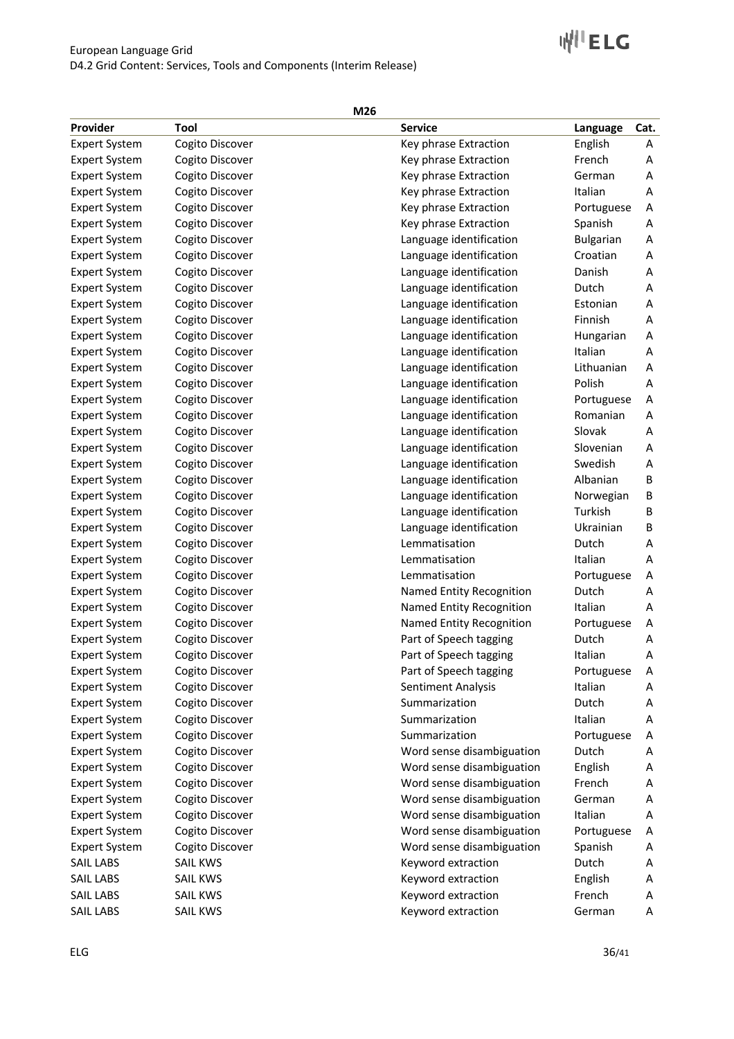| M26 | | | | |
|---|---|---|---|---|
| **Provider** | **Tool** | **Service** | **Language** | **Cat.** |
| Expert System | Cogito Discover | Key phrase Extraction | English | A |
| Expert System | Cogito Discover | Key phrase Extraction | French | A |
| Expert System | Cogito Discover | Key phrase Extraction | German | A |
| Expert System | Cogito Discover | Key phrase Extraction | Italian | A |
| Expert System | Cogito Discover | Key phrase Extraction | Portuguese | A |
| Expert System | Cogito Discover | Key phrase Extraction | Spanish | A |
| Expert System | Cogito Discover | Language identification | Bulgarian | A |
| Expert System | Cogito Discover | Language identification | Croatian | A |
| Expert System | Cogito Discover | Language identification | Danish | A |
| Expert System | Cogito Discover | Language identification | Dutch | A |
| Expert System | Cogito Discover | Language identification | Estonian | A |
| Expert System | Cogito Discover | Language identification | Finnish | A |
| Expert System | Cogito Discover | Language identification | Hungarian | A |
| Expert System | Cogito Discover | Language identification | Italian | A |
| Expert System | Cogito Discover | Language identification | Lithuanian | A |
| Expert System | Cogito Discover | Language identification | Polish | A |
| Expert System | Cogito Discover | Language identification | Portuguese | A |
| Expert System | Cogito Discover | Language identification | Romanian | A |
| Expert System | Cogito Discover | Language identification | Slovak | A |
| Expert System | Cogito Discover | Language identification | Slovenian | A |
| Expert System | Cogito Discover | Language identification | Swedish | A |
| Expert System | Cogito Discover | Language identification | Albanian | B |
| Expert System | Cogito Discover | Language identification | Norwegian | B |
| Expert System | Cogito Discover | Language identification | Turkish | B |
| Expert System | Cogito Discover | Language identification | Ukrainian | B |
| Expert System | Cogito Discover | Lemmatisation | Dutch | A |
| Expert System | Cogito Discover | Lemmatisation | Italian | A |
| Expert System | Cogito Discover | Lemmatisation | Portuguese | A |
| Expert System | Cogito Discover | Named Entity Recognition | Dutch | A |
| Expert System | Cogito Discover | Named Entity Recognition | Italian | A |
| Expert System | Cogito Discover | Named Entity Recognition | Portuguese | A |
| Expert System | Cogito Discover | Part of Speech tagging | Dutch | A |
| Expert System | Cogito Discover | Part of Speech tagging | Italian | A |
| Expert System | Cogito Discover | Part of Speech tagging | Portuguese | A |
| Expert System | Cogito Discover | Sentiment Analysis | Italian | A |
| Expert System | Cogito Discover | Summarization | Dutch | A |
| Expert System | Cogito Discover | Summarization | Italian | A |
| Expert System | Cogito Discover | Summarization | Portuguese | A |
| Expert System | Cogito Discover | Word sense disambiguation | Dutch | A |
| Expert System | Cogito Discover | Word sense disambiguation | English | A |
| Expert System | Cogito Discover | Word sense disambiguation | French | A |
| Expert System | Cogito Discover | Word sense disambiguation | German | A |
| Expert System | Cogito Discover | Word sense disambiguation | Italian | A |
| Expert System | Cogito Discover | Word sense disambiguation | Portuguese | A |
| Expert System | Cogito Discover | Word sense disambiguation | Spanish | A |
| SAIL LABS | SAIL KWS | Keyword extraction | Dutch | A |
| SAIL LABS | SAIL KWS | Keyword extraction | English | A |
| SAIL LABS | SAIL KWS | Keyword extraction | French | A |
| SAIL LABS | SAIL KWS | Keyword extraction | German | A |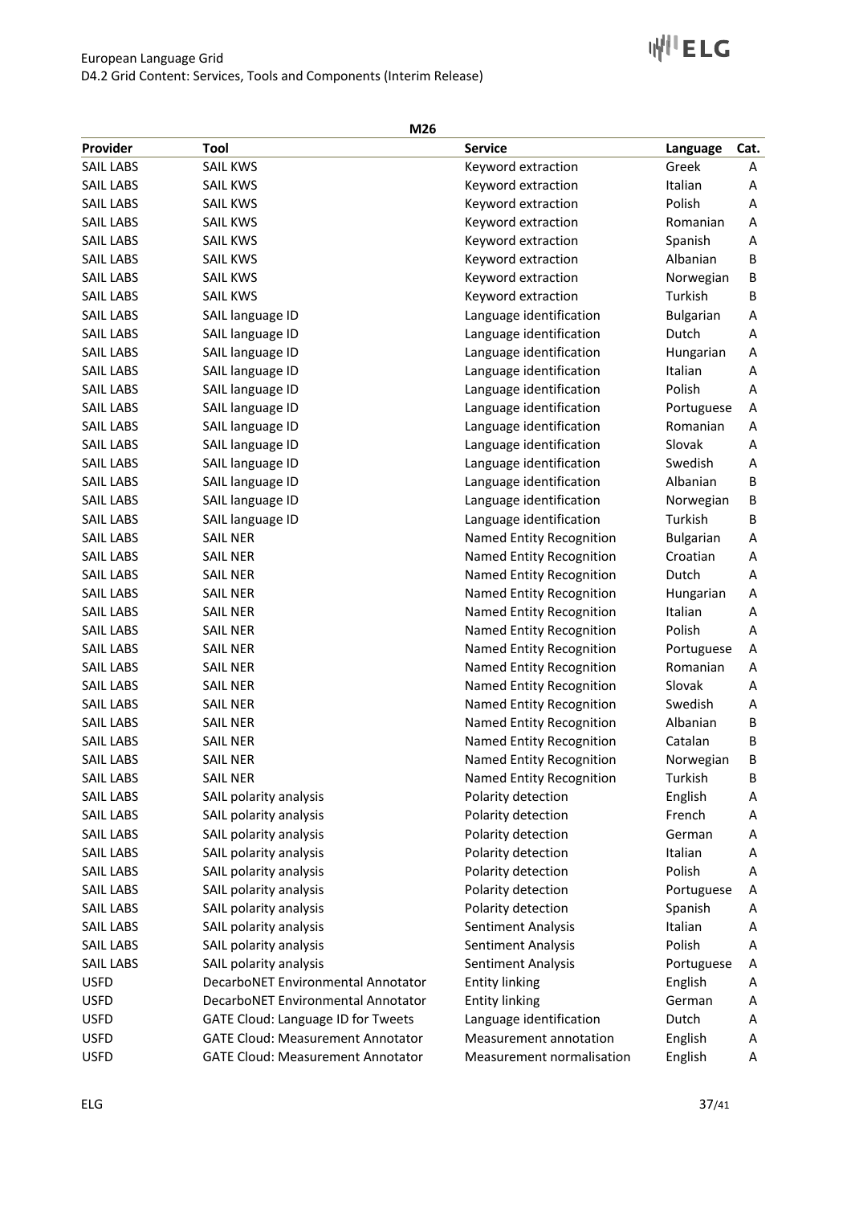| M26 | | | | |
|---|---|---|---|---|
| **Provider** | **Tool** | **Service** | **Language** | **Cat.** |
| SAIL LABS | SAIL KWS | Keyword extraction | Greek | A |
| SAIL LABS | SAIL KWS | Keyword extraction | Italian | A |
| SAIL LABS | SAIL KWS | Keyword extraction | Polish | A |
| SAIL LABS | SAIL KWS | Keyword extraction | Romanian | A |
| SAIL LABS | SAIL KWS | Keyword extraction | Spanish | A |
| SAIL LABS | SAIL KWS | Keyword extraction | Albanian | B |
| SAIL LABS | SAIL KWS | Keyword extraction | Norwegian | B |
| SAIL LABS | SAIL KWS | Keyword extraction | Turkish | B |
| SAIL LABS | SAIL language ID | Language identification | Bulgarian | A |
| SAIL LABS | SAIL language ID | Language identification | Dutch | A |
| SAIL LABS | SAIL language ID | Language identification | Hungarian | A |
| SAIL LABS | SAIL language ID | Language identification | Italian | A |
| SAIL LABS | SAIL language ID | Language identification | Polish | A |
| SAIL LABS | SAIL language ID | Language identification | Portuguese | A |
| SAIL LABS | SAIL language ID | Language identification | Romanian | A |
| SAIL LABS | SAIL language ID | Language identification | Slovak | A |
| SAIL LABS | SAIL language ID | Language identification | Swedish | A |
| SAIL LABS | SAIL language ID | Language identification | Albanian | B |
| SAIL LABS | SAIL language ID | Language identification | Norwegian | B |
| SAIL LABS | SAIL language ID | Language identification | Turkish | B |
| SAIL LABS | SAIL NER | Named Entity Recognition | Bulgarian | A |
| SAIL LABS | SAIL NER | Named Entity Recognition | Croatian | A |
| SAIL LABS | SAIL NER | Named Entity Recognition | Dutch | A |
| SAIL LABS | SAIL NER | Named Entity Recognition | Hungarian | A |
| SAIL LABS | SAIL NER | Named Entity Recognition | Italian | A |
| SAIL LABS | SAIL NER | Named Entity Recognition | Polish | A |
| SAIL LABS | SAIL NER | Named Entity Recognition | Portuguese | A |
| SAIL LABS | SAIL NER | Named Entity Recognition | Romanian | A |
| SAIL LABS | SAIL NER | Named Entity Recognition | Slovak | A |
| SAIL LABS | SAIL NER | Named Entity Recognition | Swedish | A |
| SAIL LABS | SAIL NER | Named Entity Recognition | Albanian | B |
| SAIL LABS | SAIL NER | Named Entity Recognition | Catalan | B |
| SAIL LABS | SAIL NER | Named Entity Recognition | Norwegian | B |
| SAIL LABS | SAIL NER | Named Entity Recognition | Turkish | B |
| SAIL LABS | SAIL polarity analysis | Polarity detection | English | A |
| SAIL LABS | SAIL polarity analysis | Polarity detection | French | A |
| SAIL LABS | SAIL polarity analysis | Polarity detection | German | A |
| SAIL LABS | SAIL polarity analysis | Polarity detection | Italian | A |
| SAIL LABS | SAIL polarity analysis | Polarity detection | Polish | A |
| SAIL LABS | SAIL polarity analysis | Polarity detection | Portuguese | A |
| SAIL LABS | SAIL polarity analysis | Polarity detection | Spanish | A |
| SAIL LABS | SAIL polarity analysis | Sentiment Analysis | Italian | A |
| SAIL LABS | SAIL polarity analysis | Sentiment Analysis | Polish | A |
| SAIL LABS | SAIL polarity analysis | Sentiment Analysis | Portuguese | A |
| USFD | DecarboNET Environmental Annotator | Entity linking | English | A |
| USFD | DecarboNET Environmental Annotator | Entity linking | German | A |
| USFD | GATE Cloud: Language ID for Tweets | Language identification | Dutch | A |
| USFD | GATE Cloud: Measurement Annotator | Measurement annotation | English | A |
| USFD | GATE Cloud: Measurement Annotator | Measurement normalisation | English | A |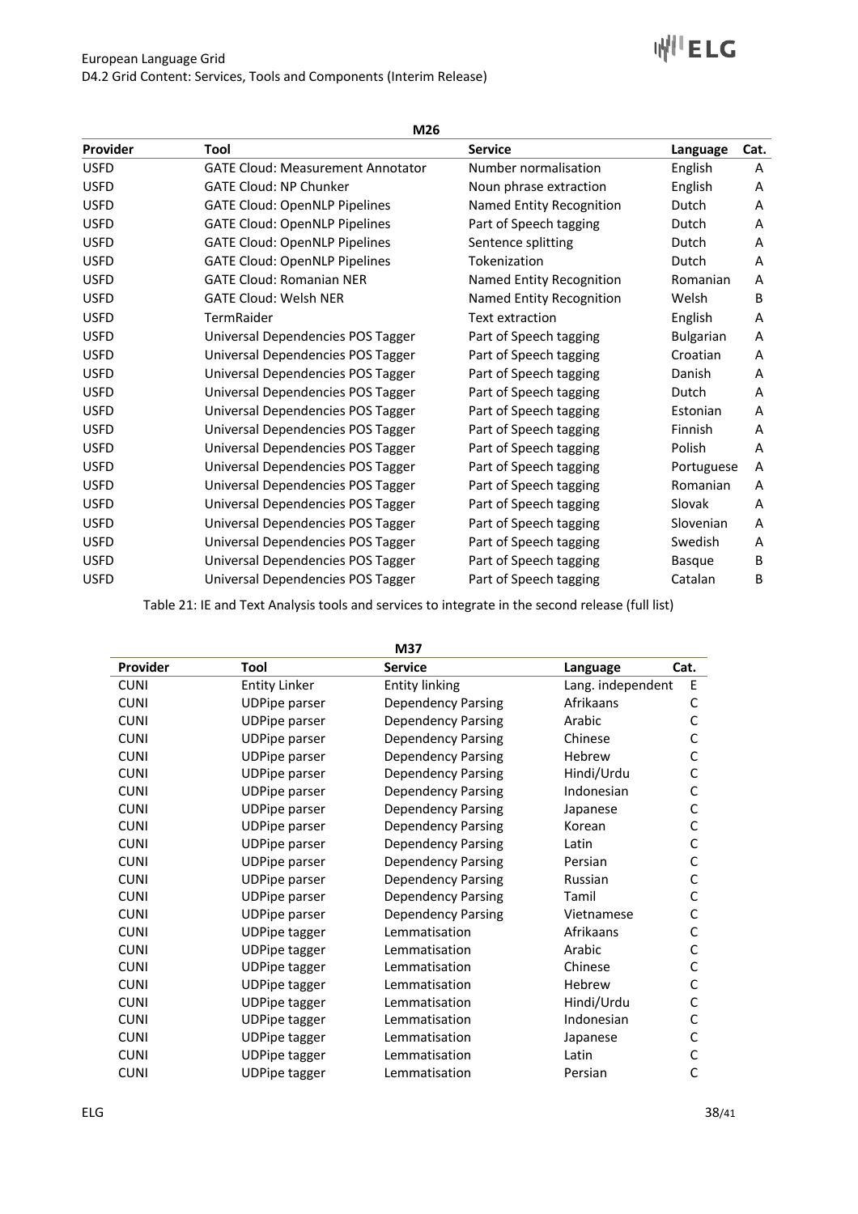| M26 | | | | |
|---|---|---|---|---|
| **Provider** | **Tool** | **Service** | **Language** | **Cat.** |
| USFD | GATE Cloud: Measurement Annotator | Number normalisation | English | A |
| USFD | GATE Cloud: NP Chunker | Noun phrase extraction | English | A |
| USFD | GATE Cloud: OpenNLP Pipelines | Named Entity Recognition | Dutch | A |
| USFD | GATE Cloud: OpenNLP Pipelines | Part of Speech tagging | Dutch | A |
| USFD | GATE Cloud: OpenNLP Pipelines | Sentence splitting | Dutch | A |
| USFD | GATE Cloud: OpenNLP Pipelines | Tokenization | Dutch | A |
| USFD | GATE Cloud: Romanian NER | Named Entity Recognition | Romanian | A |
| USFD | GATE Cloud: Welsh NER | Named Entity Recognition | Welsh | B |
| USFD | TermRaider | Text extraction | English | A |
| USFD | Universal Dependencies POS Tagger | Part of Speech tagging | Bulgarian | A |
| USFD | Universal Dependencies POS Tagger | Part of Speech tagging | Croatian | A |
| USFD | Universal Dependencies POS Tagger | Part of Speech tagging | Danish | A |
| USFD | Universal Dependencies POS Tagger | Part of Speech tagging | Dutch | A |
| USFD | Universal Dependencies POS Tagger | Part of Speech tagging | Estonian | A |
| USFD | Universal Dependencies POS Tagger | Part of Speech tagging | Finnish | A |
| USFD | Universal Dependencies POS Tagger | Part of Speech tagging | Polish | A |
| USFD | Universal Dependencies POS Tagger | Part of Speech tagging | Portuguese | A |
| USFD | Universal Dependencies POS Tagger | Part of Speech tagging | Romanian | A |
| USFD | Universal Dependencies POS Tagger | Part of Speech tagging | Slovak | A |
| USFD | Universal Dependencies POS Tagger | Part of Speech tagging | Slovenian | A |
| USFD | Universal Dependencies POS Tagger | Part of Speech tagging | Swedish | A |
| USFD | Universal Dependencies POS Tagger | Part of Speech tagging | Basque | B |
| USFD | Universal Dependencies POS Tagger | Part of Speech tagging | Catalan | B |

Table 21: IE and Text Analysis tools and services to integrate in the second release (full list)

| M37 | | | | |
|---|---|---|---|---|
| **Provider** | **Tool** | **Service** | **Language** | **Cat.** |
| CUNI | Entity Linker | Entity linking | Lang. independent | E |
| CUNI | UDPipe parser | Dependency Parsing | Afrikaans | C |
| CUNI | UDPipe parser | Dependency Parsing | Arabic | C |
| CUNI | UDPipe parser | Dependency Parsing | Chinese | C |
| CUNI | UDPipe parser | Dependency Parsing | Hebrew | C |
| CUNI | UDPipe parser | Dependency Parsing | Hindi/Urdu | C |
| CUNI | UDPipe parser | Dependency Parsing | Indonesian | C |
| CUNI | UDPipe parser | Dependency Parsing | Japanese | C |
| CUNI | UDPipe parser | Dependency Parsing | Korean | C |
| CUNI | UDPipe parser | Dependency Parsing | Latin | C |
| CUNI | UDPipe parser | Dependency Parsing | Persian | C |
| CUNI | UDPipe parser | Dependency Parsing | Russian | C |
| CUNI | UDPipe parser | Dependency Parsing | Tamil | C |
| CUNI | UDPipe parser | Dependency Parsing | Vietnamese | C |
| CUNI | UDPipe tagger | Lemmatisation | Afrikaans | C |
| CUNI | UDPipe tagger | Lemmatisation | Arabic | C |
| CUNI | UDPipe tagger | Lemmatisation | Chinese | C |
| CUNI | UDPipe tagger | Lemmatisation | Hebrew | C |
| CUNI | UDPipe tagger | Lemmatisation | Hindi/Urdu | C |
| CUNI | UDPipe tagger | Lemmatisation | Indonesian | C |
| CUNI | UDPipe tagger | Lemmatisation | Japanese | C |
| CUNI | UDPipe tagger | Lemmatisation | Latin | C |
| CUNI | UDPipe tagger | Lemmatisation | Persian | C |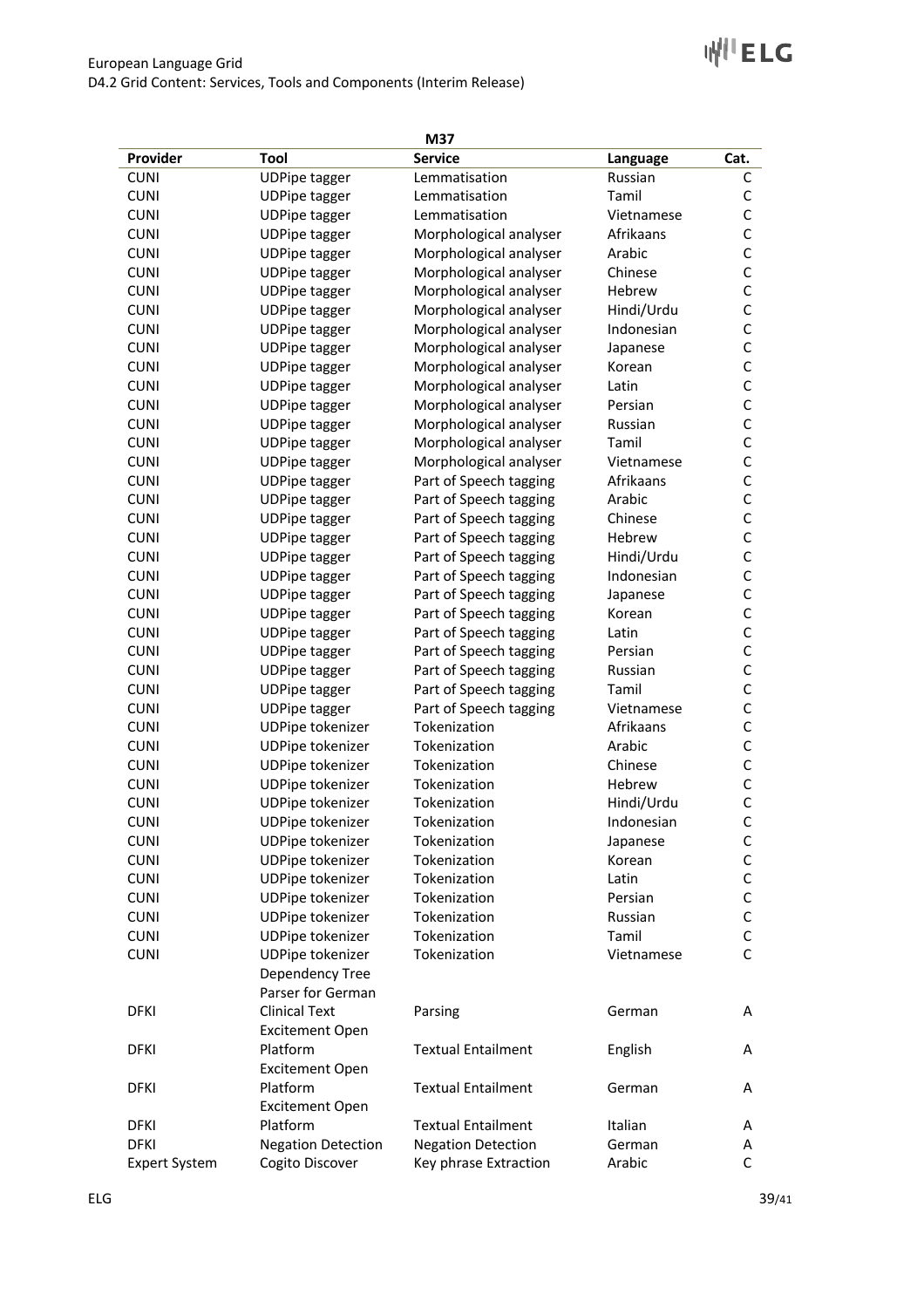| M37 | | | | |
|---|---|---|---|---|
| **Provider** | **Tool** | **Service** | **Language** | **Cat.** |
| CUNI | UDPipe tagger | Lemmatisation | Russian | C |
| CUNI | UDPipe tagger | Lemmatisation | Tamil | C |
| CUNI | UDPipe tagger | Lemmatisation | Vietnamese | C |
| CUNI | UDPipe tagger | Morphological analyser | Afrikaans | C |
| CUNI | UDPipe tagger | Morphological analyser | Arabic | C |
| CUNI | UDPipe tagger | Morphological analyser | Chinese | C |
| CUNI | UDPipe tagger | Morphological analyser | Hebrew | C |
| CUNI | UDPipe tagger | Morphological analyser | Hindi/Urdu | C |
| CUNI | UDPipe tagger | Morphological analyser | Indonesian | C |
| CUNI | UDPipe tagger | Morphological analyser | Japanese | C |
| CUNI | UDPipe tagger | Morphological analyser | Korean | C |
| CUNI | UDPipe tagger | Morphological analyser | Latin | C |
| CUNI | UDPipe tagger | Morphological analyser | Persian | C |
| CUNI | UDPipe tagger | Morphological analyser | Russian | C |
| CUNI | UDPipe tagger | Morphological analyser | Tamil | C |
| CUNI | UDPipe tagger | Morphological analyser | Vietnamese | C |
| CUNI | UDPipe tagger | Part of Speech tagging | Afrikaans | C |
| CUNI | UDPipe tagger | Part of Speech tagging | Arabic | C |
| CUNI | UDPipe tagger | Part of Speech tagging | Chinese | C |
| CUNI | UDPipe tagger | Part of Speech tagging | Hebrew | C |
| CUNI | UDPipe tagger | Part of Speech tagging | Hindi/Urdu | C |
| CUNI | UDPipe tagger | Part of Speech tagging | Indonesian | C |
| CUNI | UDPipe tagger | Part of Speech tagging | Japanese | C |
| CUNI | UDPipe tagger | Part of Speech tagging | Korean | C |
| CUNI | UDPipe tagger | Part of Speech tagging | Latin | C |
| CUNI | UDPipe tagger | Part of Speech tagging | Persian | C |
| CUNI | UDPipe tagger | Part of Speech tagging | Russian | C |
| CUNI | UDPipe tagger | Part of Speech tagging | Tamil | C |
| CUNI | UDPipe tagger | Part of Speech tagging | Vietnamese | C |
| CUNI | UDPipe tokenizer | Tokenization | Afrikaans | C |
| CUNI | UDPipe tokenizer | Tokenization | Arabic | C |
| CUNI | UDPipe tokenizer | Tokenization | Chinese | C |
| CUNI | UDPipe tokenizer | Tokenization | Hebrew | C |
| CUNI | UDPipe tokenizer | Tokenization | Hindi/Urdu | C |
| CUNI | UDPipe tokenizer | Tokenization | Indonesian | C |
| CUNI | UDPipe tokenizer | Tokenization | Japanese | C |
| CUNI | UDPipe tokenizer | Tokenization | Korean | C |
| CUNI | UDPipe tokenizer | Tokenization | Latin | C |
| CUNI | UDPipe tokenizer | Tokenization | Persian | C |
| CUNI | UDPipe tokenizer | Tokenization | Russian | C |
| CUNI | UDPipe tokenizer | Tokenization | Tamil | C |
| CUNI | UDPipe tokenizer | Tokenization | Vietnamese | C |
| DFKI | Dependency Tree Parser for German Clinical Text | Parsing | German | A |
| DFKI | Excitement Open Platform | Textual Entailment | English | A |
| DFKI | Excitement Open Platform | Textual Entailment | German | A |
| DFKI | Excitement Open Platform | Textual Entailment | Italian | A |
| DFKI | Negation Detection | Negation Detection | German | A |
| Expert System | Cogito Discover | Key phrase Extraction | Arabic | C |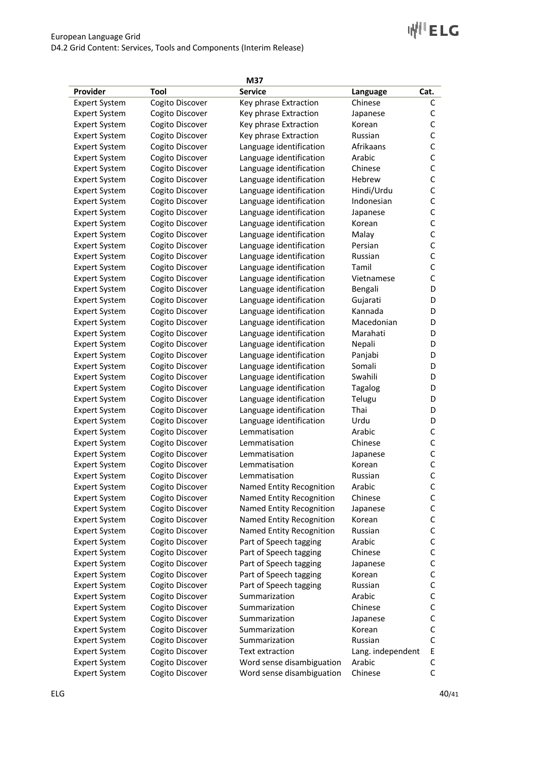| M37 | | | | |
|---|---|---|---|---|
| **Provider** | **Tool** | **Service** | **Language** | **Cat.** |
| Expert System | Cogito Discover | Key phrase Extraction | Chinese | C |
| Expert System | Cogito Discover | Key phrase Extraction | Japanese | C |
| Expert System | Cogito Discover | Key phrase Extraction | Korean | C |
| Expert System | Cogito Discover | Key phrase Extraction | Russian | C |
| Expert System | Cogito Discover | Language identification | Afrikaans | C |
| Expert System | Cogito Discover | Language identification | Arabic | C |
| Expert System | Cogito Discover | Language identification | Chinese | C |
| Expert System | Cogito Discover | Language identification | Hebrew | C |
| Expert System | Cogito Discover | Language identification | Hindi/Urdu | C |
| Expert System | Cogito Discover | Language identification | Indonesian | C |
| Expert System | Cogito Discover | Language identification | Japanese | C |
| Expert System | Cogito Discover | Language identification | Korean | C |
| Expert System | Cogito Discover | Language identification | Malay | C |
| Expert System | Cogito Discover | Language identification | Persian | C |
| Expert System | Cogito Discover | Language identification | Russian | C |
| Expert System | Cogito Discover | Language identification | Tamil | C |
| Expert System | Cogito Discover | Language identification | Vietnamese | C |
| Expert System | Cogito Discover | Language identification | Bengali | D |
| Expert System | Cogito Discover | Language identification | Gujarati | D |
| Expert System | Cogito Discover | Language identification | Kannada | D |
| Expert System | Cogito Discover | Language identification | Macedonian | D |
| Expert System | Cogito Discover | Language identification | Marahati | D |
| Expert System | Cogito Discover | Language identification | Nepali | D |
| Expert System | Cogito Discover | Language identification | Panjabi | D |
| Expert System | Cogito Discover | Language identification | Somali | D |
| Expert System | Cogito Discover | Language identification | Swahili | D |
| Expert System | Cogito Discover | Language identification | Tagalog | D |
| Expert System | Cogito Discover | Language identification | Telugu | D |
| Expert System | Cogito Discover | Language identification | Thai | D |
| Expert System | Cogito Discover | Language identification | Urdu | D |
| Expert System | Cogito Discover | Lemmatisation | Arabic | C |
| Expert System | Cogito Discover | Lemmatisation | Chinese | C |
| Expert System | Cogito Discover | Lemmatisation | Japanese | C |
| Expert System | Cogito Discover | Lemmatisation | Korean | C |
| Expert System | Cogito Discover | Lemmatisation | Russian | C |
| Expert System | Cogito Discover | Named Entity Recognition | Arabic | C |
| Expert System | Cogito Discover | Named Entity Recognition | Chinese | C |
| Expert System | Cogito Discover | Named Entity Recognition | Japanese | C |
| Expert System | Cogito Discover | Named Entity Recognition | Korean | C |
| Expert System | Cogito Discover | Named Entity Recognition | Russian | C |
| Expert System | Cogito Discover | Part of Speech tagging | Arabic | C |
| Expert System | Cogito Discover | Part of Speech tagging | Chinese | C |
| Expert System | Cogito Discover | Part of Speech tagging | Japanese | C |
| Expert System | Cogito Discover | Part of Speech tagging | Korean | C |
| Expert System | Cogito Discover | Part of Speech tagging | Russian | C |
| Expert System | Cogito Discover | Summarization | Arabic | C |
| Expert System | Cogito Discover | Summarization | Chinese | C |
| Expert System | Cogito Discover | Summarization | Japanese | C |
| Expert System | Cogito Discover | Summarization | Korean | C |
| Expert System | Cogito Discover | Summarization | Russian | C |
| Expert System | Cogito Discover | Text extraction | Lang. independent | E |
| Expert System | Cogito Discover | Word sense disambiguation | Arabic | C |
| Expert System | Cogito Discover | Word sense disambiguation | Chinese | C |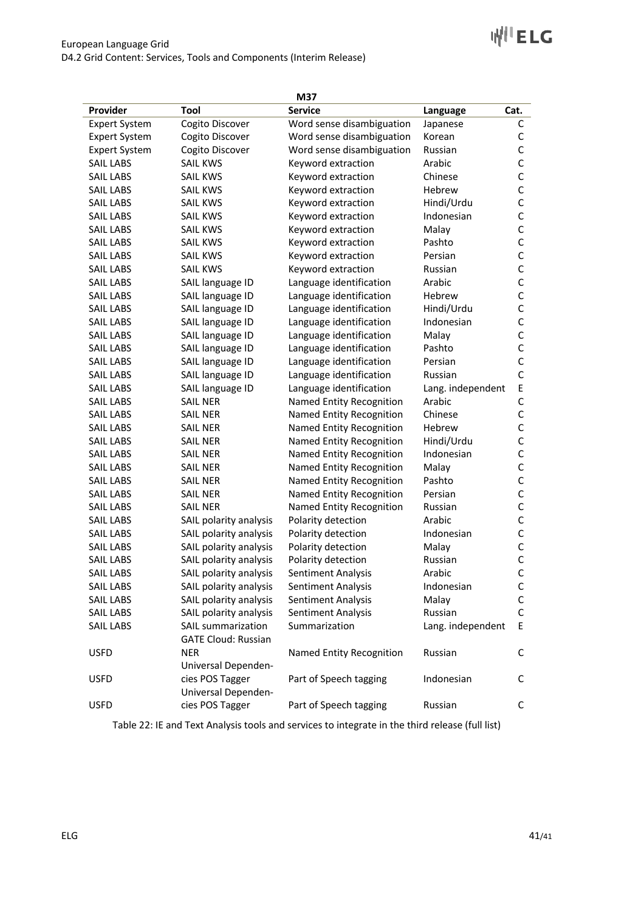| M37 | | | | |
|---|---|---|---|---|
| **Provider** | **Tool** | **Service** | **Language** | **Cat.** |
| Expert System | Cogito Discover | Word sense disambiguation | Japanese | C |
| Expert System | Cogito Discover | Word sense disambiguation | Korean | C |
| Expert System | Cogito Discover | Word sense disambiguation | Russian | C |
| SAIL LABS | SAIL KWS | Keyword extraction | Arabic | C |
| SAIL LABS | SAIL KWS | Keyword extraction | Chinese | C |
| SAIL LABS | SAIL KWS | Keyword extraction | Hebrew | C |
| SAIL LABS | SAIL KWS | Keyword extraction | Hindi/Urdu | C |
| SAIL LABS | SAIL KWS | Keyword extraction | Indonesian | C |
| SAIL LABS | SAIL KWS | Keyword extraction | Malay | C |
| SAIL LABS | SAIL KWS | Keyword extraction | Pashto | C |
| SAIL LABS | SAIL KWS | Keyword extraction | Persian | C |
| SAIL LABS | SAIL KWS | Keyword extraction | Russian | C |
| SAIL LABS | SAIL language ID | Language identification | Arabic | C |
| SAIL LABS | SAIL language ID | Language identification | Hebrew | C |
| SAIL LABS | SAIL language ID | Language identification | Hindi/Urdu | C |
| SAIL LABS | SAIL language ID | Language identification | Indonesian | C |
| SAIL LABS | SAIL language ID | Language identification | Malay | C |
| SAIL LABS | SAIL language ID | Language identification | Pashto | C |
| SAIL LABS | SAIL language ID | Language identification | Persian | C |
| SAIL LABS | SAIL language ID | Language identification | Russian | C |
| SAIL LABS | SAIL language ID | Language identification | Lang. independent | E |
| SAIL LABS | SAIL NER | Named Entity Recognition | Arabic | C |
| SAIL LABS | SAIL NER | Named Entity Recognition | Chinese | C |
| SAIL LABS | SAIL NER | Named Entity Recognition | Hebrew | C |
| SAIL LABS | SAIL NER | Named Entity Recognition | Hindi/Urdu | C |
| SAIL LABS | SAIL NER | Named Entity Recognition | Indonesian | C |
| SAIL LABS | SAIL NER | Named Entity Recognition | Malay | C |
| SAIL LABS | SAIL NER | Named Entity Recognition | Pashto | C |
| SAIL LABS | SAIL NER | Named Entity Recognition | Persian | C |
| SAIL LABS | SAIL NER | Named Entity Recognition | Russian | C |
| SAIL LABS | SAIL polarity analysis | Polarity detection | Arabic | C |
| SAIL LABS | SAIL polarity analysis | Polarity detection | Indonesian | C |
| SAIL LABS | SAIL polarity analysis | Polarity detection | Malay | C |
| SAIL LABS | SAIL polarity analysis | Polarity detection | Russian | C |
| SAIL LABS | SAIL polarity analysis | Sentiment Analysis | Arabic | C |
| SAIL LABS | SAIL polarity analysis | Sentiment Analysis | Indonesian | C |
| SAIL LABS | SAIL polarity analysis | Sentiment Analysis | Malay | C |
| SAIL LABS | SAIL polarity analysis | Sentiment Analysis | Russian | C |
| SAIL LABS | SAIL summarization | Summarization | Lang. independent | E |
| USFD | GATE Cloud: Russian NER | Named Entity Recognition | Russian | C |
| USFD | Universal Dependencies POS Tagger | Part of Speech tagging | Indonesian | C |
| USFD | Universal Dependencies POS Tagger | Part of Speech tagging | Russian | C |

Table 22: IE and Text Analysis tools and services to integrate in the third release (full list)